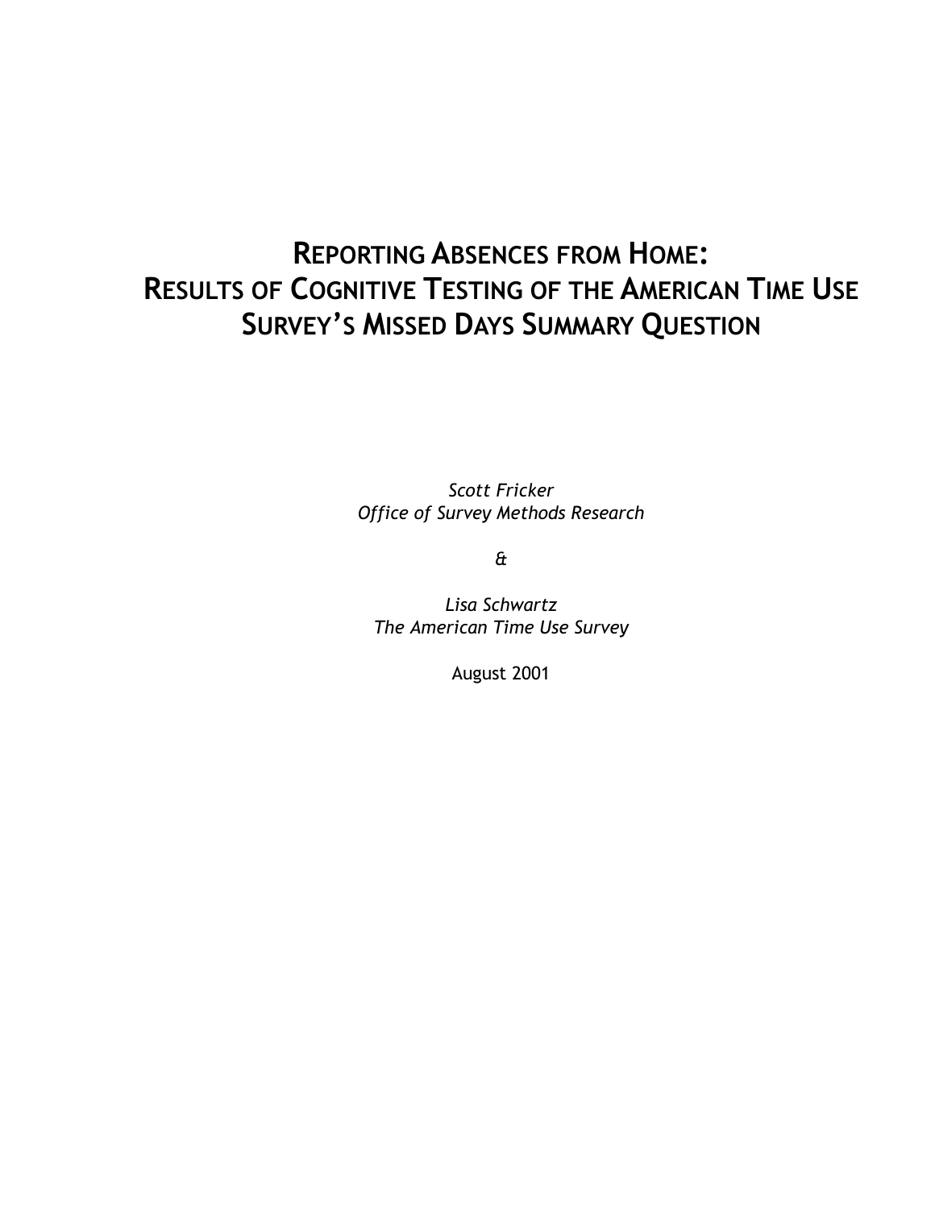# Reporting Absences from Home: Results of Cognitive Testing of the American Time Use Survey's Missed Days Summary Question

*Scott Fricker*
*Office of Survey Methods Research*

&

*Lisa Schwartz*
*The American Time Use Survey*

August 2001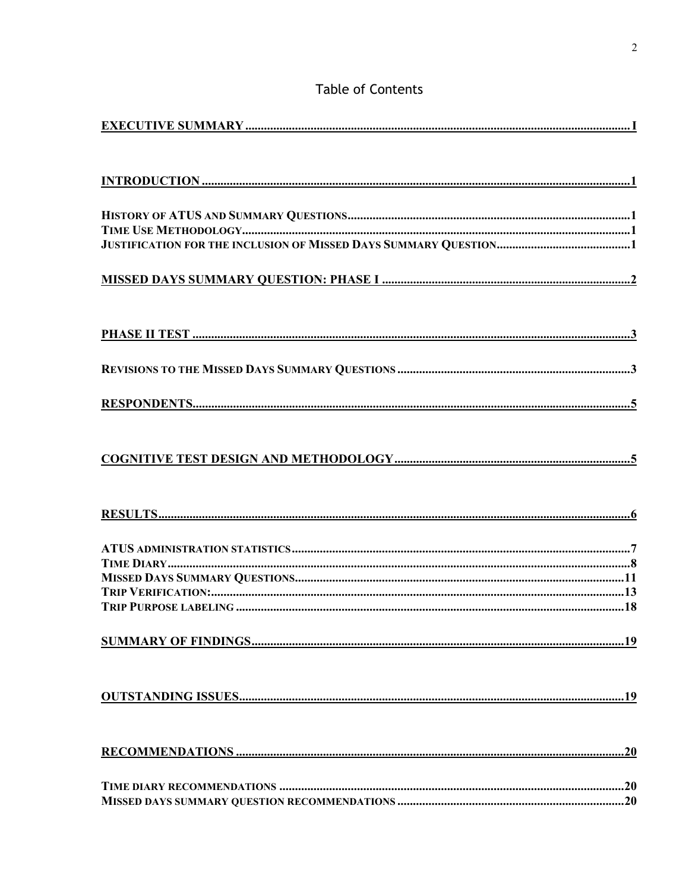# Table of Contents

**EXECUTIVE SUMMARY** ........................................................................................................ I

**INTRODUCTION** ........................................................................................................ 1

HISTORY OF ATUS AND SUMMARY QUESTIONS ........................................................................................................ 1
TIME USE METHODOLOGY ........................................................................................................ 1
JUSTIFICATION FOR THE INCLUSION OF MISSED DAYS SUMMARY QUESTION ........................................................................................................ 1

**MISSED DAYS SUMMARY QUESTION: PHASE I** ........................................................................................................ 2

**PHASE II TEST** ........................................................................................................ 3

REVISIONS TO THE MISSED DAYS SUMMARY QUESTIONS ........................................................................................................ 3

**RESPONDENTS** ........................................................................................................ 5

**COGNITIVE TEST DESIGN AND METHODOLOGY** ........................................................................................................ 5

**RESULTS** ........................................................................................................ 6

ATUS ADMINISTRATION STATISTICS ........................................................................................................ 7
TIME DIARY ........................................................................................................ 8
MISSED DAYS SUMMARY QUESTIONS ........................................................................................................ 11
TRIP VERIFICATION: ........................................................................................................ 13
TRIP PURPOSE LABELING ........................................................................................................ 18

**SUMMARY OF FINDINGS** ........................................................................................................ 19

**OUTSTANDING ISSUES** ........................................................................................................ 19

**RECOMMENDATIONS** ........................................................................................................ 20

TIME DIARY RECOMMENDATIONS ........................................................................................................ 20
MISSED DAYS SUMMARY QUESTION RECOMMENDATIONS ........................................................................................................ 20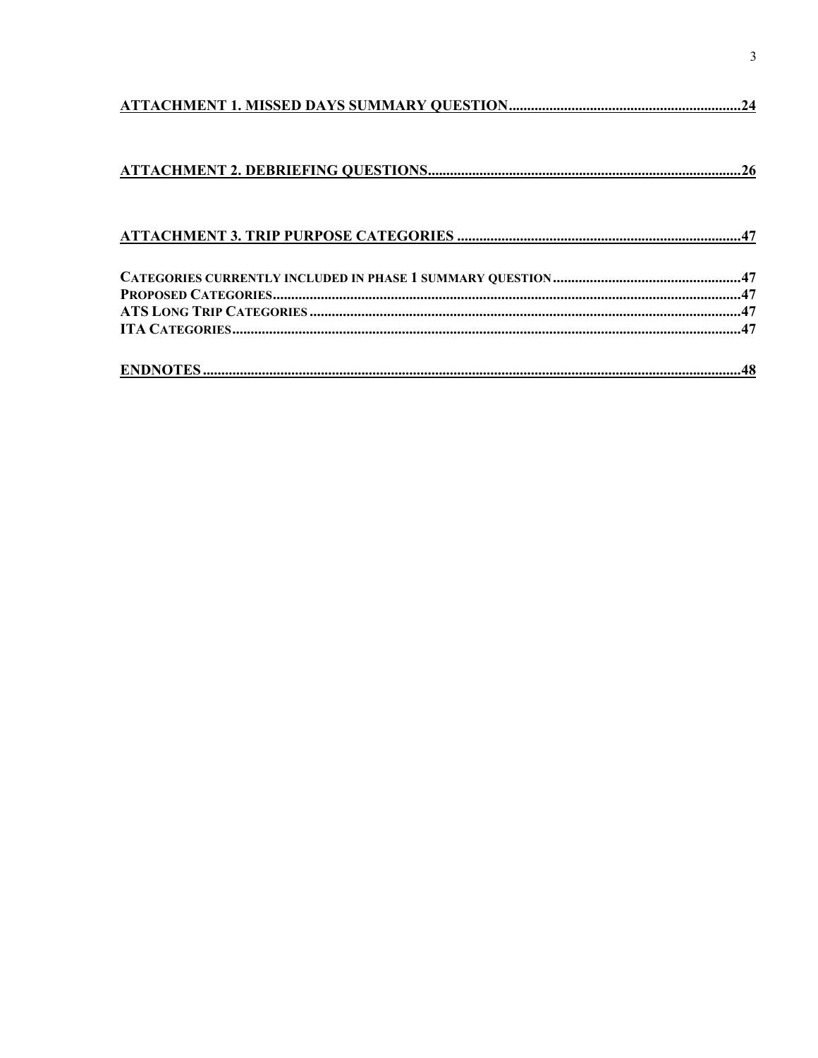**ATTACHMENT 1. MISSED DAYS SUMMARY QUESTION....24**

**ATTACHMENT 2. DEBRIEFING QUESTIONS....26**

**ATTACHMENT 3. TRIP PURPOSE CATEGORIES....47**

**CATEGORIES CURRENTLY INCLUDED IN PHASE 1 SUMMARY QUESTION....47**
**PROPOSED CATEGORIES....47**
**ATS LONG TRIP CATEGORIES....47**
**ITA CATEGORIES....47**

**ENDNOTES....48**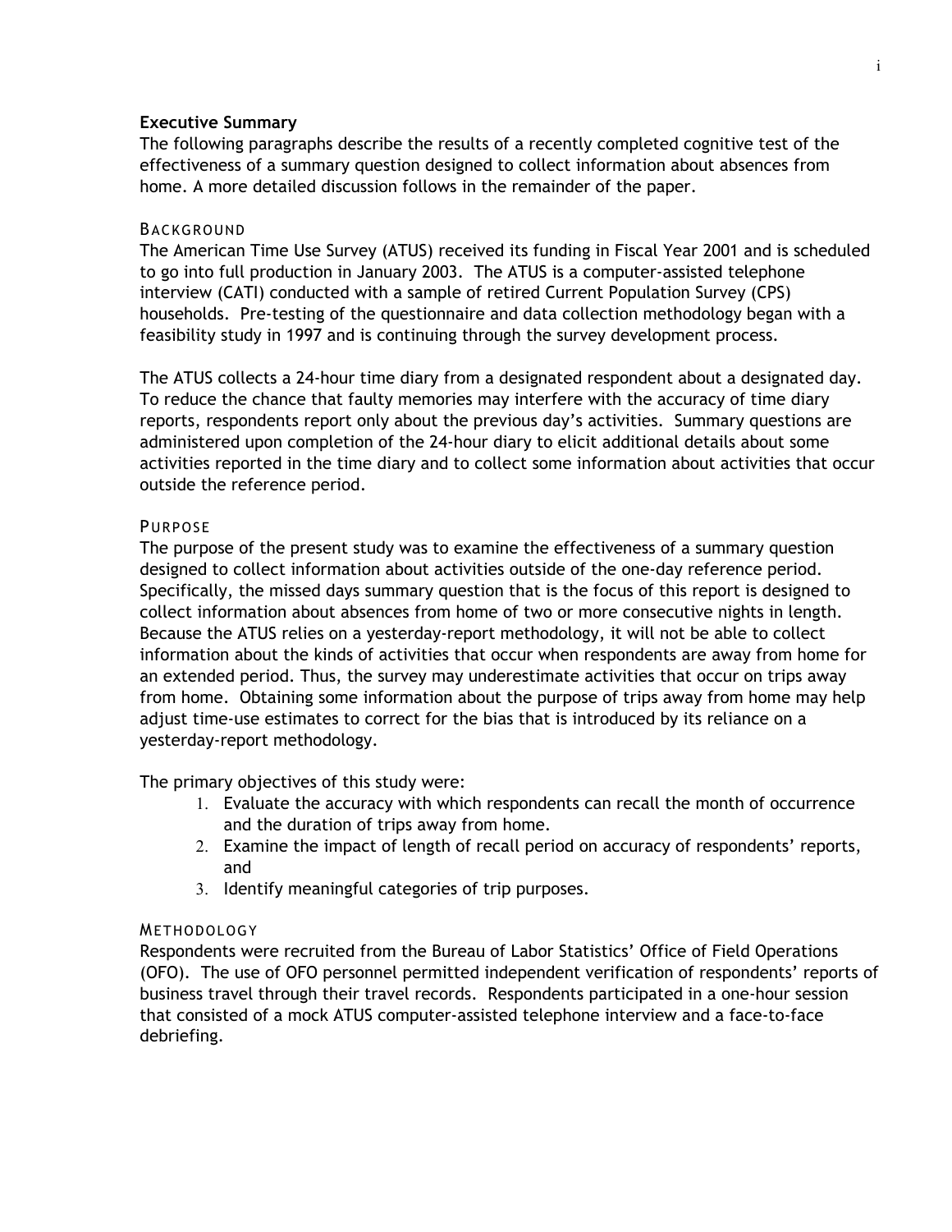## Executive Summary

The following paragraphs describe the results of a recently completed cognitive test of the effectiveness of a summary question designed to collect information about absences from home. A more detailed discussion follows in the remainder of the paper.

### Background

The American Time Use Survey (ATUS) received its funding in Fiscal Year 2001 and is scheduled to go into full production in January 2003. The ATUS is a computer-assisted telephone interview (CATI) conducted with a sample of retired Current Population Survey (CPS) households. Pre-testing of the questionnaire and data collection methodology began with a feasibility study in 1997 and is continuing through the survey development process.

The ATUS collects a 24-hour time diary from a designated respondent about a designated day. To reduce the chance that faulty memories may interfere with the accuracy of time diary reports, respondents report only about the previous day's activities. Summary questions are administered upon completion of the 24-hour diary to elicit additional details about some activities reported in the time diary and to collect some information about activities that occur outside the reference period.

### Purpose

The purpose of the present study was to examine the effectiveness of a summary question designed to collect information about activities outside of the one-day reference period. Specifically, the missed days summary question that is the focus of this report is designed to collect information about absences from home of two or more consecutive nights in length. Because the ATUS relies on a yesterday-report methodology, it will not be able to collect information about the kinds of activities that occur when respondents are away from home for an extended period. Thus, the survey may underestimate activities that occur on trips away from home. Obtaining some information about the purpose of trips away from home may help adjust time-use estimates to correct for the bias that is introduced by its reliance on a yesterday-report methodology.

The primary objectives of this study were:

1. Evaluate the accuracy with which respondents can recall the month of occurrence and the duration of trips away from home.
2. Examine the impact of length of recall period on accuracy of respondents' reports, and
3. Identify meaningful categories of trip purposes.

### Methodology

Respondents were recruited from the Bureau of Labor Statistics' Office of Field Operations (OFO). The use of OFO personnel permitted independent verification of respondents' reports of business travel through their travel records. Respondents participated in a one-hour session that consisted of a mock ATUS computer-assisted telephone interview and a face-to-face debriefing.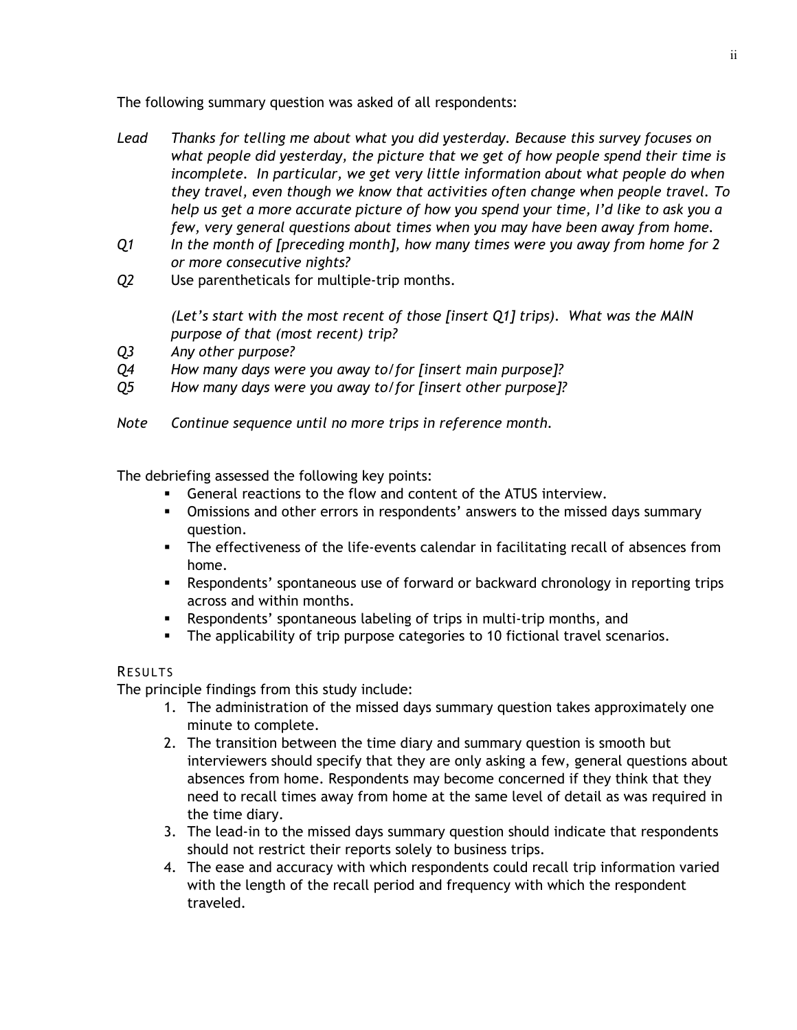The following summary question was asked of all respondents:

*Lead* *Thanks for telling me about what you did yesterday. Because this survey focuses on what people did yesterday, the picture that we get of how people spend their time is incomplete. In particular, we get very little information about what people do when they travel, even though we know that activities often change when people travel. To help us get a more accurate picture of how you spend your time, I'd like to ask you a few, very general questions about times when you may have been away from home.*

*Q1* *In the month of [preceding month], how many times were you away from home for 2 or more consecutive nights?*

*Q2* Use parentheticals for multiple-trip months.

*(Let's start with the most recent of those [insert Q1] trips). What was the MAIN purpose of that (most recent) trip?*

*Q3* *Any other purpose?*

*Q4* *How many days were you away to/for [insert main purpose]?*

*Q5* *How many days were you away to/for [insert other purpose]?*

*Note* *Continue sequence until no more trips in reference month.*

The debriefing assessed the following key points:

- General reactions to the flow and content of the ATUS interview.
- Omissions and other errors in respondents' answers to the missed days summary question.
- The effectiveness of the life-events calendar in facilitating recall of absences from home.
- Respondents' spontaneous use of forward or backward chronology in reporting trips across and within months.
- Respondents' spontaneous labeling of trips in multi-trip months, and
- The applicability of trip purpose categories to 10 fictional travel scenarios.

## RESULTS

The principle findings from this study include:

1. The administration of the missed days summary question takes approximately one minute to complete.
2. The transition between the time diary and summary question is smooth but interviewers should specify that they are only asking a few, general questions about absences from home. Respondents may become concerned if they think that they need to recall times away from home at the same level of detail as was required in the time diary.
3. The lead-in to the missed days summary question should indicate that respondents should not restrict their reports solely to business trips.
4. The ease and accuracy with which respondents could recall trip information varied with the length of the recall period and frequency with which the respondent traveled.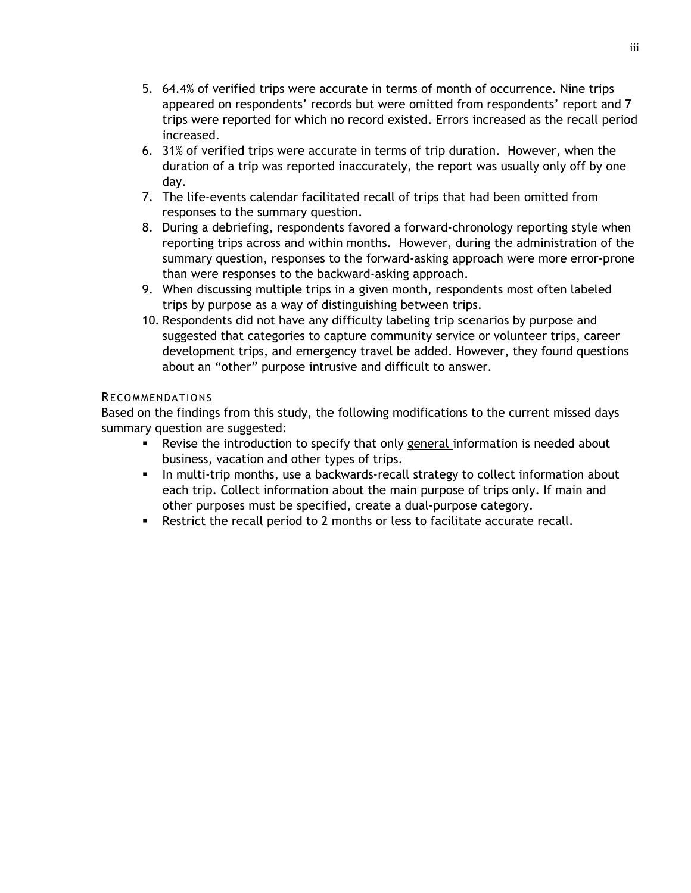5. 64.4% of verified trips were accurate in terms of month of occurrence. Nine trips appeared on respondents' records but were omitted from respondents' report and 7 trips were reported for which no record existed. Errors increased as the recall period increased.
6. 31% of verified trips were accurate in terms of trip duration. However, when the duration of a trip was reported inaccurately, the report was usually only off by one day.
7. The life-events calendar facilitated recall of trips that had been omitted from responses to the summary question.
8. During a debriefing, respondents favored a forward-chronology reporting style when reporting trips across and within months. However, during the administration of the summary question, responses to the forward-asking approach were more error-prone than were responses to the backward-asking approach.
9. When discussing multiple trips in a given month, respondents most often labeled trips by purpose as a way of distinguishing between trips.
10. Respondents did not have any difficulty labeling trip scenarios by purpose and suggested that categories to capture community service or volunteer trips, career development trips, and emergency travel be added. However, they found questions about an "other" purpose intrusive and difficult to answer.

### Recommendations

Based on the findings from this study, the following modifications to the current missed days summary question are suggested:

- Revise the introduction to specify that only general information is needed about business, vacation and other types of trips.
- In multi-trip months, use a backwards-recall strategy to collect information about each trip. Collect information about the main purpose of trips only. If main and other purposes must be specified, create a dual-purpose category.
- Restrict the recall period to 2 months or less to facilitate accurate recall.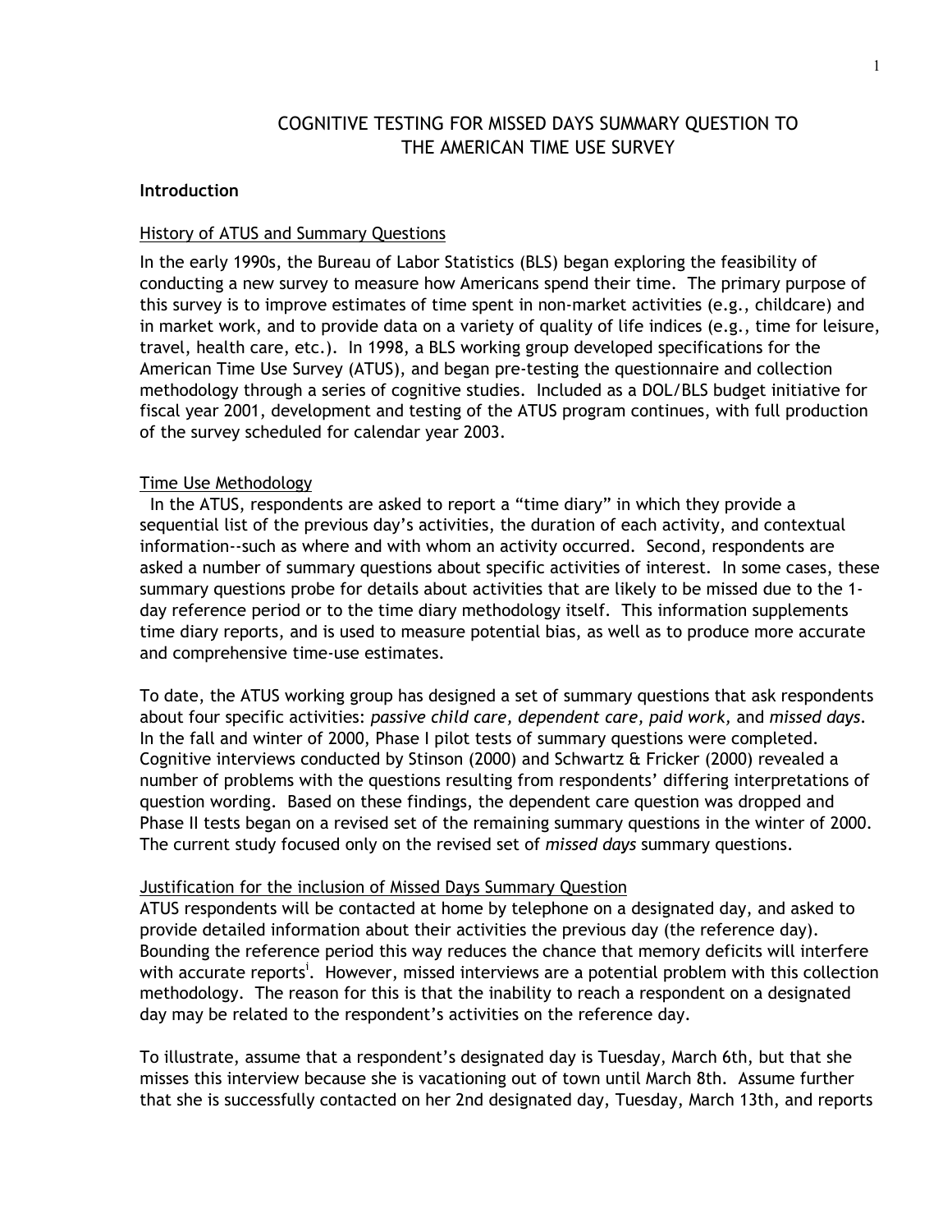# COGNITIVE TESTING FOR MISSED DAYS SUMMARY QUESTION TO THE AMERICAN TIME USE SURVEY

**Introduction**

History of ATUS and Summary Questions

In the early 1990s, the Bureau of Labor Statistics (BLS) began exploring the feasibility of conducting a new survey to measure how Americans spend their time. The primary purpose of this survey is to improve estimates of time spent in non-market activities (e.g., childcare) and in market work, and to provide data on a variety of quality of life indices (e.g., time for leisure, travel, health care, etc.). In 1998, a BLS working group developed specifications for the American Time Use Survey (ATUS), and began pre-testing the questionnaire and collection methodology through a series of cognitive studies. Included as a DOL/BLS budget initiative for fiscal year 2001, development and testing of the ATUS program continues, with full production of the survey scheduled for calendar year 2003.

Time Use Methodology

In the ATUS, respondents are asked to report a "time diary" in which they provide a sequential list of the previous day's activities, the duration of each activity, and contextual information--such as where and with whom an activity occurred. Second, respondents are asked a number of summary questions about specific activities of interest. In some cases, these summary questions probe for details about activities that are likely to be missed due to the 1-day reference period or to the time diary methodology itself. This information supplements time diary reports, and is used to measure potential bias, as well as to produce more accurate and comprehensive time-use estimates.

To date, the ATUS working group has designed a set of summary questions that ask respondents about four specific activities: *passive child care, dependent care, paid work,* and *missed days*. In the fall and winter of 2000, Phase I pilot tests of summary questions were completed. Cognitive interviews conducted by Stinson (2000) and Schwartz & Fricker (2000) revealed a number of problems with the questions resulting from respondents' differing interpretations of question wording. Based on these findings, the dependent care question was dropped and Phase II tests began on a revised set of the remaining summary questions in the winter of 2000. The current study focused only on the revised set of *missed days* summary questions.

Justification for the inclusion of Missed Days Summary Question

ATUS respondents will be contacted at home by telephone on a designated day, and asked to provide detailed information about their activities the previous day (the reference day). Bounding the reference period this way reduces the chance that memory deficits will interfere with accurate reports[i]. However, missed interviews are a potential problem with this collection methodology. The reason for this is that the inability to reach a respondent on a designated day may be related to the respondent's activities on the reference day.

To illustrate, assume that a respondent's designated day is Tuesday, March 6th, but that she misses this interview because she is vacationing out of town until March 8th. Assume further that she is successfully contacted on her 2nd designated day, Tuesday, March 13th, and reports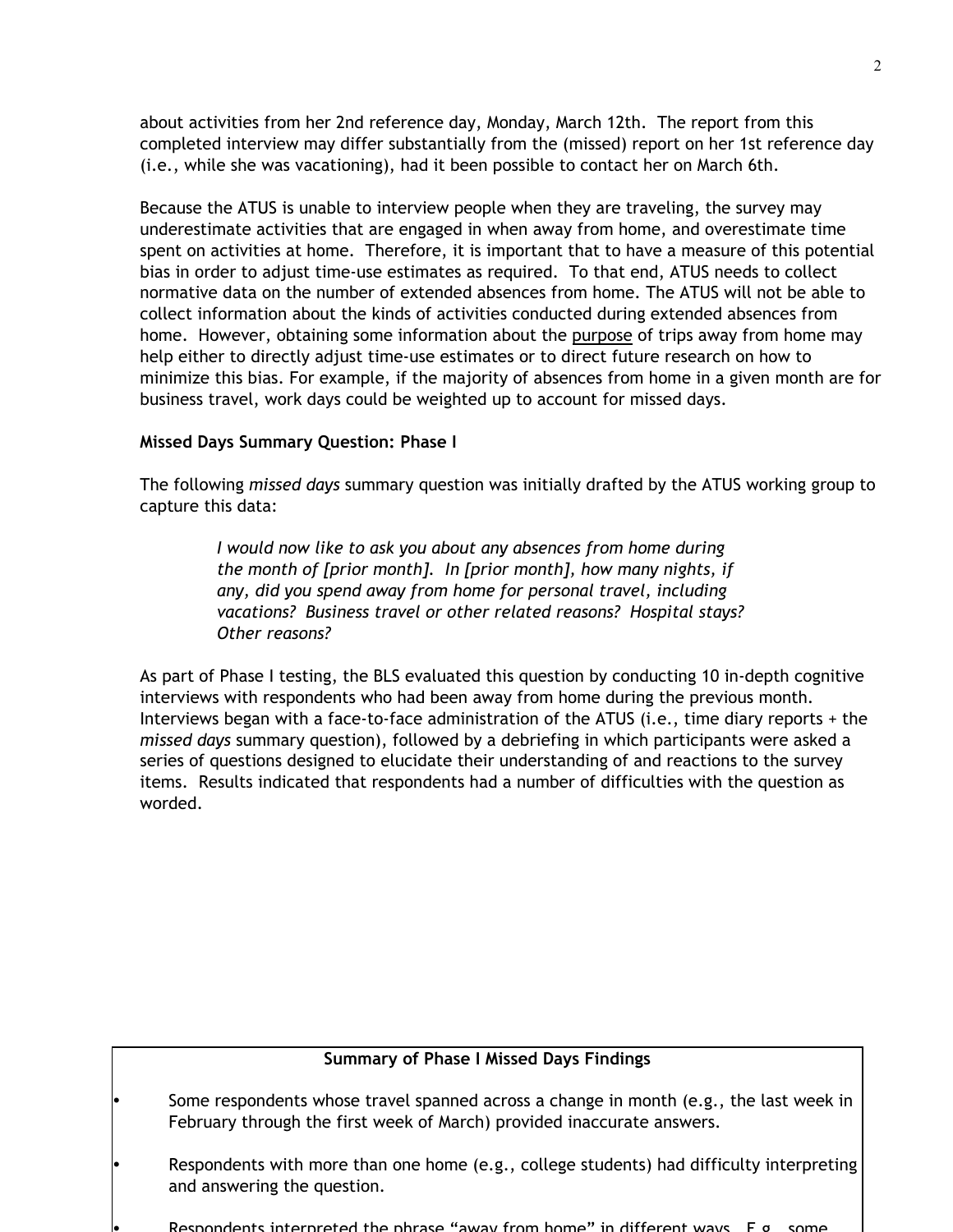about activities from her 2nd reference day, Monday, March 12th. The report from this completed interview may differ substantially from the (missed) report on her 1st reference day (i.e., while she was vacationing), had it been possible to contact her on March 6th.

Because the ATUS is unable to interview people when they are traveling, the survey may underestimate activities that are engaged in when away from home, and overestimate time spent on activities at home. Therefore, it is important that to have a measure of this potential bias in order to adjust time-use estimates as required. To that end, ATUS needs to collect normative data on the number of extended absences from home. The ATUS will not be able to collect information about the kinds of activities conducted during extended absences from home. However, obtaining some information about the <u>purpose</u> of trips away from home may help either to directly adjust time-use estimates or to direct future research on how to minimize this bias. For example, if the majority of absences from home in a given month are for business travel, work days could be weighted up to account for missed days.

**Missed Days Summary Question: Phase I**

The following *missed days* summary question was initially drafted by the ATUS working group to capture this data:

> *I would now like to ask you about any absences from home during the month of [prior month]. In [prior month], how many nights, if any, did you spend away from home for personal travel, including vacations? Business travel or other related reasons? Hospital stays? Other reasons?*

As part of Phase I testing, the BLS evaluated this question by conducting 10 in-depth cognitive interviews with respondents who had been away from home during the previous month. Interviews began with a face-to-face administration of the ATUS (i.e., time diary reports + the *missed days* summary question), followed by a debriefing in which participants were asked a series of questions designed to elucidate their understanding of and reactions to the survey items. Results indicated that respondents had a number of difficulties with the question as worded.

**Summary of Phase I Missed Days Findings**

- Some respondents whose travel spanned across a change in month (e.g., the last week in February through the first week of March) provided inaccurate answers.
- Respondents with more than one home (e.g., college students) had difficulty interpreting and answering the question.
- Respondents interpreted the phrase "away from home" in different ways. E.g., some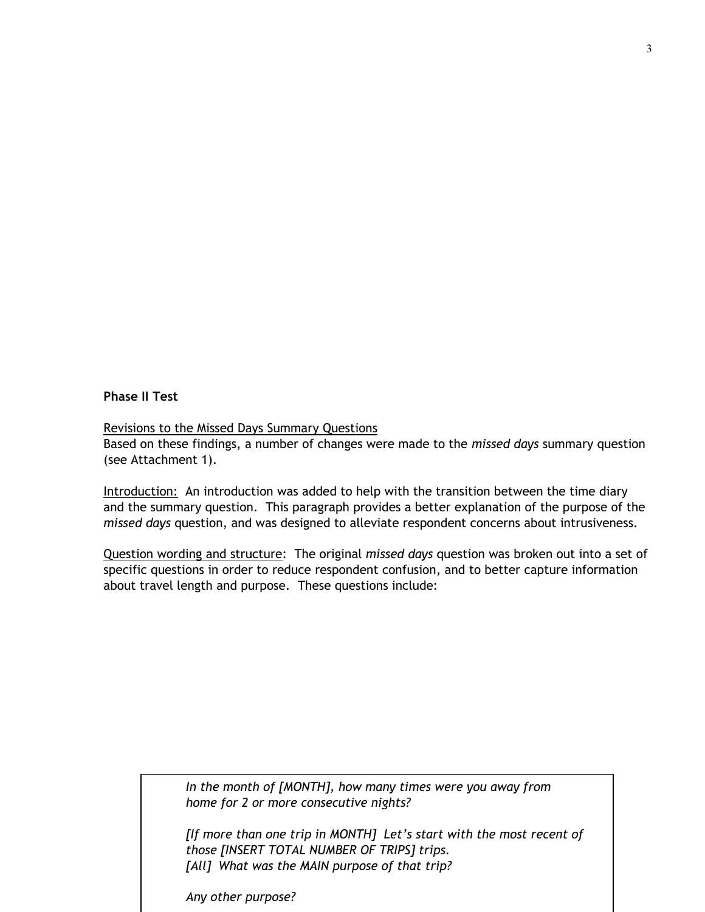**Phase II Test**

Revisions to the Missed Days Summary Questions

Based on these findings, a number of changes were made to the *missed days* summary question (see Attachment 1).

Introduction: An introduction was added to help with the transition between the time diary and the summary question. This paragraph provides a better explanation of the purpose of the *missed days* question, and was designed to alleviate respondent concerns about intrusiveness.

Question wording and structure: The original *missed days* question was broken out into a set of specific questions in order to reduce respondent confusion, and to better capture information about travel length and purpose. These questions include:

> *In the month of [MONTH], how many times were you away from home for 2 or more consecutive nights?*
>
> *[If more than one trip in MONTH] Let's start with the most recent of those [INSERT TOTAL NUMBER OF TRIPS] trips.*
> *[All] What was the MAIN purpose of that trip?*
>
> *Any other purpose?*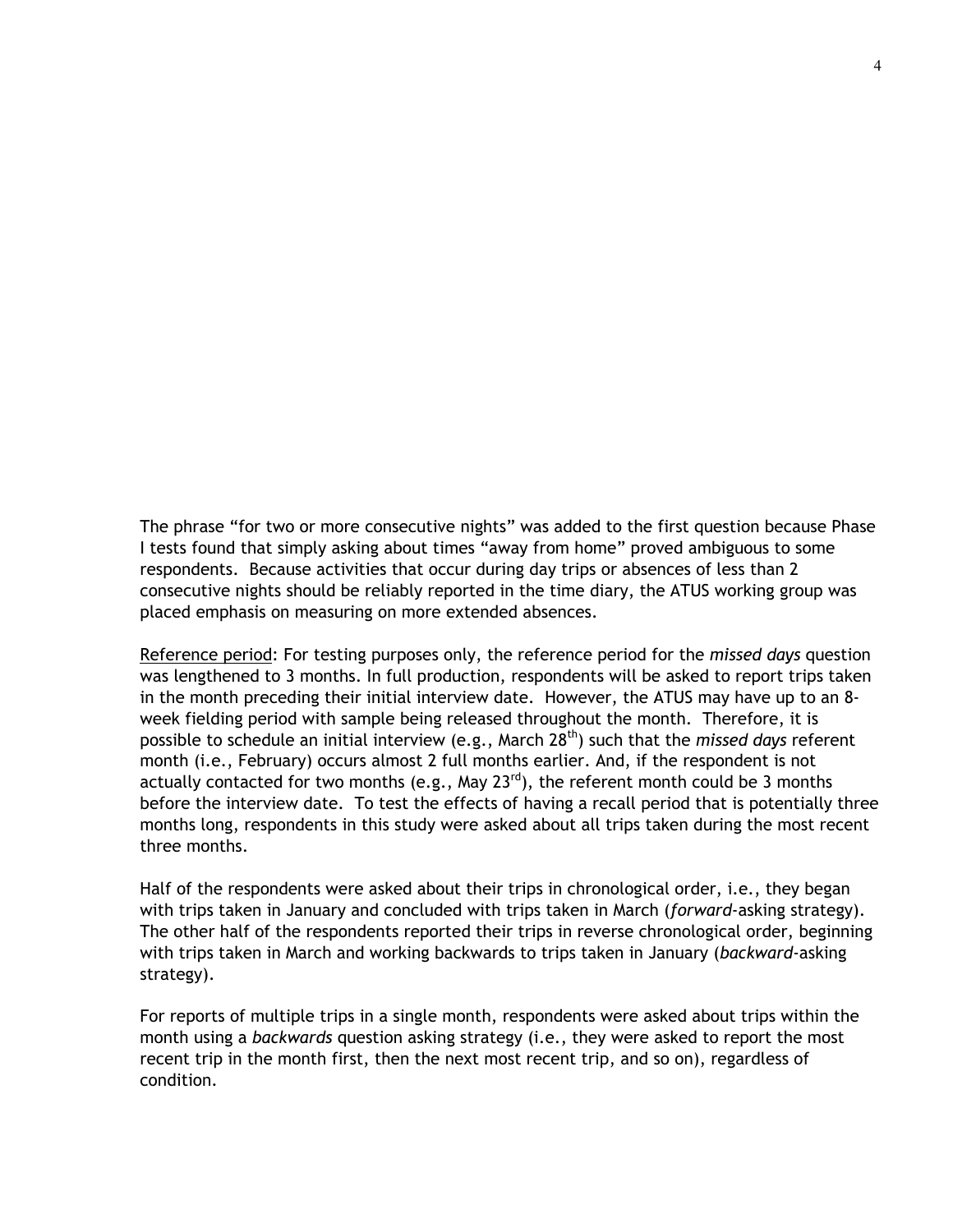The phrase "for two or more consecutive nights" was added to the first question because Phase I tests found that simply asking about times "away from home" proved ambiguous to some respondents. Because activities that occur during day trips or absences of less than 2 consecutive nights should be reliably reported in the time diary, the ATUS working group was placed emphasis on measuring on more extended absences.

Reference period: For testing purposes only, the reference period for the *missed days* question was lengthened to 3 months. In full production, respondents will be asked to report trips taken in the month preceding their initial interview date. However, the ATUS may have up to an 8-week fielding period with sample being released throughout the month. Therefore, it is possible to schedule an initial interview (e.g., March 28th) such that the *missed days* referent month (i.e., February) occurs almost 2 full months earlier. And, if the respondent is not actually contacted for two months (e.g., May 23rd), the referent month could be 3 months before the interview date. To test the effects of having a recall period that is potentially three months long, respondents in this study were asked about all trips taken during the most recent three months.

Half of the respondents were asked about their trips in chronological order, i.e., they began with trips taken in January and concluded with trips taken in March (*forward*-asking strategy). The other half of the respondents reported their trips in reverse chronological order, beginning with trips taken in March and working backwards to trips taken in January (*backward*-asking strategy).

For reports of multiple trips in a single month, respondents were asked about trips within the month using a *backwards* question asking strategy (i.e., they were asked to report the most recent trip in the month first, then the next most recent trip, and so on), regardless of condition.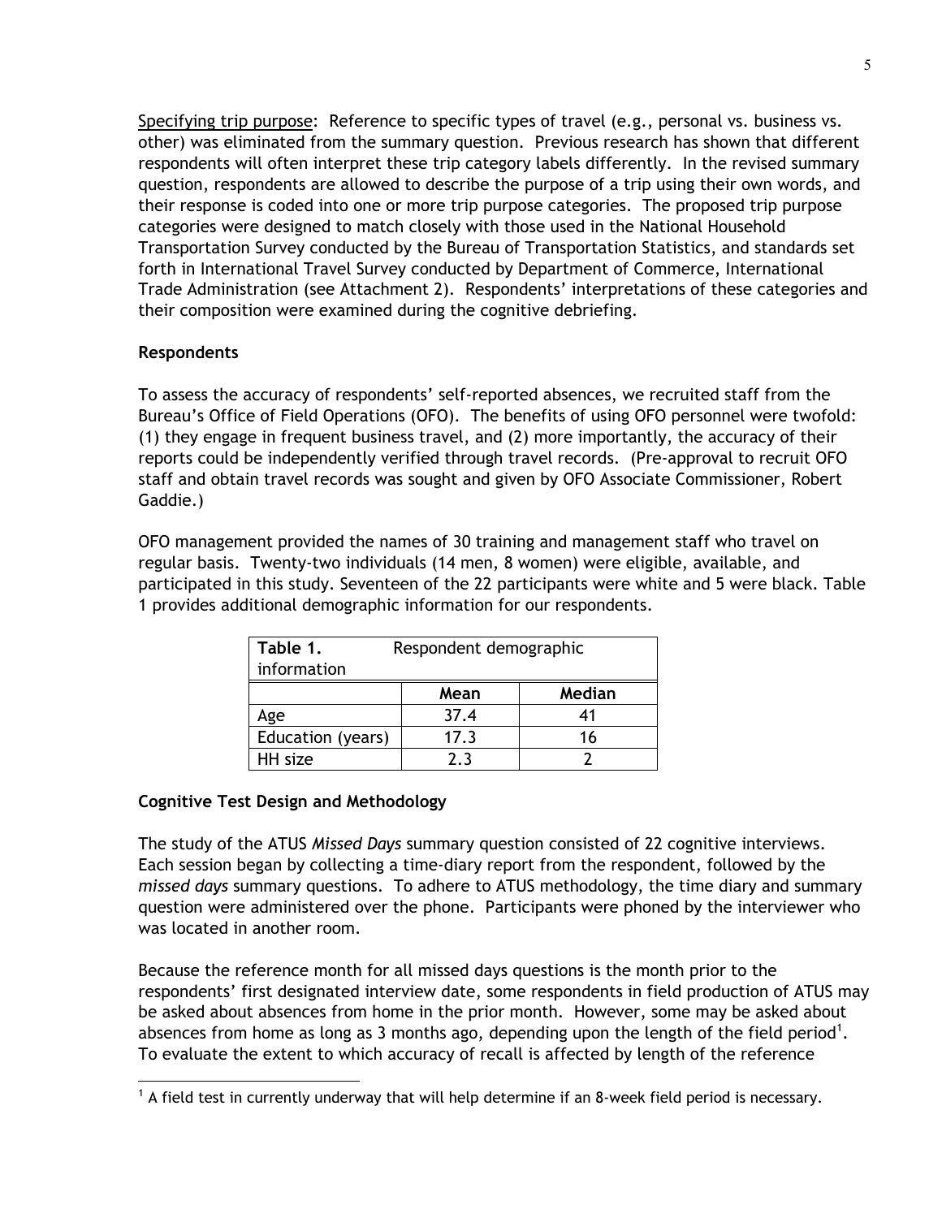Specifying trip purpose: Reference to specific types of travel (e.g., personal vs. business vs. other) was eliminated from the summary question. Previous research has shown that different respondents will often interpret these trip category labels differently. In the revised summary question, respondents are allowed to describe the purpose of a trip using their own words, and their response is coded into one or more trip purpose categories. The proposed trip purpose categories were designed to match closely with those used in the National Household Transportation Survey conducted by the Bureau of Transportation Statistics, and standards set forth in International Travel Survey conducted by Department of Commerce, International Trade Administration (see Attachment 2). Respondents' interpretations of these categories and their composition were examined during the cognitive debriefing.

### Respondents

To assess the accuracy of respondents' self-reported absences, we recruited staff from the Bureau's Office of Field Operations (OFO). The benefits of using OFO personnel were twofold: (1) they engage in frequent business travel, and (2) more importantly, the accuracy of their reports could be independently verified through travel records. (Pre-approval to recruit OFO staff and obtain travel records was sought and given by OFO Associate Commissioner, Robert Gaddie.)

OFO management provided the names of 30 training and management staff who travel on regular basis. Twenty-two individuals (14 men, 8 women) were eligible, available, and participated in this study. Seventeen of the 22 participants were white and 5 were black. Table 1 provides additional demographic information for our respondents.

**Table 1.** Respondent demographic information

| | Mean | Median |
|---|---|---|
| Age | 37.4 | 41 |
| Education (years) | 17.3 | 16 |
| HH size | 2.3 | 2 |

### Cognitive Test Design and Methodology

The study of the ATUS *Missed Days* summary question consisted of 22 cognitive interviews. Each session began by collecting a time-diary report from the respondent, followed by the *missed days* summary questions. To adhere to ATUS methodology, the time diary and summary question were administered over the phone. Participants were phoned by the interviewer who was located in another room.

Because the reference month for all missed days questions is the month prior to the respondents' first designated interview date, some respondents in field production of ATUS may be asked about absences from home in the prior month. However, some may be asked about absences from home as long as 3 months ago, depending upon the length of the field period[1]. To evaluate the extent to which accuracy of recall is affected by length of the reference

[1] A field test in currently underway that will help determine if an 8-week field period is necessary.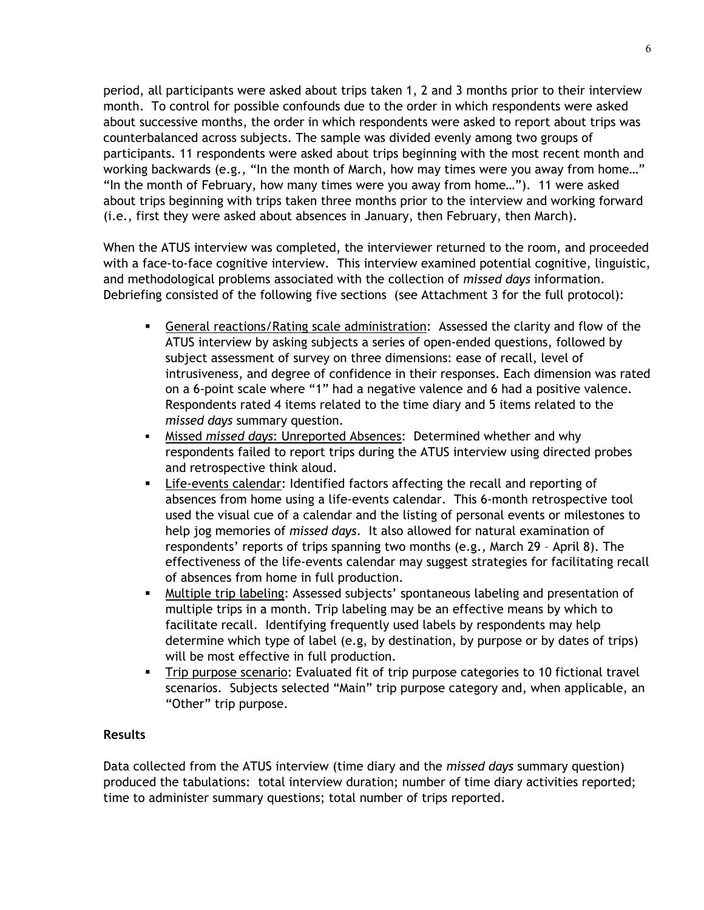period, all participants were asked about trips taken 1, 2 and 3 months prior to their interview month. To control for possible confounds due to the order in which respondents were asked about successive months, the order in which respondents were asked to report about trips was counterbalanced across subjects. The sample was divided evenly among two groups of participants. 11 respondents were asked about trips beginning with the most recent month and working backwards (e.g., "In the month of March, how may times were you away from home…" "In the month of February, how many times were you away from home…"). 11 were asked about trips beginning with trips taken three months prior to the interview and working forward (i.e., first they were asked about absences in January, then February, then March).

When the ATUS interview was completed, the interviewer returned to the room, and proceeded with a face-to-face cognitive interview. This interview examined potential cognitive, linguistic, and methodological problems associated with the collection of *missed days* information. Debriefing consisted of the following five sections (see Attachment 3 for the full protocol):

- General reactions/Rating scale administration: Assessed the clarity and flow of the ATUS interview by asking subjects a series of open-ended questions, followed by subject assessment of survey on three dimensions: ease of recall, level of intrusiveness, and degree of confidence in their responses. Each dimension was rated on a 6-point scale where "1" had a negative valence and 6 had a positive valence. Respondents rated 4 items related to the time diary and 5 items related to the *missed days* summary question.
- Missed *missed days*: Unreported Absences: Determined whether and why respondents failed to report trips during the ATUS interview using directed probes and retrospective think aloud.
- Life-events calendar: Identified factors affecting the recall and reporting of absences from home using a life-events calendar. This 6-month retrospective tool used the visual cue of a calendar and the listing of personal events or milestones to help jog memories of *missed days*. It also allowed for natural examination of respondents' reports of trips spanning two months (e.g., March 29 – April 8). The effectiveness of the life-events calendar may suggest strategies for facilitating recall of absences from home in full production.
- Multiple trip labeling: Assessed subjects' spontaneous labeling and presentation of multiple trips in a month. Trip labeling may be an effective means by which to facilitate recall. Identifying frequently used labels by respondents may help determine which type of label (e.g, by destination, by purpose or by dates of trips) will be most effective in full production.
- Trip purpose scenario: Evaluated fit of trip purpose categories to 10 fictional travel scenarios. Subjects selected "Main" trip purpose category and, when applicable, an "Other" trip purpose.

## Results

Data collected from the ATUS interview (time diary and the *missed days* summary question) produced the tabulations: total interview duration; number of time diary activities reported; time to administer summary questions; total number of trips reported.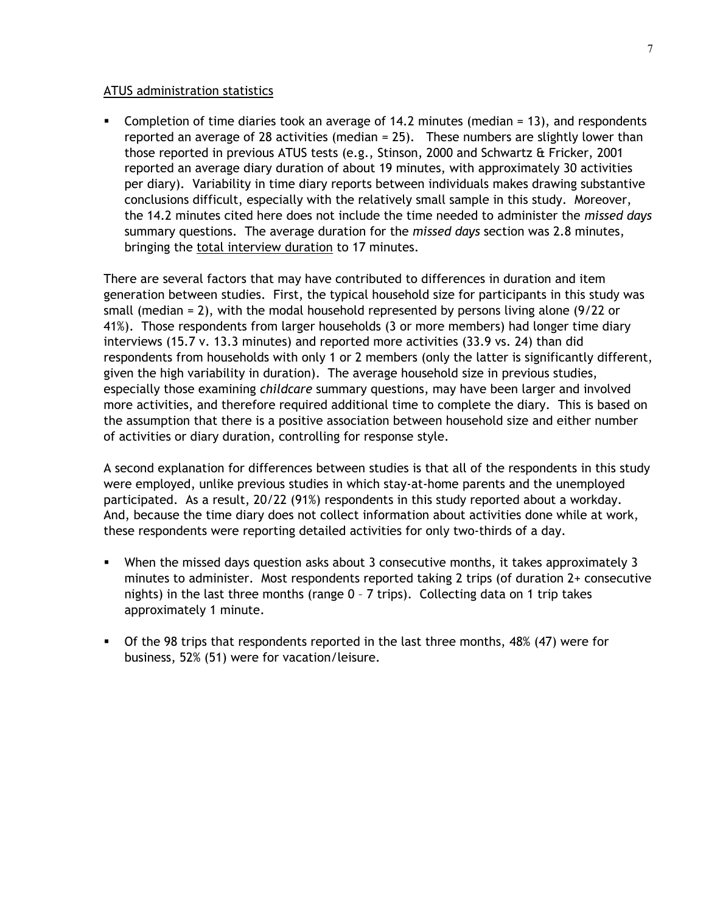ATUS administration statistics

- Completion of time diaries took an average of 14.2 minutes (median = 13), and respondents reported an average of 28 activities (median = 25). These numbers are slightly lower than those reported in previous ATUS tests (e.g., Stinson, 2000 and Schwartz & Fricker, 2001 reported an average diary duration of about 19 minutes, with approximately 30 activities per diary). Variability in time diary reports between individuals makes drawing substantive conclusions difficult, especially with the relatively small sample in this study. Moreover, the 14.2 minutes cited here does not include the time needed to administer the *missed days* summary questions. The average duration for the *missed days* section was 2.8 minutes, bringing the total interview duration to 17 minutes.

There are several factors that may have contributed to differences in duration and item generation between studies. First, the typical household size for participants in this study was small (median = 2), with the modal household represented by persons living alone (9/22 or 41%). Those respondents from larger households (3 or more members) had longer time diary interviews (15.7 v. 13.3 minutes) and reported more activities (33.9 vs. 24) than did respondents from households with only 1 or 2 members (only the latter is significantly different, given the high variability in duration). The average household size in previous studies, especially those examining *childcare* summary questions, may have been larger and involved more activities, and therefore required additional time to complete the diary. This is based on the assumption that there is a positive association between household size and either number of activities or diary duration, controlling for response style.

A second explanation for differences between studies is that all of the respondents in this study were employed, unlike previous studies in which stay-at-home parents and the unemployed participated. As a result, 20/22 (91%) respondents in this study reported about a workday. And, because the time diary does not collect information about activities done while at work, these respondents were reporting detailed activities for only two-thirds of a day.

- When the missed days question asks about 3 consecutive months, it takes approximately 3 minutes to administer. Most respondents reported taking 2 trips (of duration 2+ consecutive nights) in the last three months (range 0 – 7 trips). Collecting data on 1 trip takes approximately 1 minute.

- Of the 98 trips that respondents reported in the last three months, 48% (47) were for business, 52% (51) were for vacation/leisure.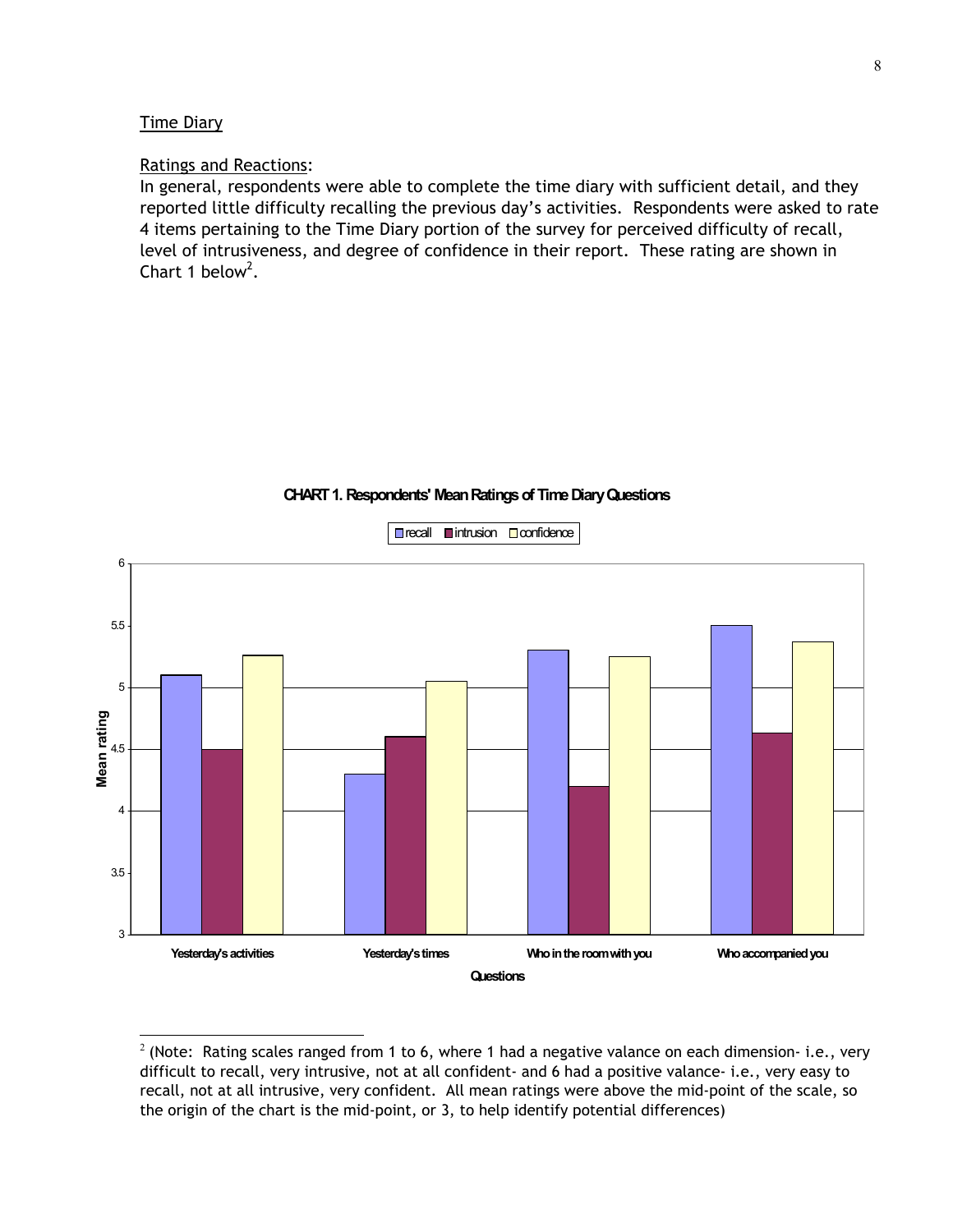Time Diary

Ratings and Reactions:

In general, respondents were able to complete the time diary with sufficient detail, and they reported little difficulty recalling the previous day's activities. Respondents were asked to rate 4 items pertaining to the Time Diary portion of the survey for perceived difficulty of recall, level of intrusiveness, and degree of confidence in their report. These rating are shown in Chart 1 below[2].

**CHART 1. Respondents' Mean Ratings of Time Diary Questions**

[2] (Note: Rating scales ranged from 1 to 6, where 1 had a negative valance on each dimension- i.e., very difficult to recall, very intrusive, not at all confident- and 6 had a positive valance- i.e., very easy to recall, not at all intrusive, very confident. All mean ratings were above the mid-point of the scale, so the origin of the chart is the mid-point, or 3, to help identify potential differences)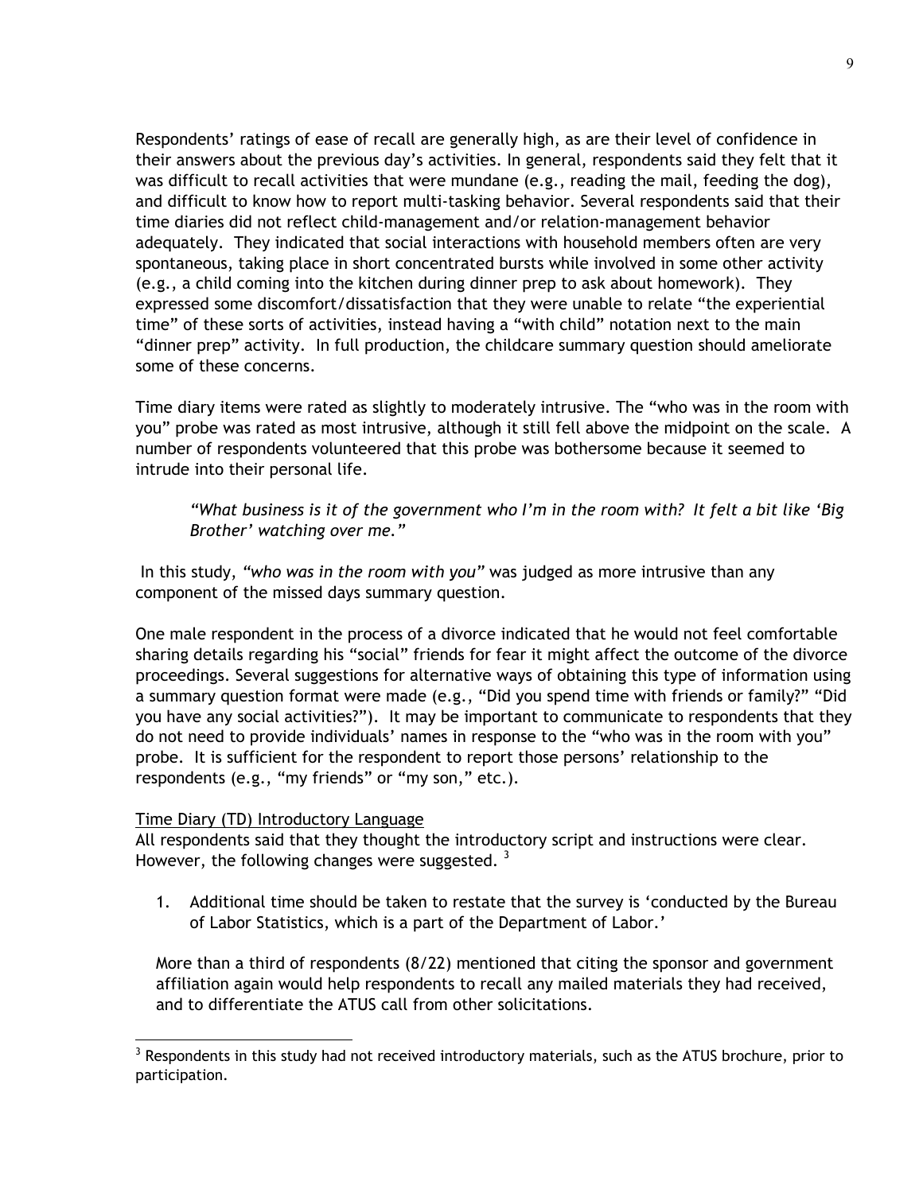Respondents' ratings of ease of recall are generally high, as are their level of confidence in their answers about the previous day's activities. In general, respondents said they felt that it was difficult to recall activities that were mundane (e.g., reading the mail, feeding the dog), and difficult to know how to report multi-tasking behavior. Several respondents said that their time diaries did not reflect child-management and/or relation-management behavior adequately. They indicated that social interactions with household members often are very spontaneous, taking place in short concentrated bursts while involved in some other activity (e.g., a child coming into the kitchen during dinner prep to ask about homework). They expressed some discomfort/dissatisfaction that they were unable to relate "the experiential time" of these sorts of activities, instead having a "with child" notation next to the main "dinner prep" activity. In full production, the childcare summary question should ameliorate some of these concerns.

Time diary items were rated as slightly to moderately intrusive. The "who was in the room with you" probe was rated as most intrusive, although it still fell above the midpoint on the scale. A number of respondents volunteered that this probe was bothersome because it seemed to intrude into their personal life.

> *"What business is it of the government who I'm in the room with? It felt a bit like 'Big Brother' watching over me."*

In this study, *"who was in the room with you"* was judged as more intrusive than any component of the missed days summary question.

One male respondent in the process of a divorce indicated that he would not feel comfortable sharing details regarding his "social" friends for fear it might affect the outcome of the divorce proceedings. Several suggestions for alternative ways of obtaining this type of information using a summary question format were made (e.g., "Did you spend time with friends or family?" "Did you have any social activities?"). It may be important to communicate to respondents that they do not need to provide individuals' names in response to the "who was in the room with you" probe. It is sufficient for the respondent to report those persons' relationship to the respondents (e.g., "my friends" or "my son," etc.).

<u>Time Diary (TD) Introductory Language</u>

All respondents said that they thought the introductory script and instructions were clear. However, the following changes were suggested. [3]

1. Additional time should be taken to restate that the survey is 'conducted by the Bureau of Labor Statistics, which is a part of the Department of Labor.'

   More than a third of respondents (8/22) mentioned that citing the sponsor and government affiliation again would help respondents to recall any mailed materials they had received, and to differentiate the ATUS call from other solicitations.

---

[3] Respondents in this study had not received introductory materials, such as the ATUS brochure, prior to participation.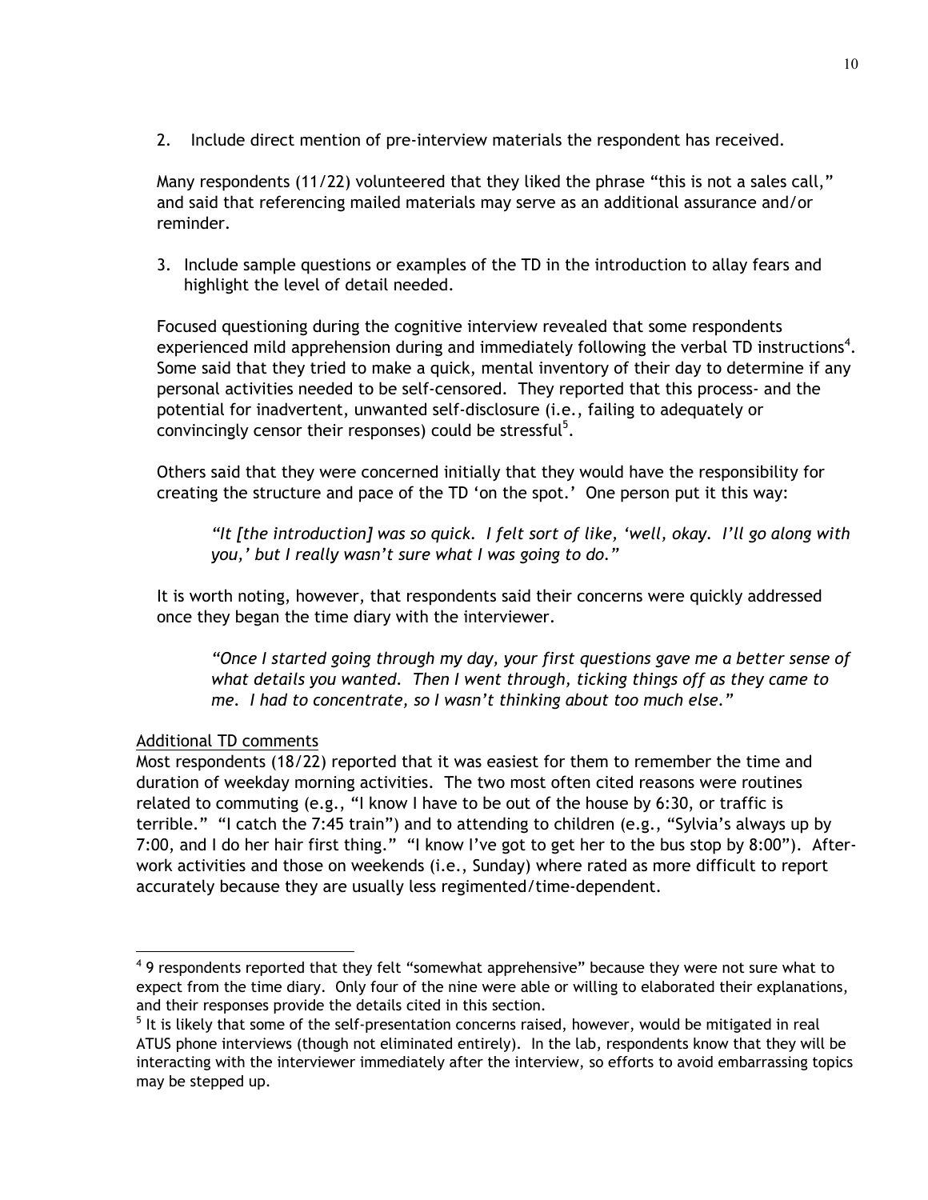2. Include direct mention of pre-interview materials the respondent has received.

Many respondents (11/22) volunteered that they liked the phrase "this is not a sales call," and said that referencing mailed materials may serve as an additional assurance and/or reminder.

3. Include sample questions or examples of the TD in the introduction to allay fears and highlight the level of detail needed.

Focused questioning during the cognitive interview revealed that some respondents experienced mild apprehension during and immediately following the verbal TD instructions[4]. Some said that they tried to make a quick, mental inventory of their day to determine if any personal activities needed to be self-censored. They reported that this process- and the potential for inadvertent, unwanted self-disclosure (i.e., failing to adequately or convincingly censor their responses) could be stressful[5].

Others said that they were concerned initially that they would have the responsibility for creating the structure and pace of the TD 'on the spot.' One person put it this way:

> *"It [the introduction] was so quick. I felt sort of like, 'well, okay. I'll go along with you,' but I really wasn't sure what I was going to do."*

It is worth noting, however, that respondents said their concerns were quickly addressed once they began the time diary with the interviewer.

> *"Once I started going through my day, your first questions gave me a better sense of what details you wanted. Then I went through, ticking things off as they came to me. I had to concentrate, so I wasn't thinking about too much else."*

Additional TD comments

Most respondents (18/22) reported that it was easiest for them to remember the time and duration of weekday morning activities. The two most often cited reasons were routines related to commuting (e.g., "I know I have to be out of the house by 6:30, or traffic is terrible." "I catch the 7:45 train") and to attending to children (e.g., "Sylvia's always up by 7:00, and I do her hair first thing." "I know I've got to get her to the bus stop by 8:00"). After-work activities and those on weekends (i.e., Sunday) where rated as more difficult to report accurately because they are usually less regimented/time-dependent.

---

[4] 9 respondents reported that they felt "somewhat apprehensive" because they were not sure what to expect from the time diary. Only four of the nine were able or willing to elaborated their explanations, and their responses provide the details cited in this section.

[5] It is likely that some of the self-presentation concerns raised, however, would be mitigated in real ATUS phone interviews (though not eliminated entirely). In the lab, respondents know that they will be interacting with the interviewer immediately after the interview, so efforts to avoid embarrassing topics may be stepped up.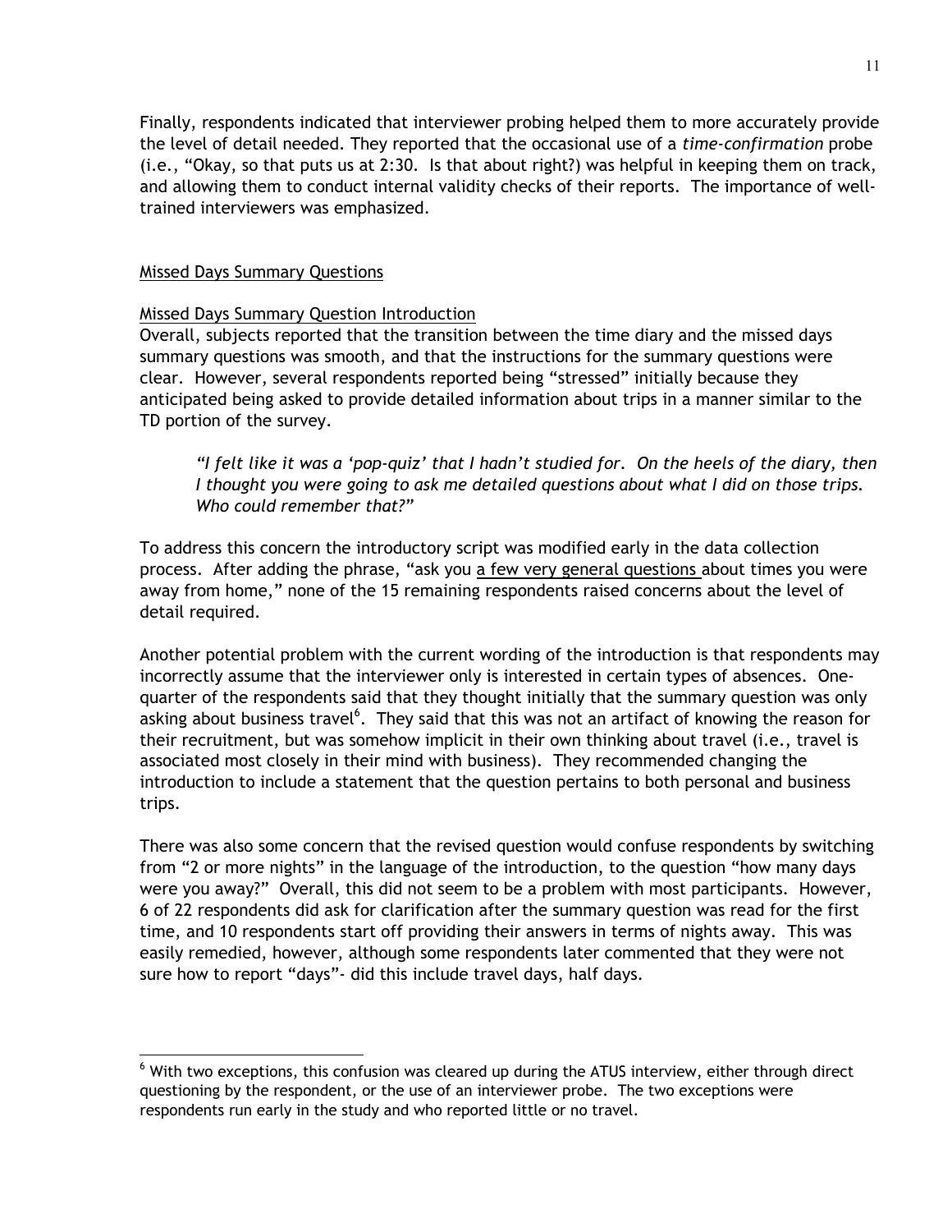Finally, respondents indicated that interviewer probing helped them to more accurately provide the level of detail needed. They reported that the occasional use of a *time-confirmation* probe (i.e., "Okay, so that puts us at 2:30. Is that about right?) was helpful in keeping them on track, and allowing them to conduct internal validity checks of their reports. The importance of well-trained interviewers was emphasized.

## Missed Days Summary Questions

### Missed Days Summary Question Introduction

Overall, subjects reported that the transition between the time diary and the missed days summary questions was smooth, and that the instructions for the summary questions were clear. However, several respondents reported being "stressed" initially because they anticipated being asked to provide detailed information about trips in a manner similar to the TD portion of the survey.

> *"I felt like it was a 'pop-quiz' that I hadn't studied for. On the heels of the diary, then I thought you were going to ask me detailed questions about what I did on those trips. Who could remember that?"*

To address this concern the introductory script was modified early in the data collection process. After adding the phrase, "ask you <u>a few very general questions</u> about times you were away from home," none of the 15 remaining respondents raised concerns about the level of detail required.

Another potential problem with the current wording of the introduction is that respondents may incorrectly assume that the interviewer only is interested in certain types of absences. One-quarter of the respondents said that they thought initially that the summary question was only asking about business travel[6]. They said that this was not an artifact of knowing the reason for their recruitment, but was somehow implicit in their own thinking about travel (i.e., travel is associated most closely in their mind with business). They recommended changing the introduction to include a statement that the question pertains to both personal and business trips.

There was also some concern that the revised question would confuse respondents by switching from "2 or more nights" in the language of the introduction, to the question "how many days were you away?" Overall, this did not seem to be a problem with most participants. However, 6 of 22 respondents did ask for clarification after the summary question was read for the first time, and 10 respondents start off providing their answers in terms of nights away. This was easily remedied, however, although some respondents later commented that they were not sure how to report "days"- did this include travel days, half days.

---

[6] With two exceptions, this confusion was cleared up during the ATUS interview, either through direct questioning by the respondent, or the use of an interviewer probe. The two exceptions were respondents run early in the study and who reported little or no travel.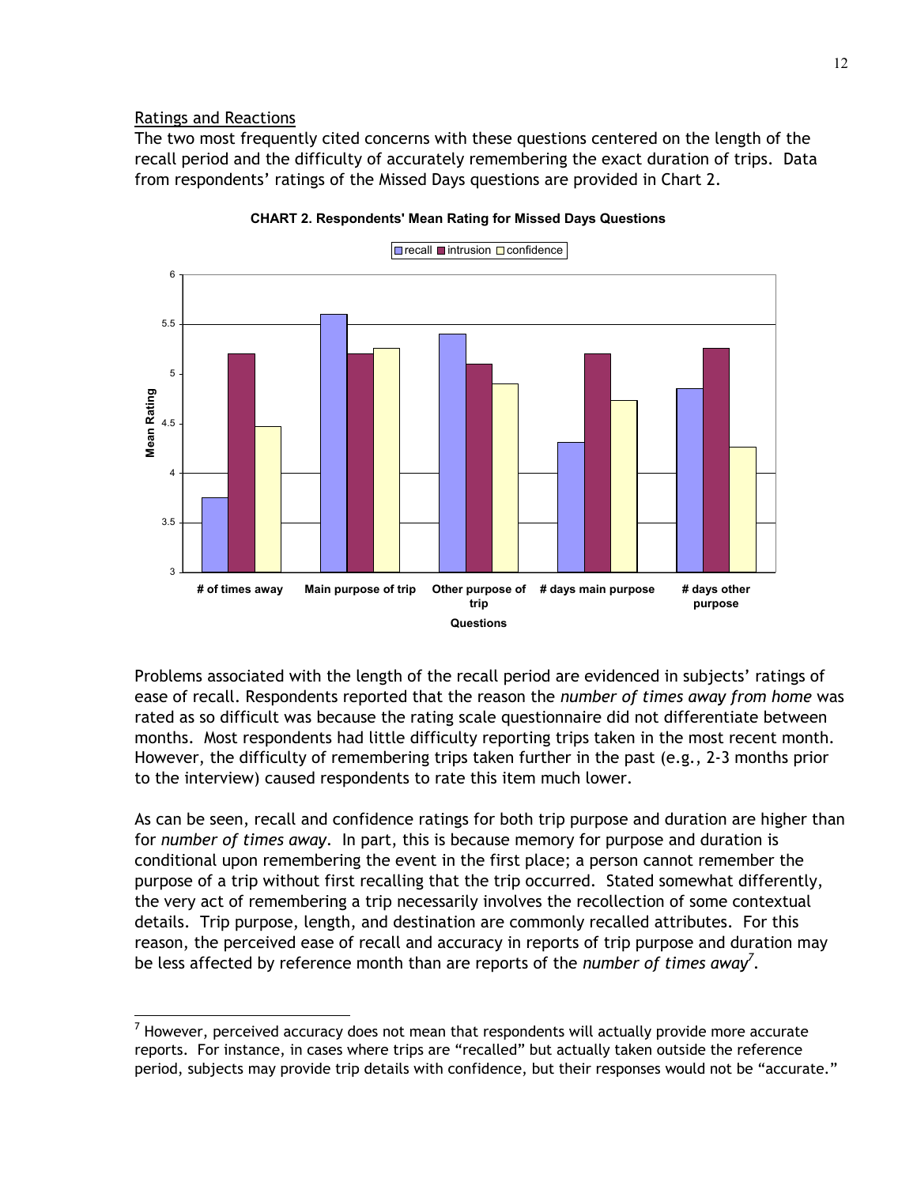Ratings and Reactions

The two most frequently cited concerns with these questions centered on the length of the recall period and the difficulty of accurately remembering the exact duration of trips. Data from respondents' ratings of the Missed Days questions are provided in Chart 2.

**CHART 2. Respondents' Mean Rating for Missed Days Questions**

Problems associated with the length of the recall period are evidenced in subjects' ratings of ease of recall. Respondents reported that the reason the *number of times away from home* was rated as so difficult was because the rating scale questionnaire did not differentiate between months. Most respondents had little difficulty reporting trips taken in the most recent month. However, the difficulty of remembering trips taken further in the past (e.g., 2-3 months prior to the interview) caused respondents to rate this item much lower.

As can be seen, recall and confidence ratings for both trip purpose and duration are higher than for *number of times away*. In part, this is because memory for purpose and duration is conditional upon remembering the event in the first place; a person cannot remember the purpose of a trip without first recalling that the trip occurred. Stated somewhat differently, the very act of remembering a trip necessarily involves the recollection of some contextual details. Trip purpose, length, and destination are commonly recalled attributes. For this reason, the perceived ease of recall and accuracy in reports of trip purpose and duration may be less affected by reference month than are reports of the *number of times away*[7].

[7] However, perceived accuracy does not mean that respondents will actually provide more accurate reports. For instance, in cases where trips are "recalled" but actually taken outside the reference period, subjects may provide trip details with confidence, but their responses would not be "accurate."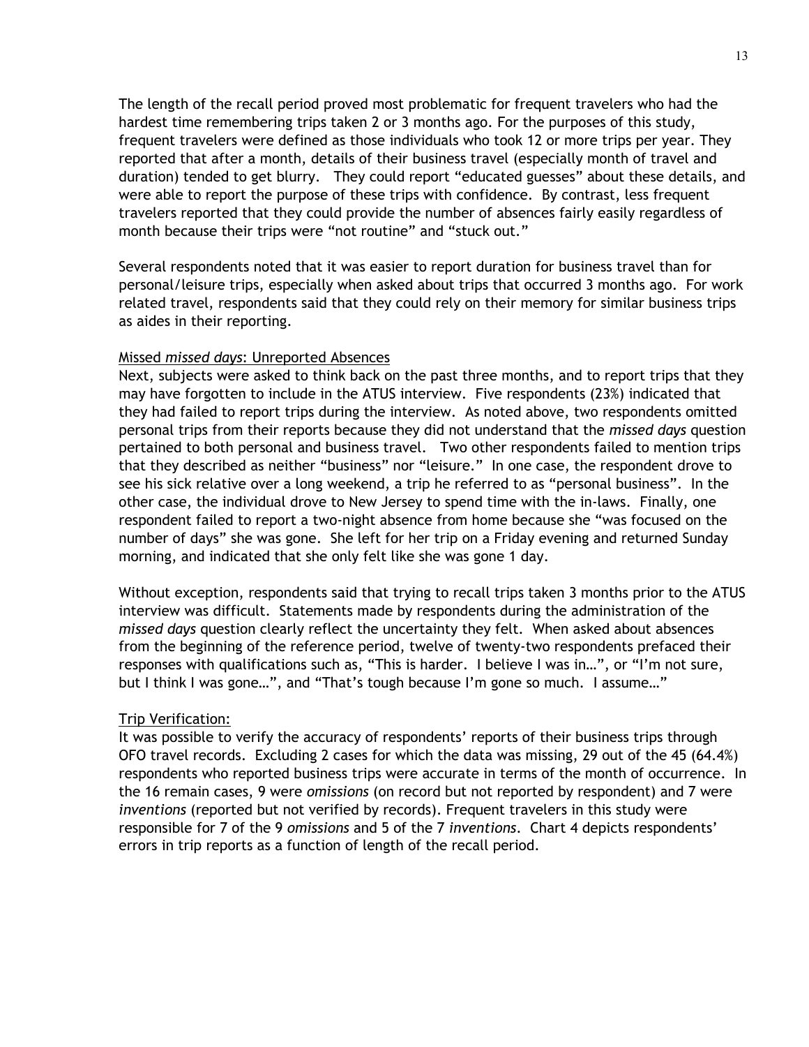The length of the recall period proved most problematic for frequent travelers who had the hardest time remembering trips taken 2 or 3 months ago. For the purposes of this study, frequent travelers were defined as those individuals who took 12 or more trips per year. They reported that after a month, details of their business travel (especially month of travel and duration) tended to get blurry. They could report "educated guesses" about these details, and were able to report the purpose of these trips with confidence. By contrast, less frequent travelers reported that they could provide the number of absences fairly easily regardless of month because their trips were "not routine" and "stuck out."

Several respondents noted that it was easier to report duration for business travel than for personal/leisure trips, especially when asked about trips that occurred 3 months ago. For work related travel, respondents said that they could rely on their memory for similar business trips as aides in their reporting.

<u>Missed *missed days*: Unreported Absences</u>

Next, subjects were asked to think back on the past three months, and to report trips that they may have forgotten to include in the ATUS interview. Five respondents (23%) indicated that they had failed to report trips during the interview. As noted above, two respondents omitted personal trips from their reports because they did not understand that the *missed days* question pertained to both personal and business travel. Two other respondents failed to mention trips that they described as neither "business" nor "leisure." In one case, the respondent drove to see his sick relative over a long weekend, a trip he referred to as "personal business". In the other case, the individual drove to New Jersey to spend time with the in-laws. Finally, one respondent failed to report a two-night absence from home because she "was focused on the number of days" she was gone. She left for her trip on a Friday evening and returned Sunday morning, and indicated that she only felt like she was gone 1 day.

Without exception, respondents said that trying to recall trips taken 3 months prior to the ATUS interview was difficult. Statements made by respondents during the administration of the *missed days* question clearly reflect the uncertainty they felt. When asked about absences from the beginning of the reference period, twelve of twenty-two respondents prefaced their responses with qualifications such as, "This is harder. I believe I was in…", or "I'm not sure, but I think I was gone…", and "That's tough because I'm gone so much. I assume…"

<u>Trip Verification:</u>

It was possible to verify the accuracy of respondents' reports of their business trips through OFO travel records. Excluding 2 cases for which the data was missing, 29 out of the 45 (64.4%) respondents who reported business trips were accurate in terms of the month of occurrence. In the 16 remain cases, 9 were *omissions* (on record but not reported by respondent) and 7 were *inventions* (reported but not verified by records). Frequent travelers in this study were responsible for 7 of the 9 *omissions* and 5 of the 7 *inventions*. Chart 4 depicts respondents' errors in trip reports as a function of length of the recall period.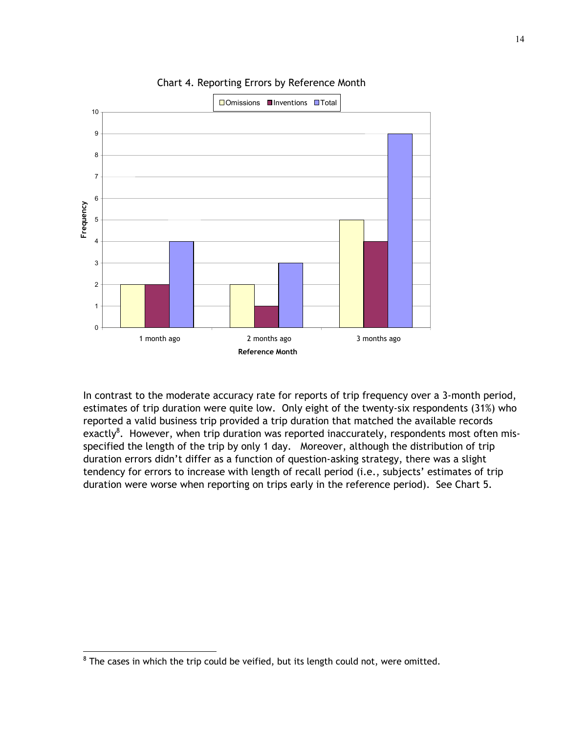Chart 4. Reporting Errors by Reference Month

In contrast to the moderate accuracy rate for reports of trip frequency over a 3-month period, estimates of trip duration were quite low. Only eight of the twenty-six respondents (31%) who reported a valid business trip provided a trip duration that matched the available records exactly[8]. However, when trip duration was reported inaccurately, respondents most often mis-specified the length of the trip by only 1 day. Moreover, although the distribution of trip duration errors didn't differ as a function of question-asking strategy, there was a slight tendency for errors to increase with length of recall period (i.e., subjects' estimates of trip duration were worse when reporting on trips early in the reference period). See Chart 5.

[8] The cases in which the trip could be veified, but its length could not, were omitted.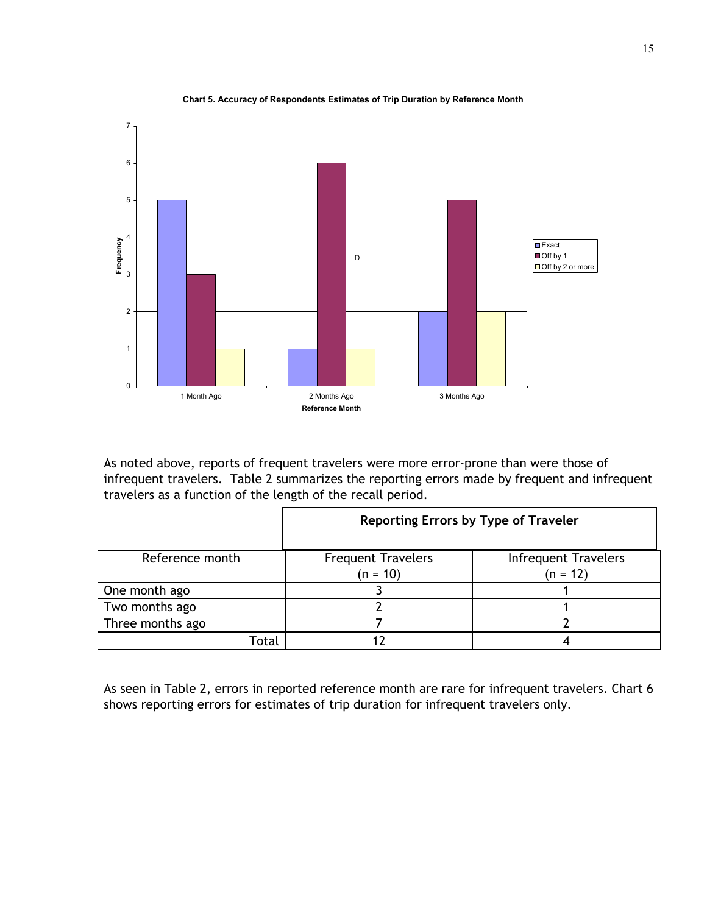**Chart 5. Accuracy of Respondents Estimates of Trip Duration by Reference Month**

| Reference Month | Exact | Off by 1 | Off by 2 or more |
|---|---|---|---|
| 1 Month Ago | 5 | 3 | 1 |
| 2 Months Ago | 1 | 6 | 1 |
| 3 Months Ago | 2 | 5 | 2 |

As noted above, reports of frequent travelers were more error-prone than were those of infrequent travelers. Table 2 summarizes the reporting errors made by frequent and infrequent travelers as a function of the length of the recall period.

| | **Reporting Errors by Type of Traveler** | |
|---|---|---|
| Reference month | Frequent Travelers (n = 10) | Infrequent Travelers (n = 12) |
| One month ago | 3 | 1 |
| Two months ago | 2 | 1 |
| Three months ago | 7 | 2 |
| Total | 12 | 4 |

As seen in Table 2, errors in reported reference month are rare for infrequent travelers. Chart 6 shows reporting errors for estimates of trip duration for infrequent travelers only.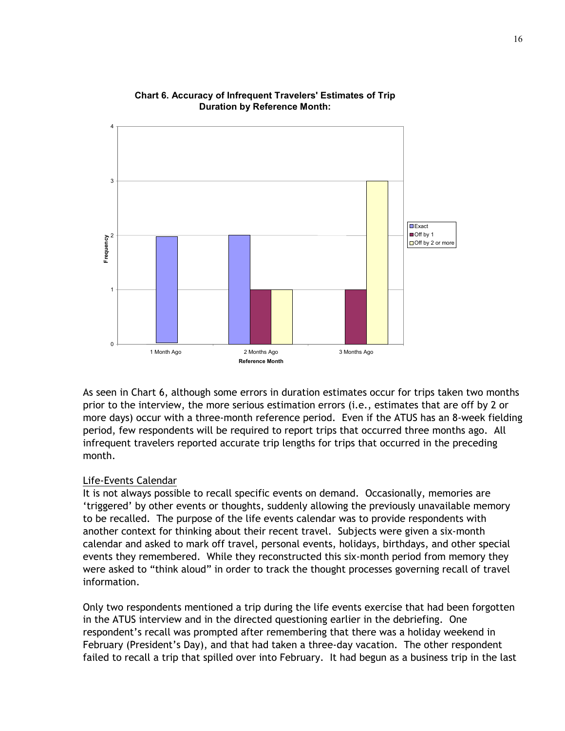**Chart 6. Accuracy of Infrequent Travelers' Estimates of Trip Duration by Reference Month:**

| Reference Month | Exact | Off by 1 | Off by 2 or more |
|---|---|---|---|
| 1 Month Ago | 2 | 0 | 0 |
| 2 Months Ago | 2 | 1 | 1 |
| 3 Months Ago | 0 | 1 | 3 |

As seen in Chart 6, although some errors in duration estimates occur for trips taken two months prior to the interview, the more serious estimation errors (i.e., estimates that are off by 2 or more days) occur with a three-month reference period. Even if the ATUS has an 8-week fielding period, few respondents will be required to report trips that occurred three months ago. All infrequent travelers reported accurate trip lengths for trips that occurred in the preceding month.

<u>Life-Events Calendar</u>

It is not always possible to recall specific events on demand. Occasionally, memories are 'triggered' by other events or thoughts, suddenly allowing the previously unavailable memory to be recalled. The purpose of the life events calendar was to provide respondents with another context for thinking about their recent travel. Subjects were given a six-month calendar and asked to mark off travel, personal events, holidays, birthdays, and other special events they remembered. While they reconstructed this six-month period from memory they were asked to "think aloud" in order to track the thought processes governing recall of travel information.

Only two respondents mentioned a trip during the life events exercise that had been forgotten in the ATUS interview and in the directed questioning earlier in the debriefing. One respondent's recall was prompted after remembering that there was a holiday weekend in February (President's Day), and that had taken a three-day vacation. The other respondent failed to recall a trip that spilled over into February. It had begun as a business trip in the last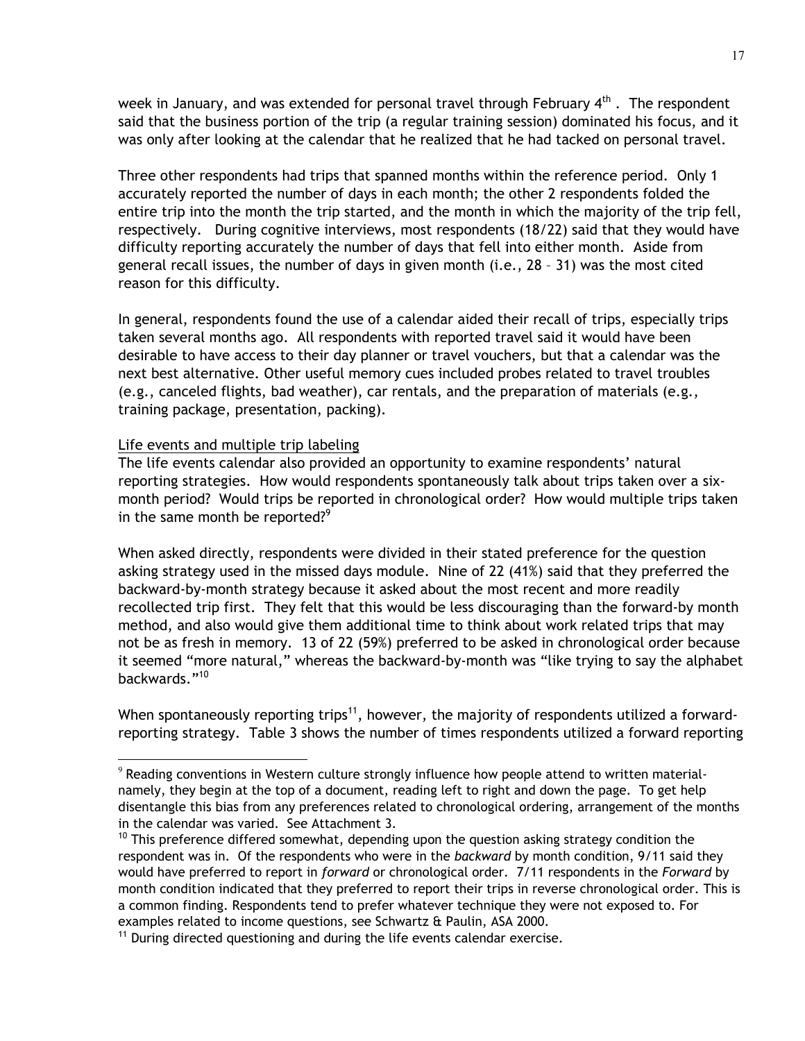week in January, and was extended for personal travel through February 4th . The respondent said that the business portion of the trip (a regular training session) dominated his focus, and it was only after looking at the calendar that he realized that he had tacked on personal travel.

Three other respondents had trips that spanned months within the reference period. Only 1 accurately reported the number of days in each month; the other 2 respondents folded the entire trip into the month the trip started, and the month in which the majority of the trip fell, respectively. During cognitive interviews, most respondents (18/22) said that they would have difficulty reporting accurately the number of days that fell into either month. Aside from general recall issues, the number of days in given month (i.e., 28 – 31) was the most cited reason for this difficulty.

In general, respondents found the use of a calendar aided their recall of trips, especially trips taken several months ago. All respondents with reported travel said it would have been desirable to have access to their day planner or travel vouchers, but that a calendar was the next best alternative. Other useful memory cues included probes related to travel troubles (e.g., canceled flights, bad weather), car rentals, and the preparation of materials (e.g., training package, presentation, packing).

Life events and multiple trip labeling

The life events calendar also provided an opportunity to examine respondents' natural reporting strategies. How would respondents spontaneously talk about trips taken over a six-month period? Would trips be reported in chronological order? How would multiple trips taken in the same month be reported?[9]

When asked directly, respondents were divided in their stated preference for the question asking strategy used in the missed days module. Nine of 22 (41%) said that they preferred the backward-by-month strategy because it asked about the most recent and more readily recollected trip first. They felt that this would be less discouraging than the forward-by month method, and also would give them additional time to think about work related trips that may not be as fresh in memory. 13 of 22 (59%) preferred to be asked in chronological order because it seemed "more natural," whereas the backward-by-month was "like trying to say the alphabet backwards."[10]

When spontaneously reporting trips[11], however, the majority of respondents utilized a forward-reporting strategy. Table 3 shows the number of times respondents utilized a forward reporting

---

[9] Reading conventions in Western culture strongly influence how people attend to written material- namely, they begin at the top of a document, reading left to right and down the page. To get help disentangle this bias from any preferences related to chronological ordering, arrangement of the months in the calendar was varied. See Attachment 3.

[10] This preference differed somewhat, depending upon the question asking strategy condition the respondent was in. Of the respondents who were in the *backward* by month condition, 9/11 said they would have preferred to report in *forward* or chronological order. 7/11 respondents in the *Forward* by month condition indicated that they preferred to report their trips in reverse chronological order. This is a common finding. Respondents tend to prefer whatever technique they were not exposed to. For examples related to income questions, see Schwartz & Paulin, ASA 2000.

[11] During directed questioning and during the life events calendar exercise.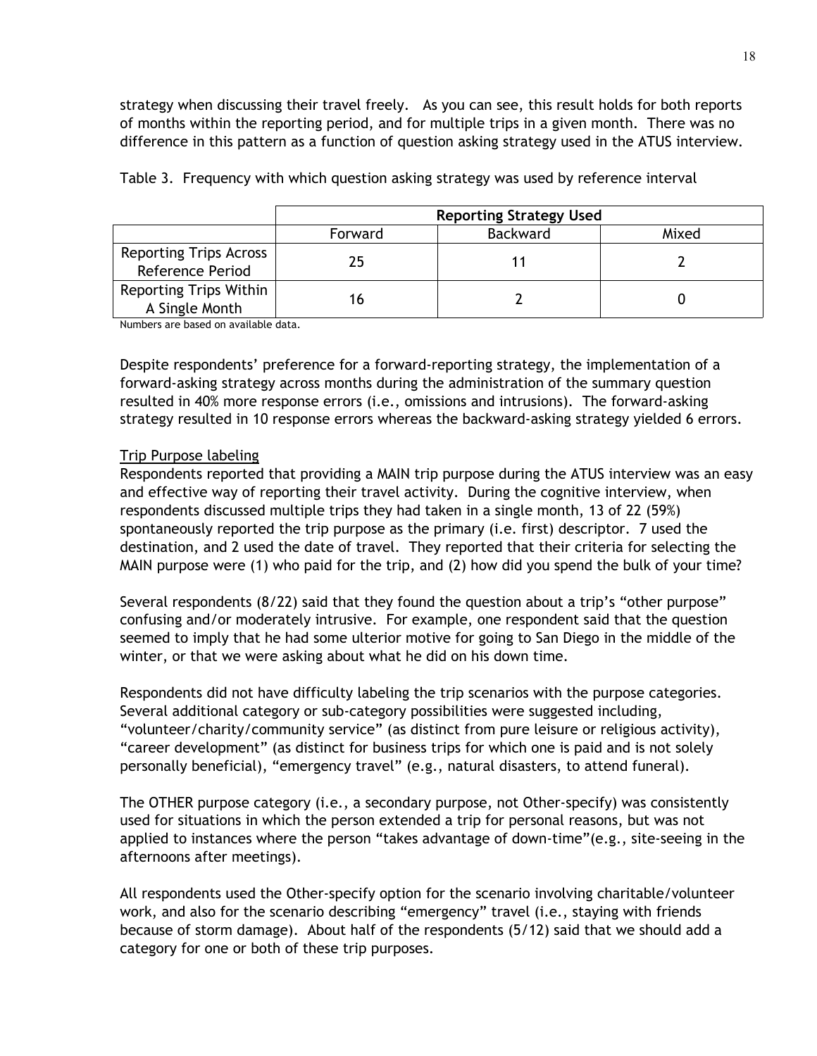strategy when discussing their travel freely. As you can see, this result holds for both reports of months within the reporting period, and for multiple trips in a given month. There was no difference in this pattern as a function of question asking strategy used in the ATUS interview.

Table 3. Frequency with which question asking strategy was used by reference interval

| | Reporting Strategy Used | | |
|---|---|---|---|
| | Forward | Backward | Mixed |
| Reporting Trips Across Reference Period | 25 | 11 | 2 |
| Reporting Trips Within A Single Month | 16 | 2 | 0 |

Numbers are based on available data.

Despite respondents' preference for a forward-reporting strategy, the implementation of a forward-asking strategy across months during the administration of the summary question resulted in 40% more response errors (i.e., omissions and intrusions). The forward-asking strategy resulted in 10 response errors whereas the backward-asking strategy yielded 6 errors.

Trip Purpose labeling

Respondents reported that providing a MAIN trip purpose during the ATUS interview was an easy and effective way of reporting their travel activity. During the cognitive interview, when respondents discussed multiple trips they had taken in a single month, 13 of 22 (59%) spontaneously reported the trip purpose as the primary (i.e. first) descriptor. 7 used the destination, and 2 used the date of travel. They reported that their criteria for selecting the MAIN purpose were (1) who paid for the trip, and (2) how did you spend the bulk of your time?

Several respondents (8/22) said that they found the question about a trip's "other purpose" confusing and/or moderately intrusive. For example, one respondent said that the question seemed to imply that he had some ulterior motive for going to San Diego in the middle of the winter, or that we were asking about what he did on his down time.

Respondents did not have difficulty labeling the trip scenarios with the purpose categories. Several additional category or sub-category possibilities were suggested including, "volunteer/charity/community service" (as distinct from pure leisure or religious activity), "career development" (as distinct for business trips for which one is paid and is not solely personally beneficial), "emergency travel" (e.g., natural disasters, to attend funeral).

The OTHER purpose category (i.e., a secondary purpose, not Other-specify) was consistently used for situations in which the person extended a trip for personal reasons, but was not applied to instances where the person "takes advantage of down-time"(e.g., site-seeing in the afternoons after meetings).

All respondents used the Other-specify option for the scenario involving charitable/volunteer work, and also for the scenario describing "emergency" travel (i.e., staying with friends because of storm damage). About half of the respondents (5/12) said that we should add a category for one or both of these trip purposes.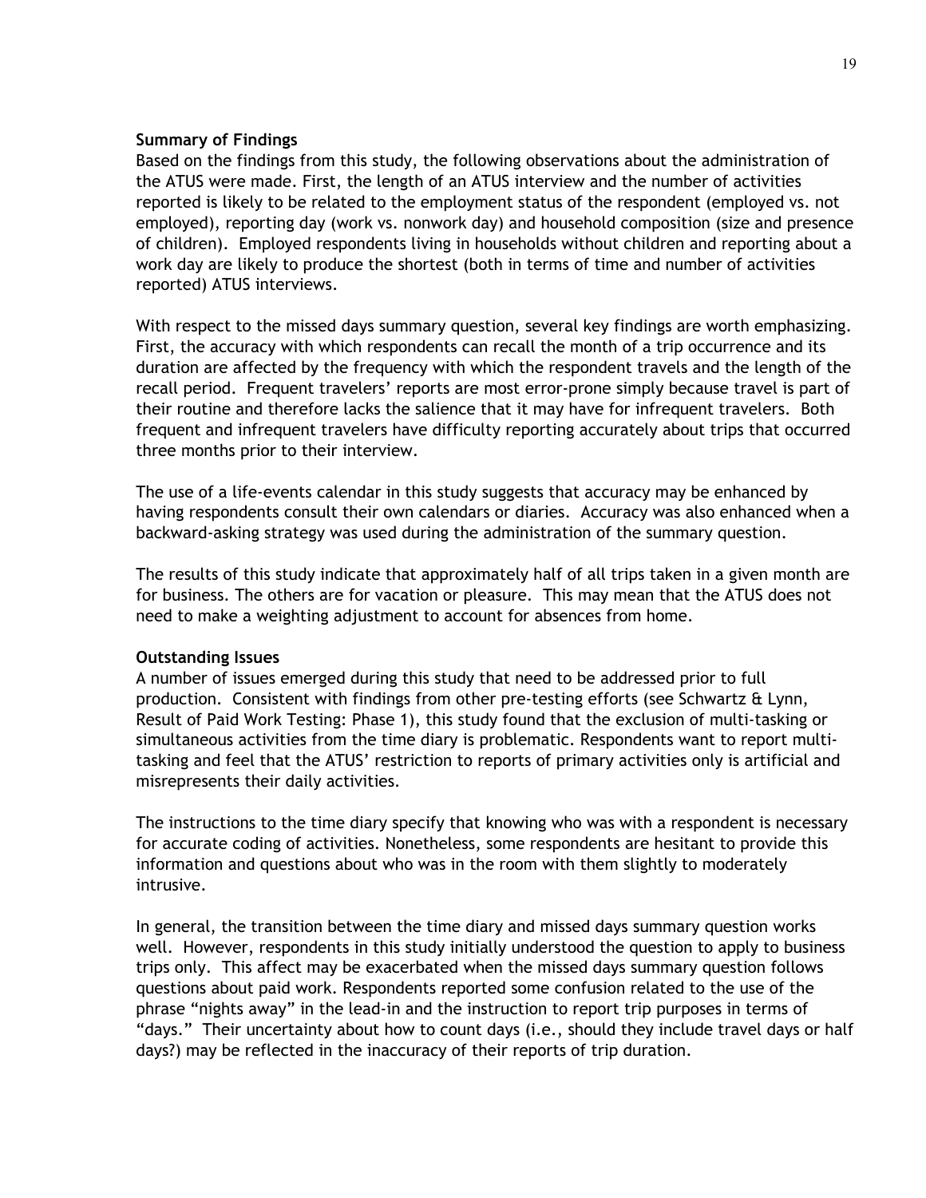**Summary of Findings**

Based on the findings from this study, the following observations about the administration of the ATUS were made. First, the length of an ATUS interview and the number of activities reported is likely to be related to the employment status of the respondent (employed vs. not employed), reporting day (work vs. nonwork day) and household composition (size and presence of children). Employed respondents living in households without children and reporting about a work day are likely to produce the shortest (both in terms of time and number of activities reported) ATUS interviews.

With respect to the missed days summary question, several key findings are worth emphasizing. First, the accuracy with which respondents can recall the month of a trip occurrence and its duration are affected by the frequency with which the respondent travels and the length of the recall period. Frequent travelers' reports are most error-prone simply because travel is part of their routine and therefore lacks the salience that it may have for infrequent travelers. Both frequent and infrequent travelers have difficulty reporting accurately about trips that occurred three months prior to their interview.

The use of a life-events calendar in this study suggests that accuracy may be enhanced by having respondents consult their own calendars or diaries. Accuracy was also enhanced when a backward-asking strategy was used during the administration of the summary question.

The results of this study indicate that approximately half of all trips taken in a given month are for business. The others are for vacation or pleasure. This may mean that the ATUS does not need to make a weighting adjustment to account for absences from home.

**Outstanding Issues**

A number of issues emerged during this study that need to be addressed prior to full production. Consistent with findings from other pre-testing efforts (see Schwartz & Lynn, Result of Paid Work Testing: Phase 1), this study found that the exclusion of multi-tasking or simultaneous activities from the time diary is problematic. Respondents want to report multi-tasking and feel that the ATUS' restriction to reports of primary activities only is artificial and misrepresents their daily activities.

The instructions to the time diary specify that knowing who was with a respondent is necessary for accurate coding of activities. Nonetheless, some respondents are hesitant to provide this information and questions about who was in the room with them slightly to moderately intrusive.

In general, the transition between the time diary and missed days summary question works well. However, respondents in this study initially understood the question to apply to business trips only. This affect may be exacerbated when the missed days summary question follows questions about paid work. Respondents reported some confusion related to the use of the phrase "nights away" in the lead-in and the instruction to report trip purposes in terms of "days." Their uncertainty about how to count days (i.e., should they include travel days or half days?) may be reflected in the inaccuracy of their reports of trip duration.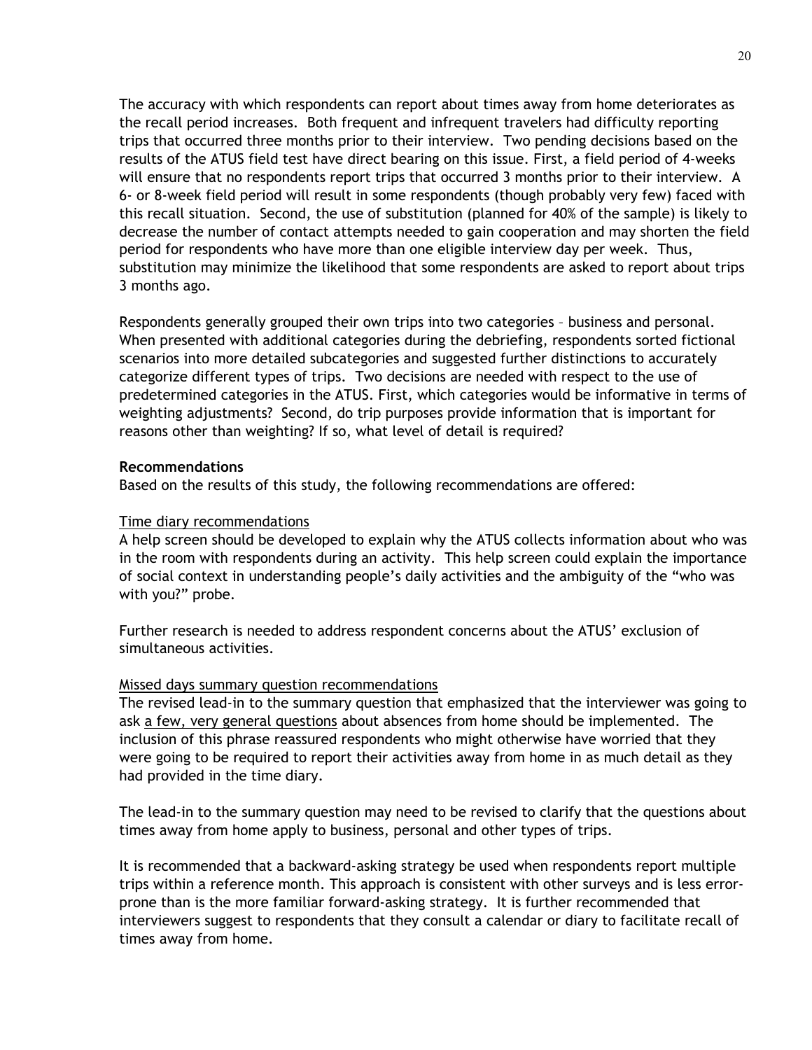The accuracy with which respondents can report about times away from home deteriorates as the recall period increases. Both frequent and infrequent travelers had difficulty reporting trips that occurred three months prior to their interview. Two pending decisions based on the results of the ATUS field test have direct bearing on this issue. First, a field period of 4-weeks will ensure that no respondents report trips that occurred 3 months prior to their interview. A 6- or 8-week field period will result in some respondents (though probably very few) faced with this recall situation. Second, the use of substitution (planned for 40% of the sample) is likely to decrease the number of contact attempts needed to gain cooperation and may shorten the field period for respondents who have more than one eligible interview day per week. Thus, substitution may minimize the likelihood that some respondents are asked to report about trips 3 months ago.

Respondents generally grouped their own trips into two categories – business and personal. When presented with additional categories during the debriefing, respondents sorted fictional scenarios into more detailed subcategories and suggested further distinctions to accurately categorize different types of trips. Two decisions are needed with respect to the use of predetermined categories in the ATUS. First, which categories would be informative in terms of weighting adjustments? Second, do trip purposes provide information that is important for reasons other than weighting? If so, what level of detail is required?

**Recommendations**

Based on the results of this study, the following recommendations are offered:

<u>Time diary recommendations</u>

A help screen should be developed to explain why the ATUS collects information about who was in the room with respondents during an activity. This help screen could explain the importance of social context in understanding people's daily activities and the ambiguity of the "who was with you?" probe.

Further research is needed to address respondent concerns about the ATUS' exclusion of simultaneous activities.

<u>Missed days summary question recommendations</u>

The revised lead-in to the summary question that emphasized that the interviewer was going to ask <u>a few, very general questions</u> about absences from home should be implemented. The inclusion of this phrase reassured respondents who might otherwise have worried that they were going to be required to report their activities away from home in as much detail as they had provided in the time diary.

The lead-in to the summary question may need to be revised to clarify that the questions about times away from home apply to business, personal and other types of trips.

It is recommended that a backward-asking strategy be used when respondents report multiple trips within a reference month. This approach is consistent with other surveys and is less error-prone than is the more familiar forward-asking strategy. It is further recommended that interviewers suggest to respondents that they consult a calendar or diary to facilitate recall of times away from home.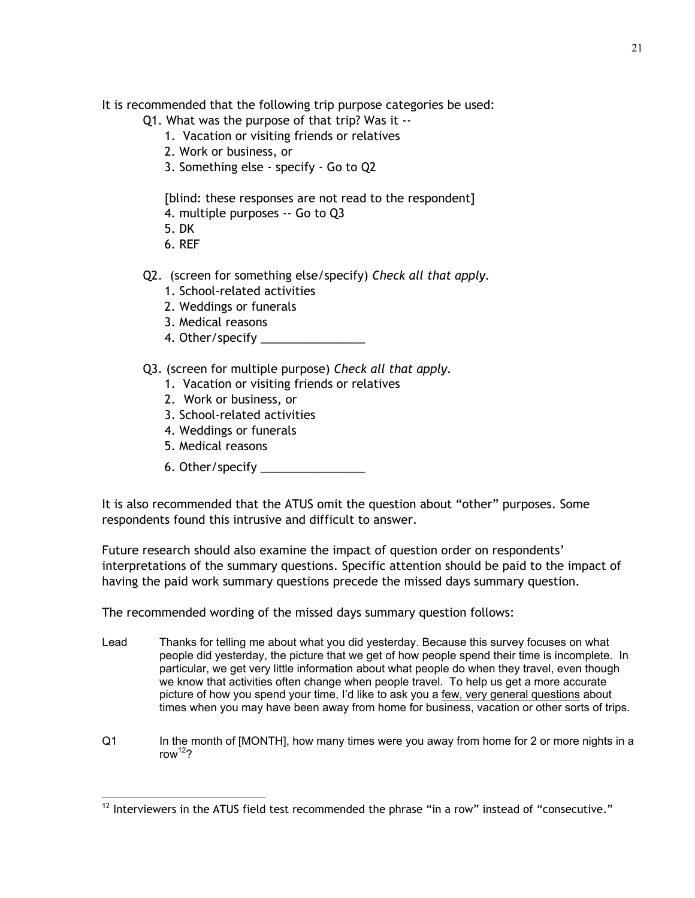It is recommended that the following trip purpose categories be used:

Q1. What was the purpose of that trip? Was it --

1. Vacation or visiting friends or relatives
2. Work or business, or
3. Something else - specify - Go to Q2

[blind: these responses are not read to the respondent]

4. multiple purposes -- Go to Q3
5. DK
6. REF

Q2. (screen for something else/specify) *Check all that apply.*

1. School-related activities
2. Weddings or funerals
3. Medical reasons
4. Other/specify ________________

Q3. (screen for multiple purpose) *Check all that apply.*

1. Vacation or visiting friends or relatives
2. Work or business, or
3. School-related activities
4. Weddings or funerals
5. Medical reasons
6. Other/specify ________________

It is also recommended that the ATUS omit the question about "other" purposes. Some respondents found this intrusive and difficult to answer.

Future research should also examine the impact of question order on respondents' interpretations of the summary questions. Specific attention should be paid to the impact of having the paid work summary questions precede the missed days summary question.

The recommended wording of the missed days summary question follows:

Lead — Thanks for telling me about what you did yesterday. Because this survey focuses on what people did yesterday, the picture that we get of how people spend their time is incomplete. In particular, we get very little information about what people do when they travel, even though we know that activities often change when people travel. To help us get a more accurate picture of how you spend your time, I'd like to ask you a <u>few, very general questions</u> about times when you may have been away from home for business, vacation or other sorts of trips.

Q1 — In the month of [MONTH], how many times were you away from home for 2 or more nights in a row[12]?

[12] Interviewers in the ATUS field test recommended the phrase "in a row" instead of "consecutive."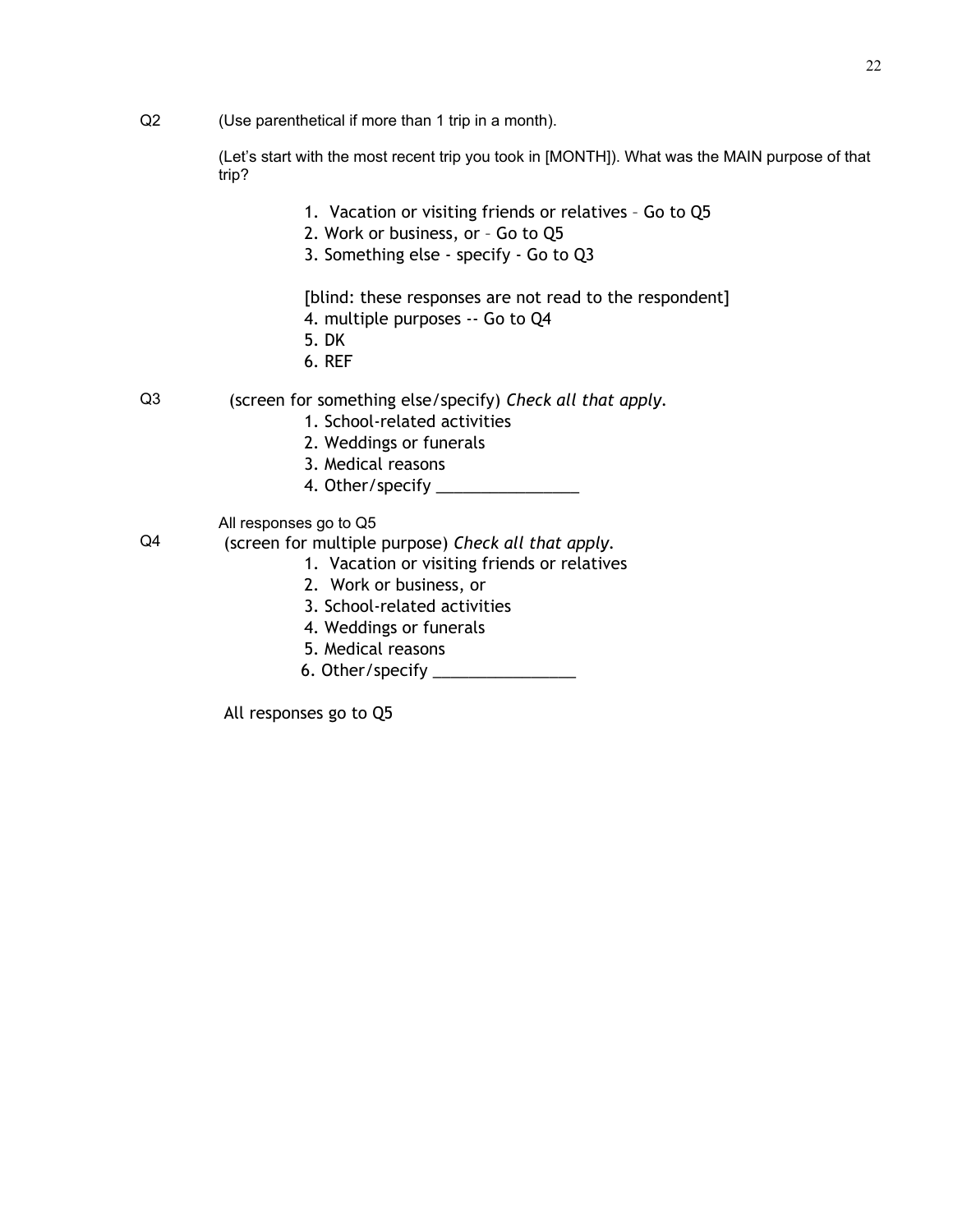Q2 (Use parenthetical if more than 1 trip in a month).

(Let's start with the most recent trip you took in [MONTH]). What was the MAIN purpose of that trip?

1. Vacation or visiting friends or relatives – Go to Q5
2. Work or business, or – Go to Q5
3. Something else - specify - Go to Q3

[blind: these responses are not read to the respondent]

4. multiple purposes -- Go to Q4
5. DK
6. REF

Q3 (screen for something else/specify) *Check all that apply.*

1. School-related activities
2. Weddings or funerals
3. Medical reasons
4. Other/specify ________________

All responses go to Q5

Q4 (screen for multiple purpose) *Check all that apply.*

1. Vacation or visiting friends or relatives
2. Work or business, or
3. School-related activities
4. Weddings or funerals
5. Medical reasons
6. Other/specify ________________

All responses go to Q5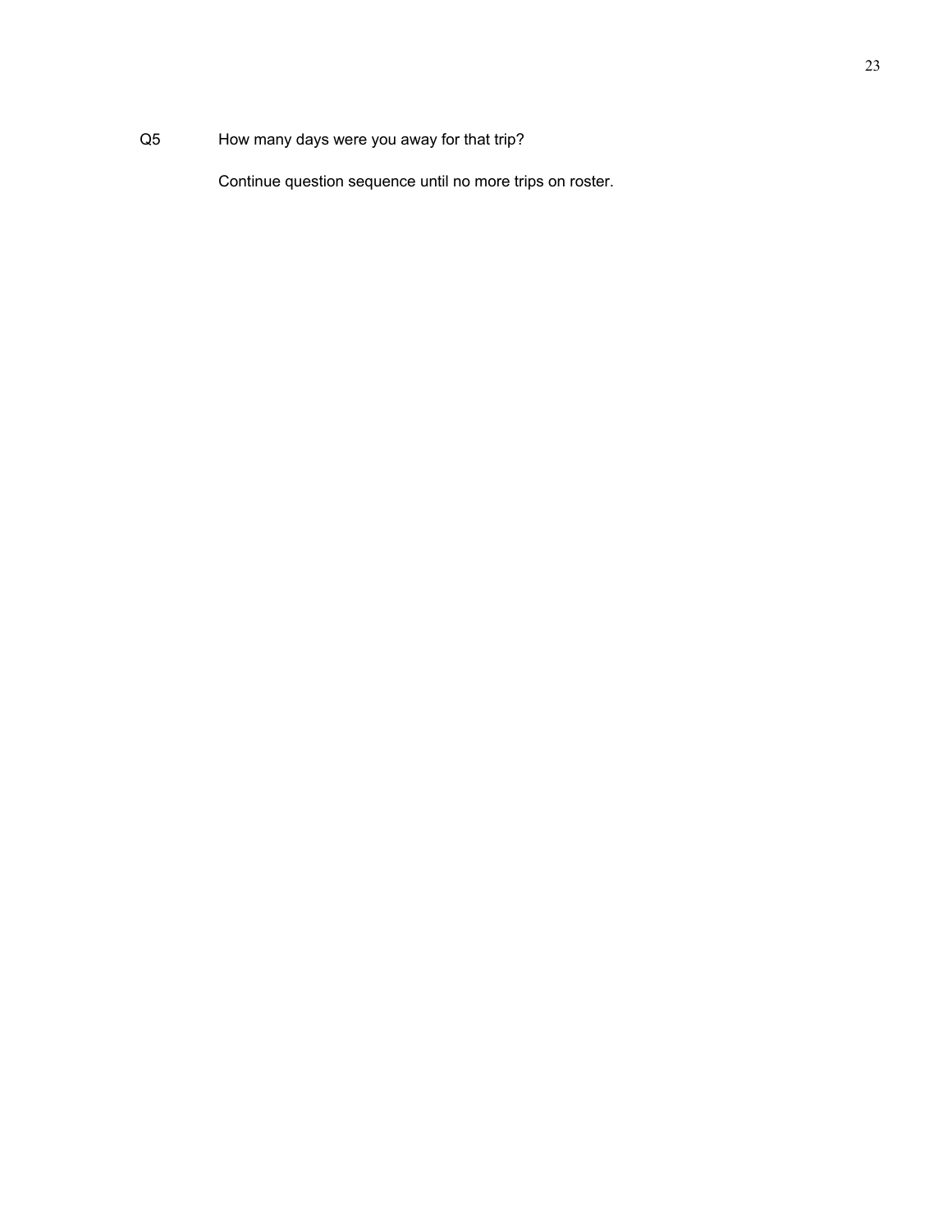Q5 How many days were you away for that trip?

Continue question sequence until no more trips on roster.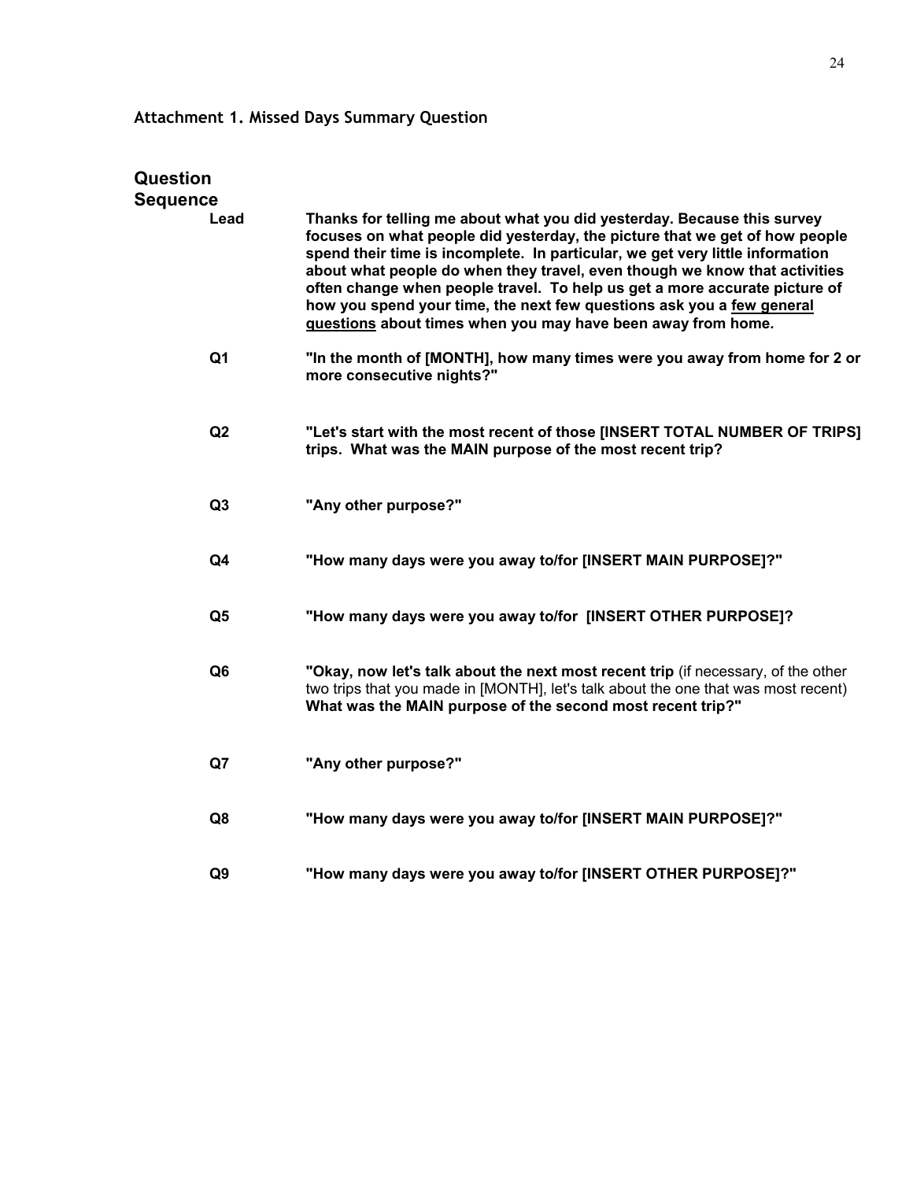**Attachment 1. Missed Days Summary Question**

## Question Sequence

| | |
|---|---|
| **Lead** | **Thanks for telling me about what you did yesterday. Because this survey focuses on what people did yesterday, the picture that we get of how people spend their time is incomplete. In particular, we get very little information about what people do when they travel, even though we know that activities often change when people travel. To help us get a more accurate picture of how you spend your time, the next few questions ask you a <u>few general questions</u> about times when you may have been away from home.** |
| **Q1** | **"In the month of [MONTH], how many times were you away from home for 2 or more consecutive nights?"** |
| **Q2** | **"Let's start with the most recent of those [INSERT TOTAL NUMBER OF TRIPS] trips. What was the MAIN purpose of the most recent trip?** |
| **Q3** | **"Any other purpose?"** |
| **Q4** | **"How many days were you away to/for [INSERT MAIN PURPOSE]?"** |
| **Q5** | **"How many days were you away to/for [INSERT OTHER PURPOSE]?** |
| **Q6** | **"Okay, now let's talk about the next most recent trip** (if necessary, of the other two trips that you made in [MONTH], let's talk about the one that was most recent) **What was the MAIN purpose of the second most recent trip?"** |
| **Q7** | **"Any other purpose?"** |
| **Q8** | **"How many days were you away to/for [INSERT MAIN PURPOSE]?"** |
| **Q9** | **"How many days were you away to/for [INSERT OTHER PURPOSE]?"** |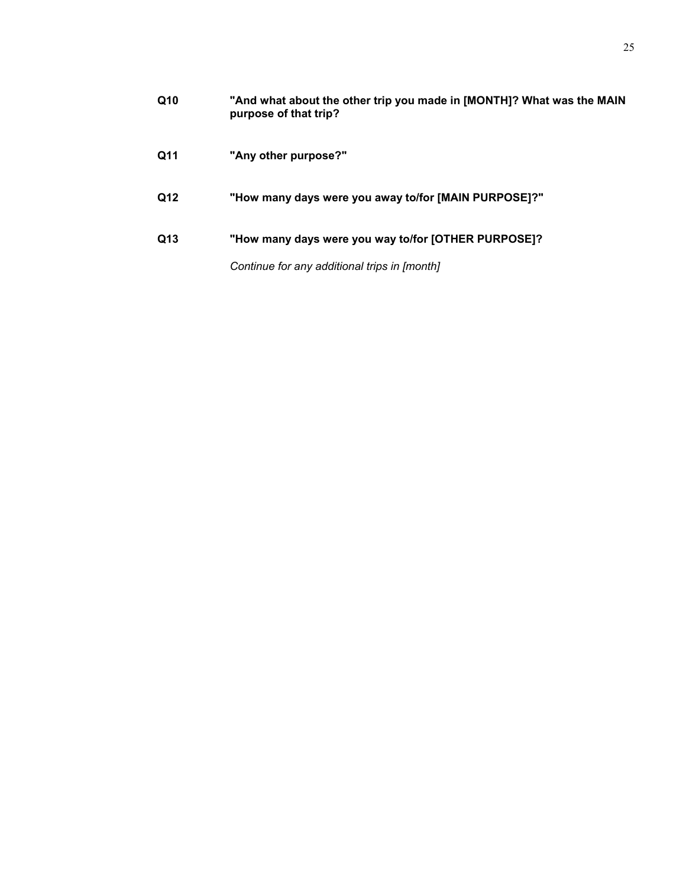**Q10** **"And what about the other trip you made in [MONTH]? What was the MAIN purpose of that trip?**

**Q11** **"Any other purpose?"**

**Q12** **"How many days were you away to/for [MAIN PURPOSE]?"**

**Q13** **"How many days were you way to/for [OTHER PURPOSE]?**

*Continue for any additional trips in [month]*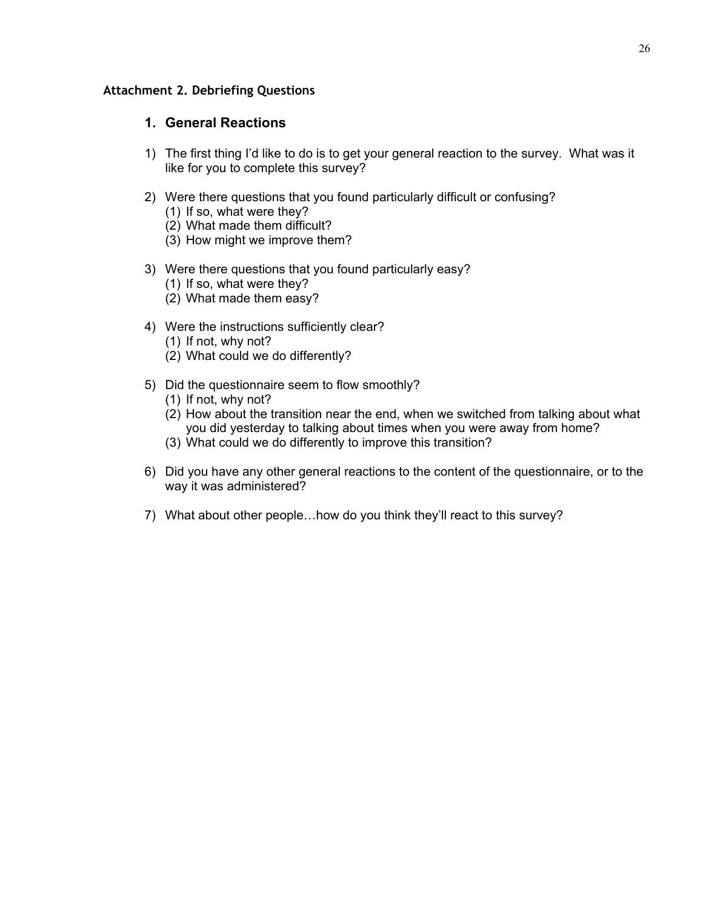**Attachment 2. Debriefing Questions**

## 1. General Reactions

1) The first thing I'd like to do is to get your general reaction to the survey. What was it like for you to complete this survey?

2) Were there questions that you found particularly difficult or confusing?
   (1) If so, what were they?
   (2) What made them difficult?
   (3) How might we improve them?

3) Were there questions that you found particularly easy?
   (1) If so, what were they?
   (2) What made them easy?

4) Were the instructions sufficiently clear?
   (1) If not, why not?
   (2) What could we do differently?

5) Did the questionnaire seem to flow smoothly?
   (1) If not, why not?
   (2) How about the transition near the end, when we switched from talking about what you did yesterday to talking about times when you were away from home?
   (3) What could we do differently to improve this transition?

6) Did you have any other general reactions to the content of the questionnaire, or to the way it was administered?

7) What about other people…how do you think they'll react to this survey?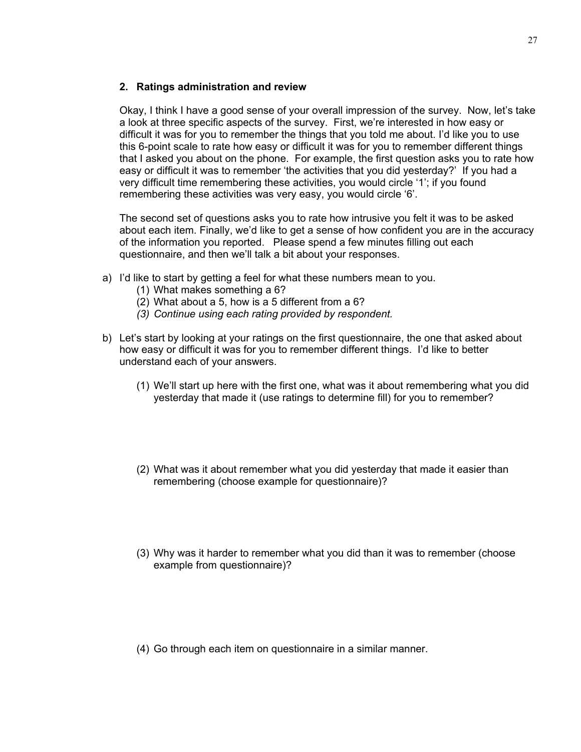## 2. Ratings administration and review

Okay, I think I have a good sense of your overall impression of the survey. Now, let's take a look at three specific aspects of the survey. First, we're interested in how easy or difficult it was for you to remember the things that you told me about. I'd like you to use this 6-point scale to rate how easy or difficult it was for you to remember different things that I asked you about on the phone. For example, the first question asks you to rate how easy or difficult it was to remember 'the activities that you did yesterday?' If you had a very difficult time remembering these activities, you would circle '1'; if you found remembering these activities was very easy, you would circle '6'.

The second set of questions asks you to rate how intrusive you felt it was to be asked about each item. Finally, we'd like to get a sense of how confident you are in the accuracy of the information you reported. Please spend a few minutes filling out each questionnaire, and then we'll talk a bit about your responses.

a) I'd like to start by getting a feel for what these numbers mean to you.
   (1) What makes something a 6?
   (2) What about a 5, how is a 5 different from a 6?
   *(3) Continue using each rating provided by respondent.*

b) Let's start by looking at your ratings on the first questionnaire, the one that asked about how easy or difficult it was for you to remember different things. I'd like to better understand each of your answers.

   (1) We'll start up here with the first one, what was it about remembering what you did yesterday that made it (use ratings to determine fill) for you to remember?

   (2) What was it about remember what you did yesterday that made it easier than remembering (choose example for questionnaire)?

   (3) Why was it harder to remember what you did than it was to remember (choose example from questionnaire)?

   (4) Go through each item on questionnaire in a similar manner.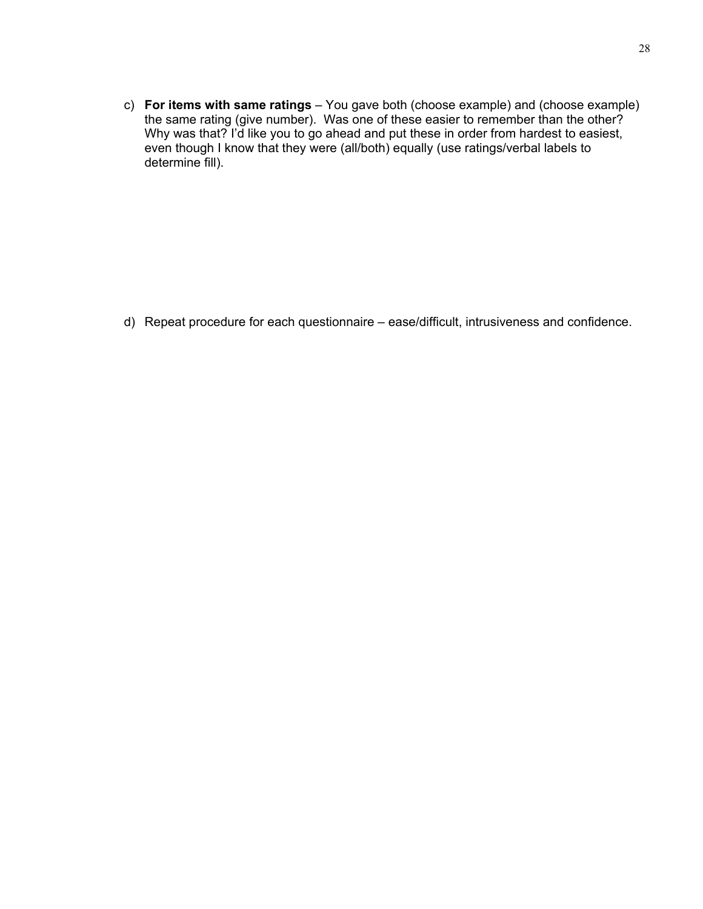c) **For items with same ratings** – You gave both (choose example) and (choose example) the same rating (give number). Was one of these easier to remember than the other? Why was that? I'd like you to go ahead and put these in order from hardest to easiest, even though I know that they were (all/both) equally (use ratings/verbal labels to determine fill).

d) Repeat procedure for each questionnaire – ease/difficult, intrusiveness and confidence.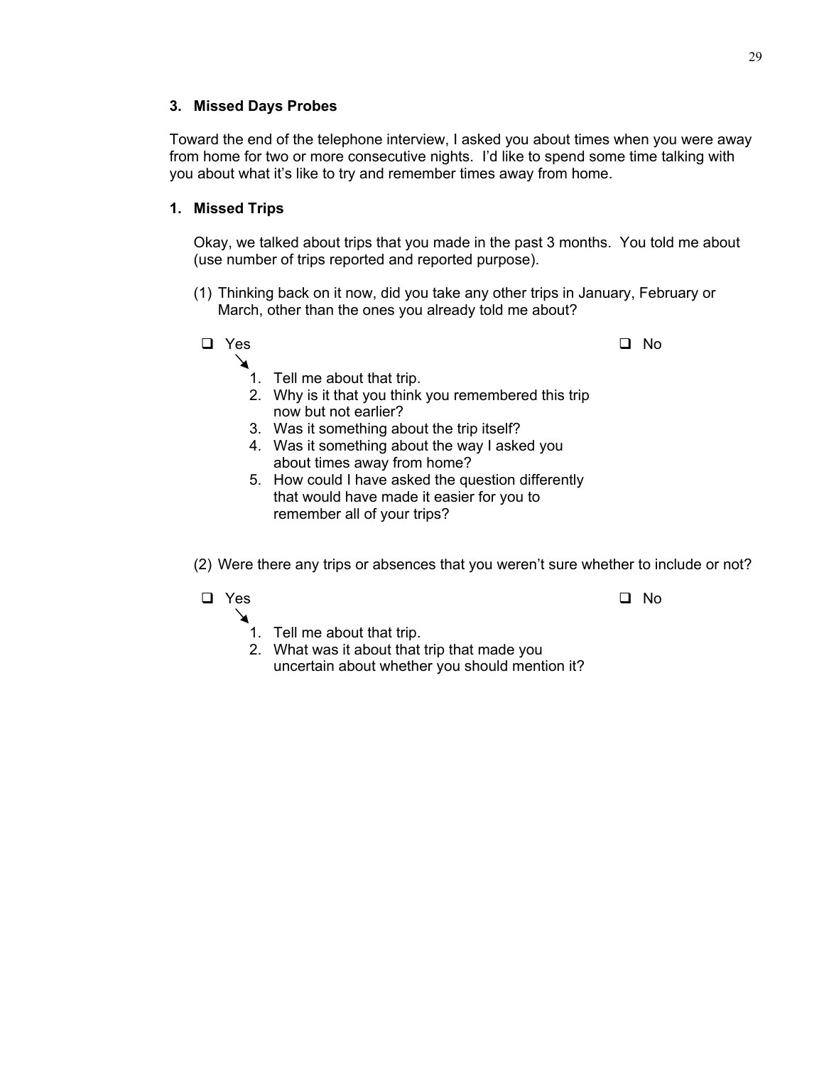### 3. Missed Days Probes

Toward the end of the telephone interview, I asked you about times when you were away from home for two or more consecutive nights. I'd like to spend some time talking with you about what it's like to try and remember times away from home.

### 1. Missed Trips

Okay, we talked about trips that you made in the past 3 months. You told me about (use number of trips reported and reported purpose).

(1) Thinking back on it now, did you take any other trips in January, February or March, other than the ones you already told me about?

- ☐ Yes
  1. Tell me about that trip.
  2. Why is it that you think you remembered this trip now but not earlier?
  3. Was it something about the trip itself?
  4. Was it something about the way I asked you about times away from home?
  5. How could I have asked the question differently that would have made it easier for you to remember all of your trips?
- ☐ No

(2) Were there any trips or absences that you weren't sure whether to include or not?

- ☐ Yes
  1. Tell me about that trip.
  2. What was it about that trip that made you uncertain about whether you should mention it?
- ☐ No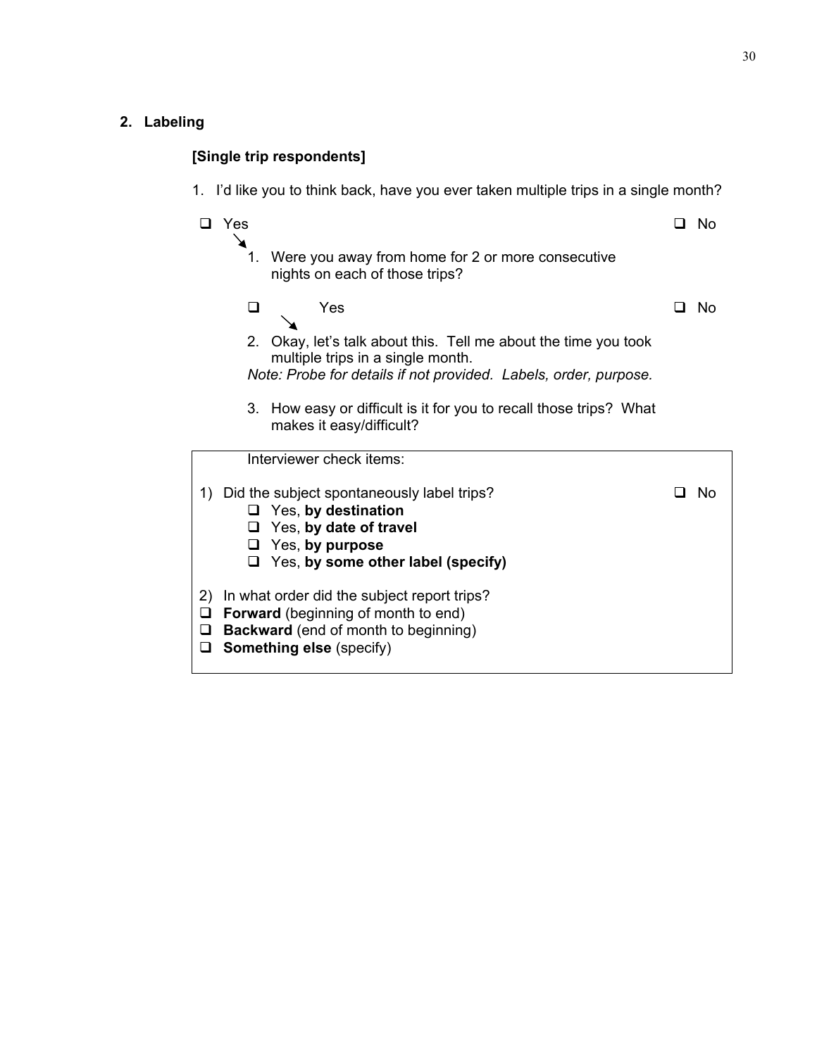## 2. Labeling

**[Single trip respondents]**

1. I'd like you to think back, have you ever taken multiple trips in a single month?

❑ Yes ↘ ❑ No

1. Were you away from home for 2 or more consecutive nights on each of those trips?

   ❑ Yes ↘ ❑ No

2. Okay, let's talk about this. Tell me about the time you took multiple trips in a single month.

   *Note: Probe for details if not provided. Labels, order, purpose.*

3. How easy or difficult is it for you to recall those trips? What makes it easy/difficult?

---

Interviewer check items:

1) Did the subject spontaneously label trips? ❑ No
   - ❑ Yes, **by destination**
   - ❑ Yes, **by date of travel**
   - ❑ Yes, **by purpose**
   - ❑ Yes, **by some other label (specify)**

2) In what order did the subject report trips?
- ❑ **Forward** (beginning of month to end)
- ❑ **Backward** (end of month to beginning)
- ❑ **Something else** (specify)

---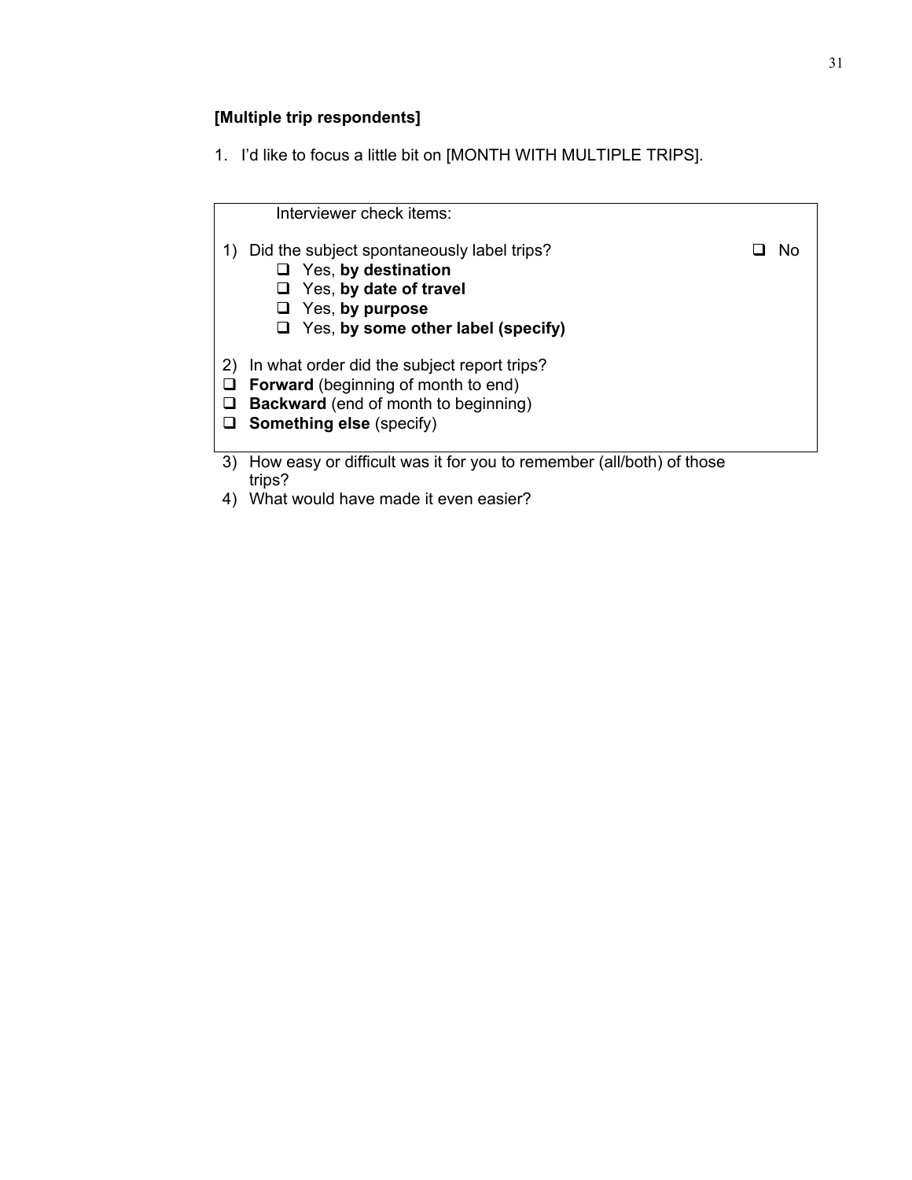**[Multiple trip respondents]**

1. I'd like to focus a little bit on [MONTH WITH MULTIPLE TRIPS].

> Interviewer check items:
>
> 1) Did the subject spontaneously label trips? ❑ No
>    - ❑ Yes, **by destination**
>    - ❑ Yes, **by date of travel**
>    - ❑ Yes, **by purpose**
>    - ❑ Yes, **by some other label (specify)**
>
> 2) In what order did the subject report trips?
>    - ❑ **Forward** (beginning of month to end)
>    - ❑ **Backward** (end of month to beginning)
>    - ❑ **Something else** (specify)

3) How easy or difficult was it for you to remember (all/both) of those trips?
4) What would have made it even easier?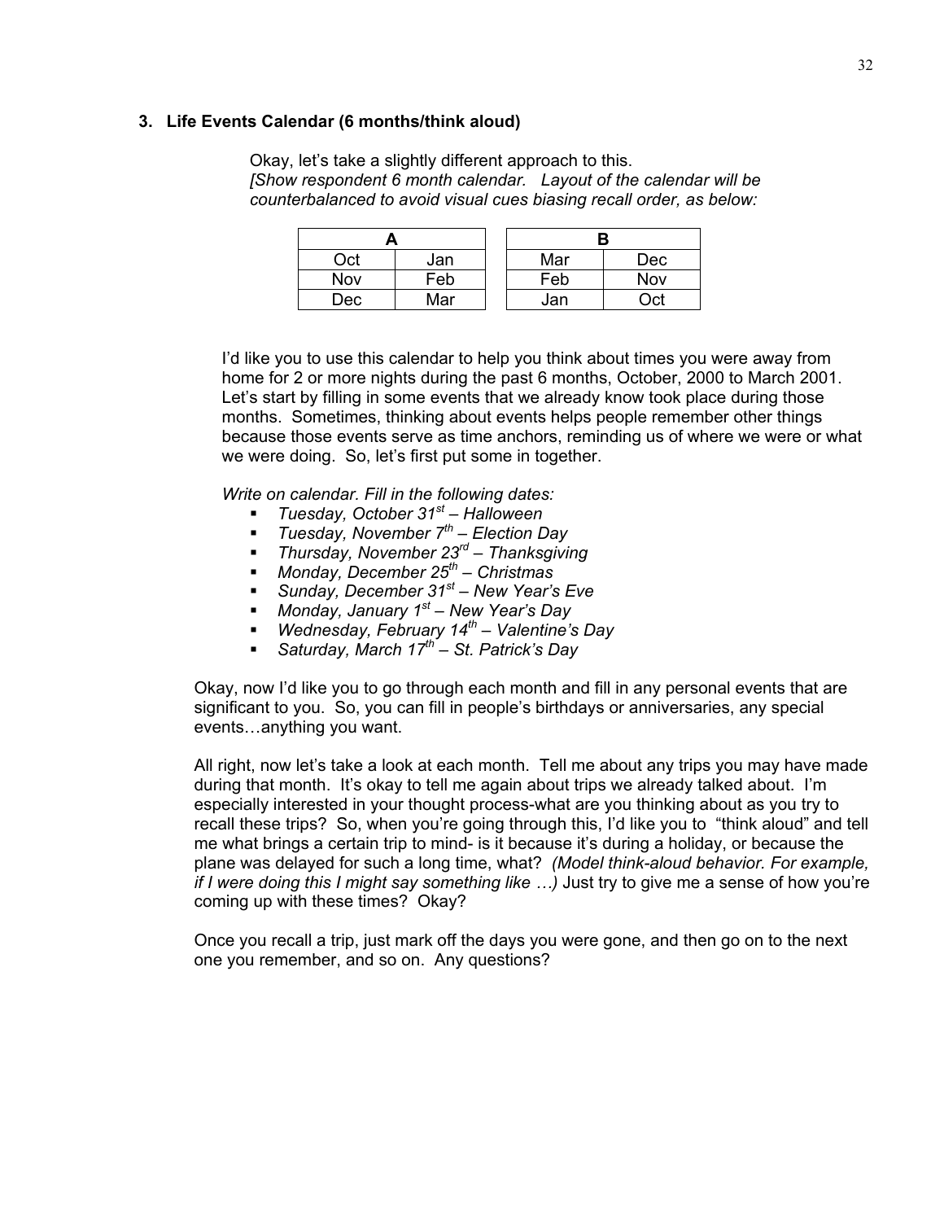### 3. Life Events Calendar (6 months/think aloud)

Okay, let's take a slightly different approach to this.
*[Show respondent 6 month calendar. Layout of the calendar will be counterbalanced to avoid visual cues biasing recall order, as below:*

| A | |
|---|---|
| Oct | Jan |
| Nov | Feb |
| Dec | Mar |

| B | |
|---|---|
| Mar | Dec |
| Feb | Nov |
| Jan | Oct |

I'd like you to use this calendar to help you think about times you were away from home for 2 or more nights during the past 6 months, October, 2000 to March 2001. Let's start by filling in some events that we already know took place during those months. Sometimes, thinking about events helps people remember other things because those events serve as time anchors, reminding us of where we were or what we were doing. So, let's first put some in together.

*Write on calendar. Fill in the following dates:*

- *Tuesday, October 31st – Halloween*
- *Tuesday, November 7th – Election Day*
- *Thursday, November 23rd – Thanksgiving*
- *Monday, December 25th – Christmas*
- *Sunday, December 31st – New Year's Eve*
- *Monday, January 1st – New Year's Day*
- *Wednesday, February 14th – Valentine's Day*
- *Saturday, March 17th – St. Patrick's Day*

Okay, now I'd like you to go through each month and fill in any personal events that are significant to you. So, you can fill in people's birthdays or anniversaries, any special events…anything you want.

All right, now let's take a look at each month. Tell me about any trips you may have made during that month. It's okay to tell me again about trips we already talked about. I'm especially interested in your thought process-what are you thinking about as you try to recall these trips? So, when you're going through this, I'd like you to "think aloud" and tell me what brings a certain trip to mind- is it because it's during a holiday, or because the plane was delayed for such a long time, what? *(Model think-aloud behavior. For example, if I were doing this I might say something like …)* Just try to give me a sense of how you're coming up with these times? Okay?

Once you recall a trip, just mark off the days you were gone, and then go on to the next one you remember, and so on. Any questions?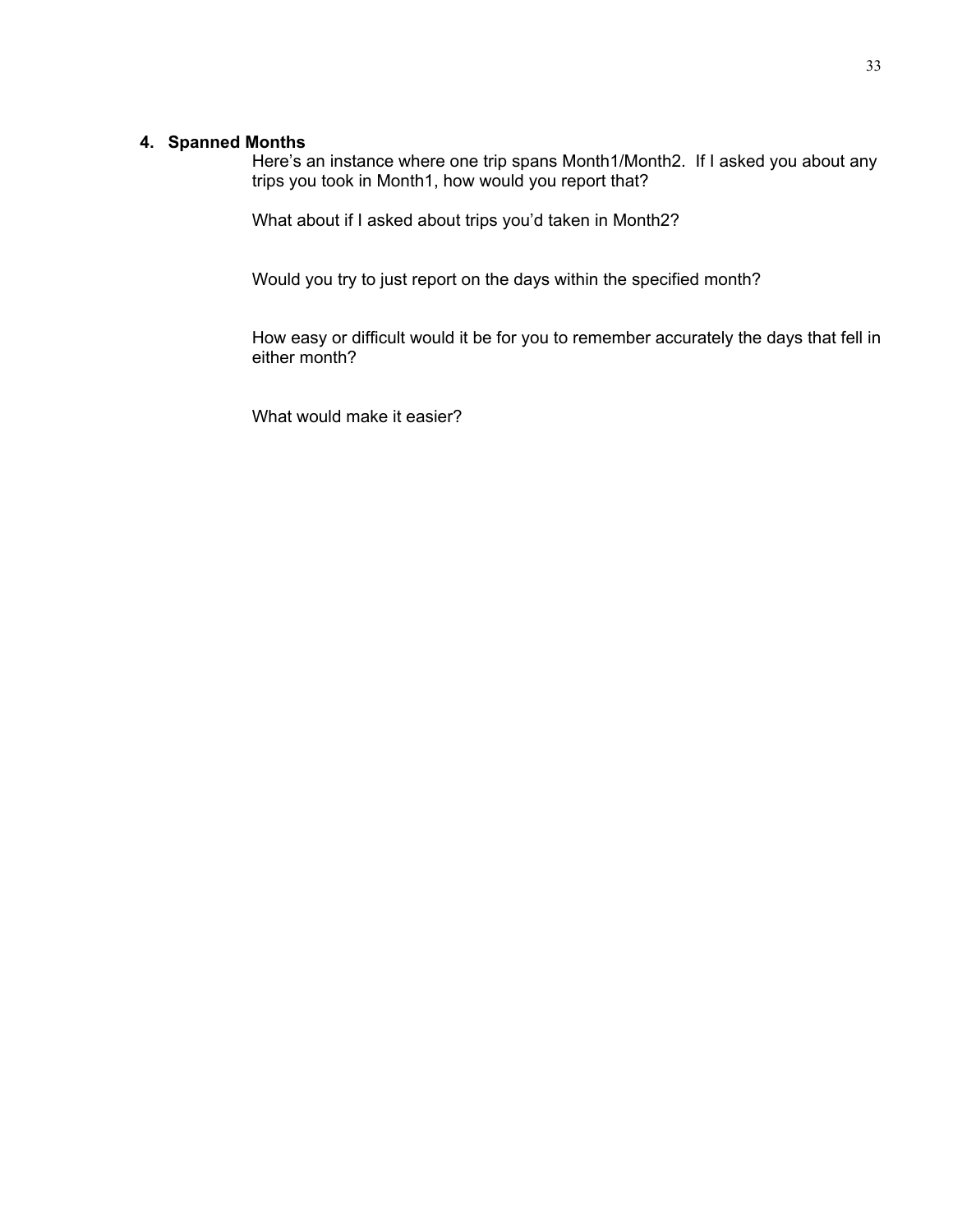**4. Spanned Months**

Here's an instance where one trip spans Month1/Month2. If I asked you about any trips you took in Month1, how would you report that?

What about if I asked about trips you'd taken in Month2?

Would you try to just report on the days within the specified month?

How easy or difficult would it be for you to remember accurately the days that fell in either month?

What would make it easier?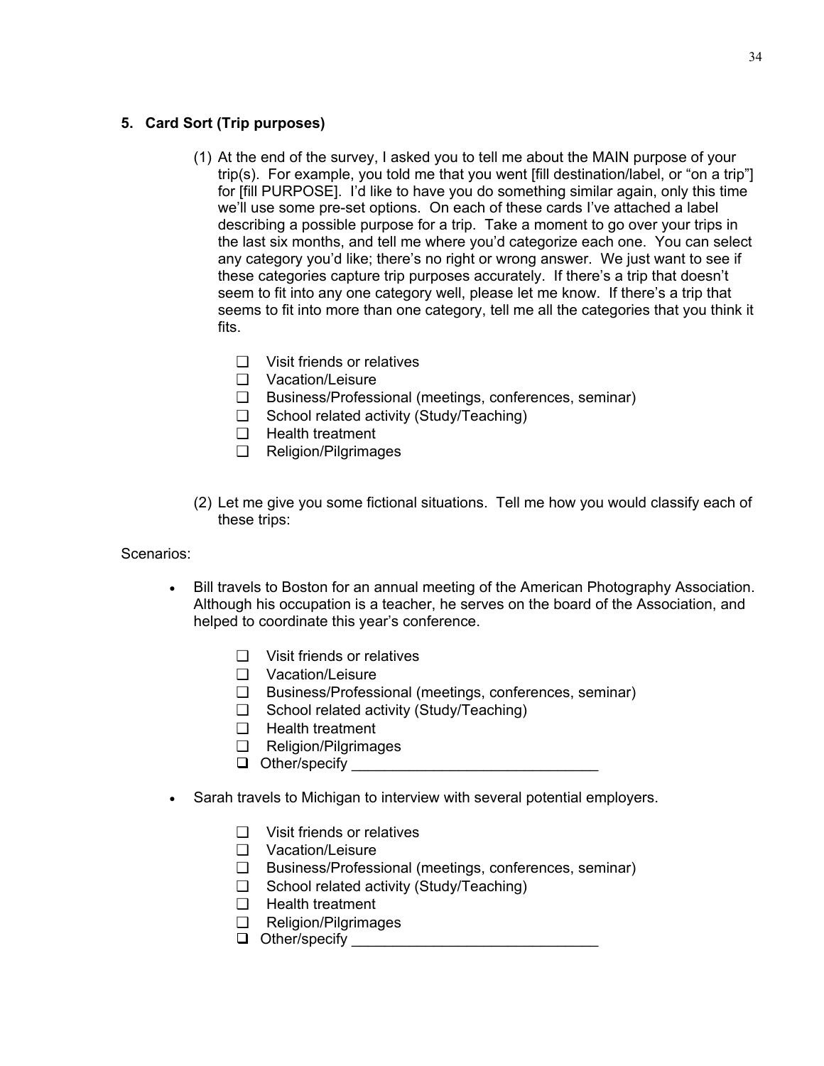### 5. Card Sort (Trip purposes)

(1) At the end of the survey, I asked you to tell me about the MAIN purpose of your trip(s). For example, you told me that you went [fill destination/label, or "on a trip"] for [fill PURPOSE]. I'd like to have you do something similar again, only this time we'll use some pre-set options. On each of these cards I've attached a label describing a possible purpose for a trip. Take a moment to go over your trips in the last six months, and tell me where you'd categorize each one. You can select any category you'd like; there's no right or wrong answer. We just want to see if these categories capture trip purposes accurately. If there's a trip that doesn't seem to fit into any one category well, please let me know. If there's a trip that seems to fit into more than one category, tell me all the categories that you think it fits.

- ❑ Visit friends or relatives
- ❑ Vacation/Leisure
- ❑ Business/Professional (meetings, conferences, seminar)
- ❑ School related activity (Study/Teaching)
- ❑ Health treatment
- ❑ Religion/Pilgrimages

(2) Let me give you some fictional situations. Tell me how you would classify each of these trips:

Scenarios:

- Bill travels to Boston for an annual meeting of the American Photography Association. Although his occupation is a teacher, he serves on the board of the Association, and helped to coordinate this year's conference.

  - ❑ Visit friends or relatives
  - ❑ Vacation/Leisure
  - ❑ Business/Professional (meetings, conferences, seminar)
  - ❑ School related activity (Study/Teaching)
  - ❑ Health treatment
  - ❑ Religion/Pilgrimages
  - ❑ Other/specify ______________________________

- Sarah travels to Michigan to interview with several potential employers.

  - ❑ Visit friends or relatives
  - ❑ Vacation/Leisure
  - ❑ Business/Professional (meetings, conferences, seminar)
  - ❑ School related activity (Study/Teaching)
  - ❑ Health treatment
  - ❑ Religion/Pilgrimages
  - ❑ Other/specify ______________________________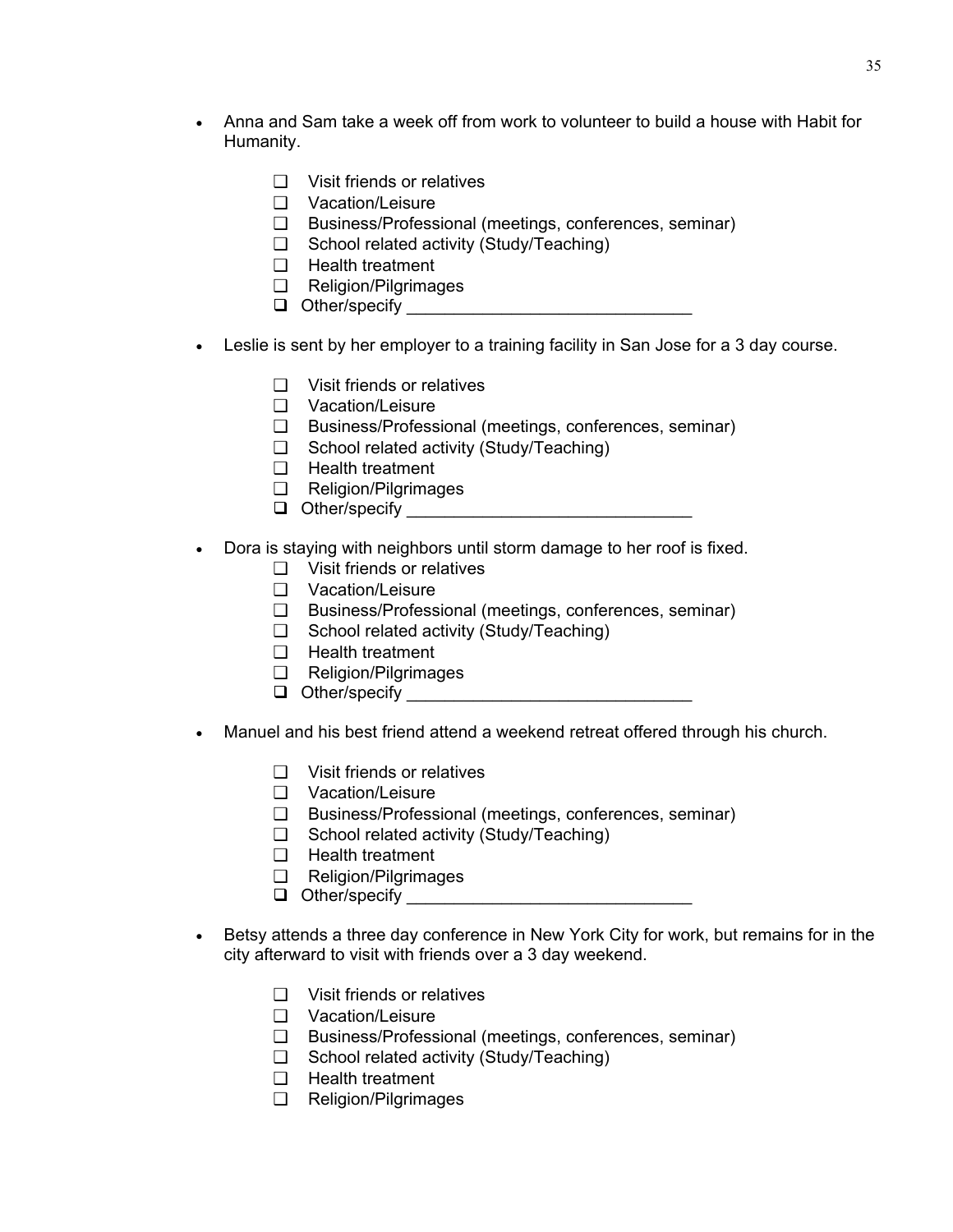- Anna and Sam take a week off from work to volunteer to build a house with Habit for Humanity.

  - ❑ Visit friends or relatives
  - ❑ Vacation/Leisure
  - ❑ Business/Professional (meetings, conferences, seminar)
  - ❑ School related activity (Study/Teaching)
  - ❑ Health treatment
  - ❑ Religion/Pilgrimages
  - ❑ Other/specify ______________________________

- Leslie is sent by her employer to a training facility in San Jose for a 3 day course.

  - ❑ Visit friends or relatives
  - ❑ Vacation/Leisure
  - ❑ Business/Professional (meetings, conferences, seminar)
  - ❑ School related activity (Study/Teaching)
  - ❑ Health treatment
  - ❑ Religion/Pilgrimages
  - ❑ Other/specify ______________________________

- Dora is staying with neighbors until storm damage to her roof is fixed.
  - ❑ Visit friends or relatives
  - ❑ Vacation/Leisure
  - ❑ Business/Professional (meetings, conferences, seminar)
  - ❑ School related activity (Study/Teaching)
  - ❑ Health treatment
  - ❑ Religion/Pilgrimages
  - ❑ Other/specify ______________________________

- Manuel and his best friend attend a weekend retreat offered through his church.

  - ❑ Visit friends or relatives
  - ❑ Vacation/Leisure
  - ❑ Business/Professional (meetings, conferences, seminar)
  - ❑ School related activity (Study/Teaching)
  - ❑ Health treatment
  - ❑ Religion/Pilgrimages
  - ❑ Other/specify ______________________________

- Betsy attends a three day conference in New York City for work, but remains for in the city afterward to visit with friends over a 3 day weekend.

  - ❑ Visit friends or relatives
  - ❑ Vacation/Leisure
  - ❑ Business/Professional (meetings, conferences, seminar)
  - ❑ School related activity (Study/Teaching)
  - ❑ Health treatment
  - ❑ Religion/Pilgrimages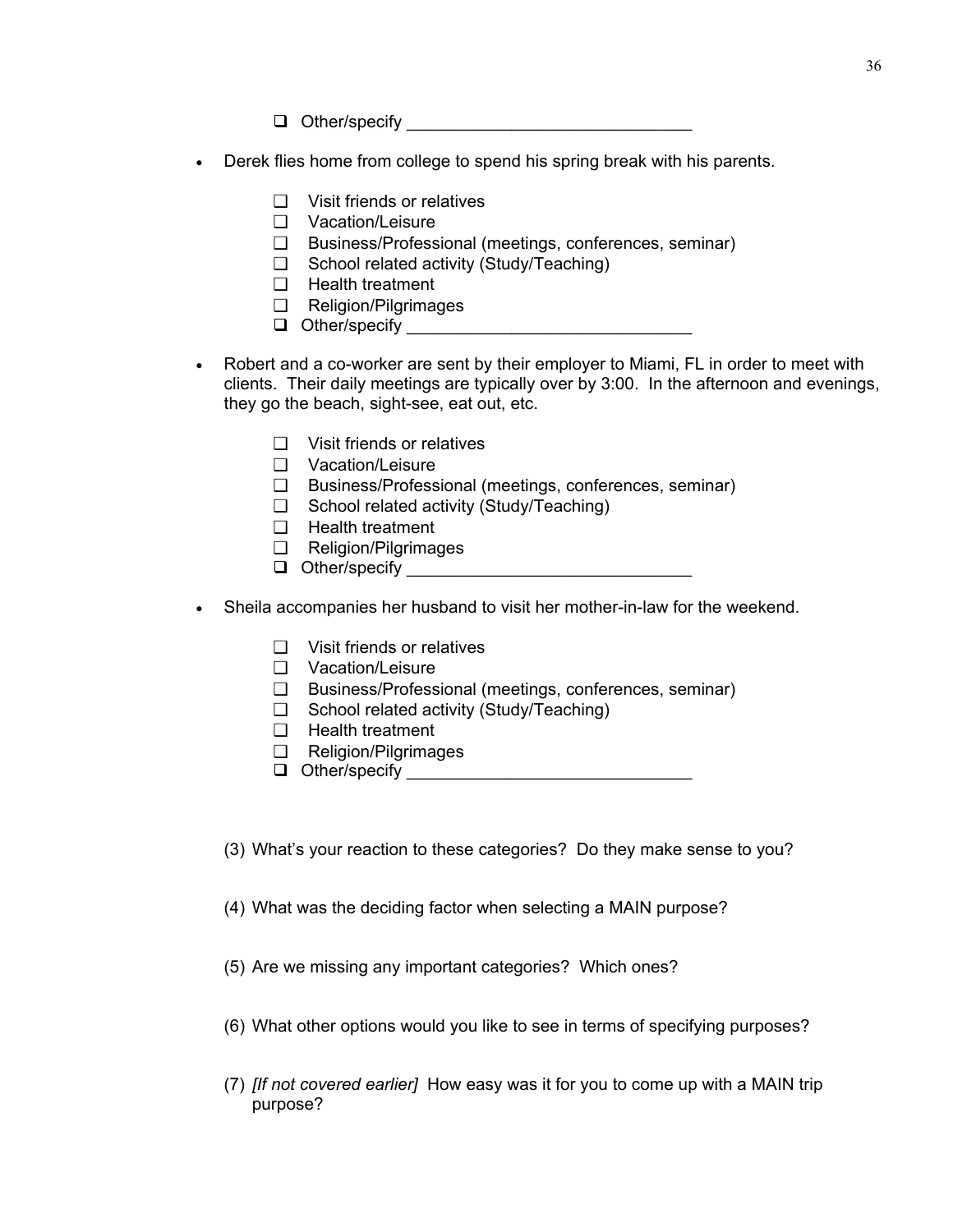- ❑ Other/specify ______________________________

- Derek flies home from college to spend his spring break with his parents.

  - ❑ Visit friends or relatives
  - ❑ Vacation/Leisure
  - ❑ Business/Professional (meetings, conferences, seminar)
  - ❑ School related activity (Study/Teaching)
  - ❑ Health treatment
  - ❑ Religion/Pilgrimages
  - ❑ Other/specify ______________________________

- Robert and a co-worker are sent by their employer to Miami, FL in order to meet with clients. Their daily meetings are typically over by 3:00. In the afternoon and evenings, they go the beach, sight-see, eat out, etc.

  - ❑ Visit friends or relatives
  - ❑ Vacation/Leisure
  - ❑ Business/Professional (meetings, conferences, seminar)
  - ❑ School related activity (Study/Teaching)
  - ❑ Health treatment
  - ❑ Religion/Pilgrimages
  - ❑ Other/specify ______________________________

- Sheila accompanies her husband to visit her mother-in-law for the weekend.

  - ❑ Visit friends or relatives
  - ❑ Vacation/Leisure
  - ❑ Business/Professional (meetings, conferences, seminar)
  - ❑ School related activity (Study/Teaching)
  - ❑ Health treatment
  - ❑ Religion/Pilgrimages
  - ❑ Other/specify ______________________________

(3) What's your reaction to these categories? Do they make sense to you?

(4) What was the deciding factor when selecting a MAIN purpose?

(5) Are we missing any important categories? Which ones?

(6) What other options would you like to see in terms of specifying purposes?

(7) *[If not covered earlier]* How easy was it for you to come up with a MAIN trip purpose?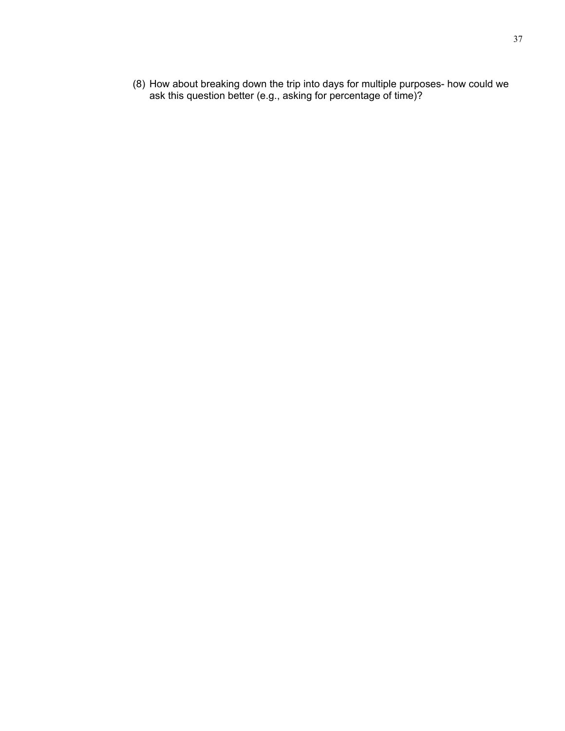(8) How about breaking down the trip into days for multiple purposes- how could we ask this question better (e.g., asking for percentage of time)?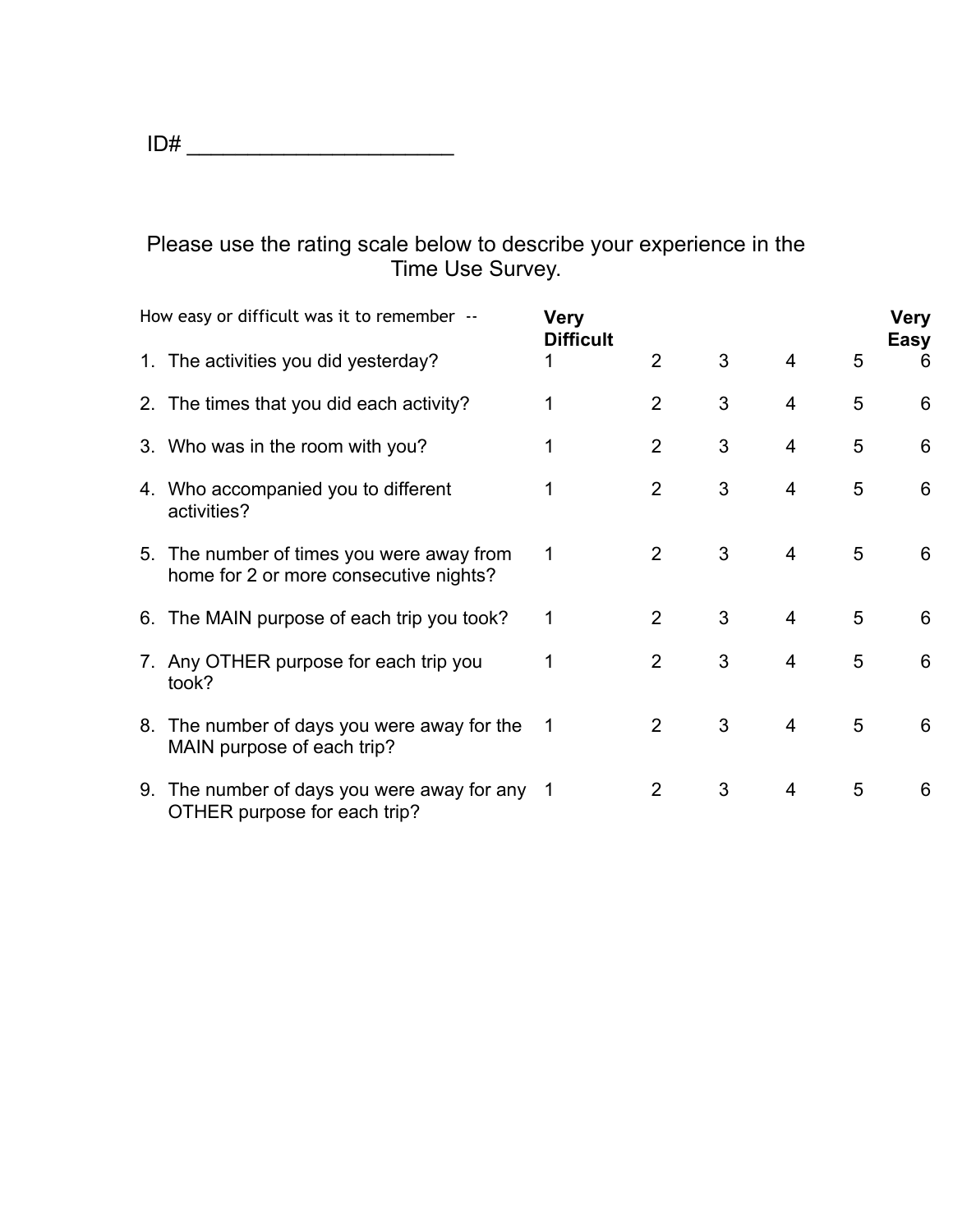ID# ______________________

Please use the rating scale below to describe your experience in the Time Use Survey.

| How easy or difficult was it to remember -- | **Very Difficult** | | | | | **Very Easy** |
|---|---|---|---|---|---|---|
| 1. The activities you did yesterday? | 1 | 2 | 3 | 4 | 5 | 6 |
| 2. The times that you did each activity? | 1 | 2 | 3 | 4 | 5 | 6 |
| 3. Who was in the room with you? | 1 | 2 | 3 | 4 | 5 | 6 |
| 4. Who accompanied you to different activities? | 1 | 2 | 3 | 4 | 5 | 6 |
| 5. The number of times you were away from home for 2 or more consecutive nights? | 1 | 2 | 3 | 4 | 5 | 6 |
| 6. The MAIN purpose of each trip you took? | 1 | 2 | 3 | 4 | 5 | 6 |
| 7. Any OTHER purpose for each trip you took? | 1 | 2 | 3 | 4 | 5 | 6 |
| 8. The number of days you were away for the MAIN purpose of each trip? | 1 | 2 | 3 | 4 | 5 | 6 |
| 9. The number of days you were away for any OTHER purpose for each trip? | 1 | 2 | 3 | 4 | 5 | 6 |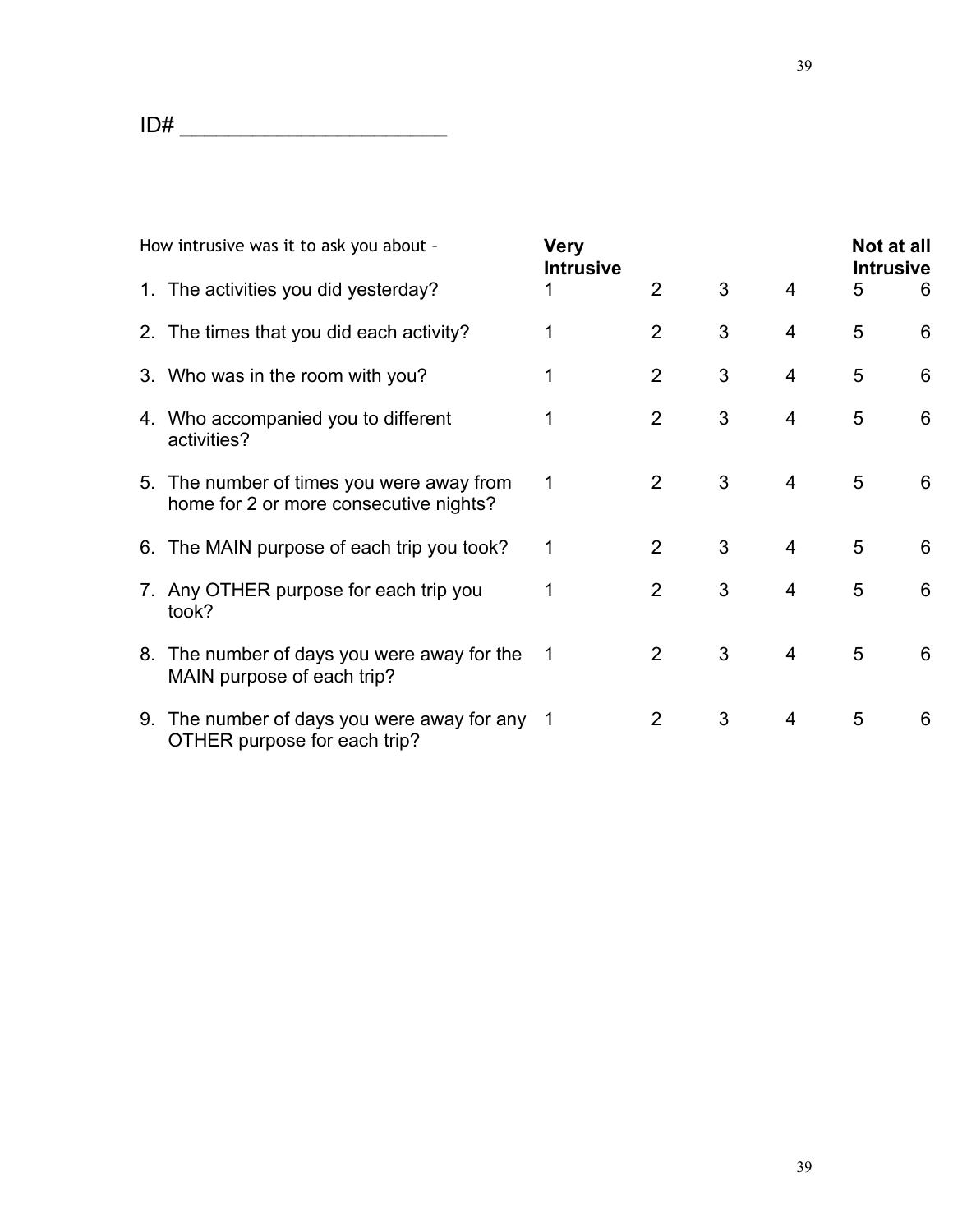ID# ______________________

| How intrusive was it to ask you about – | Very Intrusive | | | | | Not at all Intrusive |
|---|---|---|---|---|---|---|
| 1. The activities you did yesterday? | 1 | 2 | 3 | 4 | 5 | 6 |
| 2. The times that you did each activity? | 1 | 2 | 3 | 4 | 5 | 6 |
| 3. Who was in the room with you? | 1 | 2 | 3 | 4 | 5 | 6 |
| 4. Who accompanied you to different activities? | 1 | 2 | 3 | 4 | 5 | 6 |
| 5. The number of times you were away from home for 2 or more consecutive nights? | 1 | 2 | 3 | 4 | 5 | 6 |
| 6. The MAIN purpose of each trip you took? | 1 | 2 | 3 | 4 | 5 | 6 |
| 7. Any OTHER purpose for each trip you took? | 1 | 2 | 3 | 4 | 5 | 6 |
| 8. The number of days you were away for the MAIN purpose of each trip? | 1 | 2 | 3 | 4 | 5 | 6 |
| 9. The number of days you were away for any OTHER purpose for each trip? | 1 | 2 | 3 | 4 | 5 | 6 |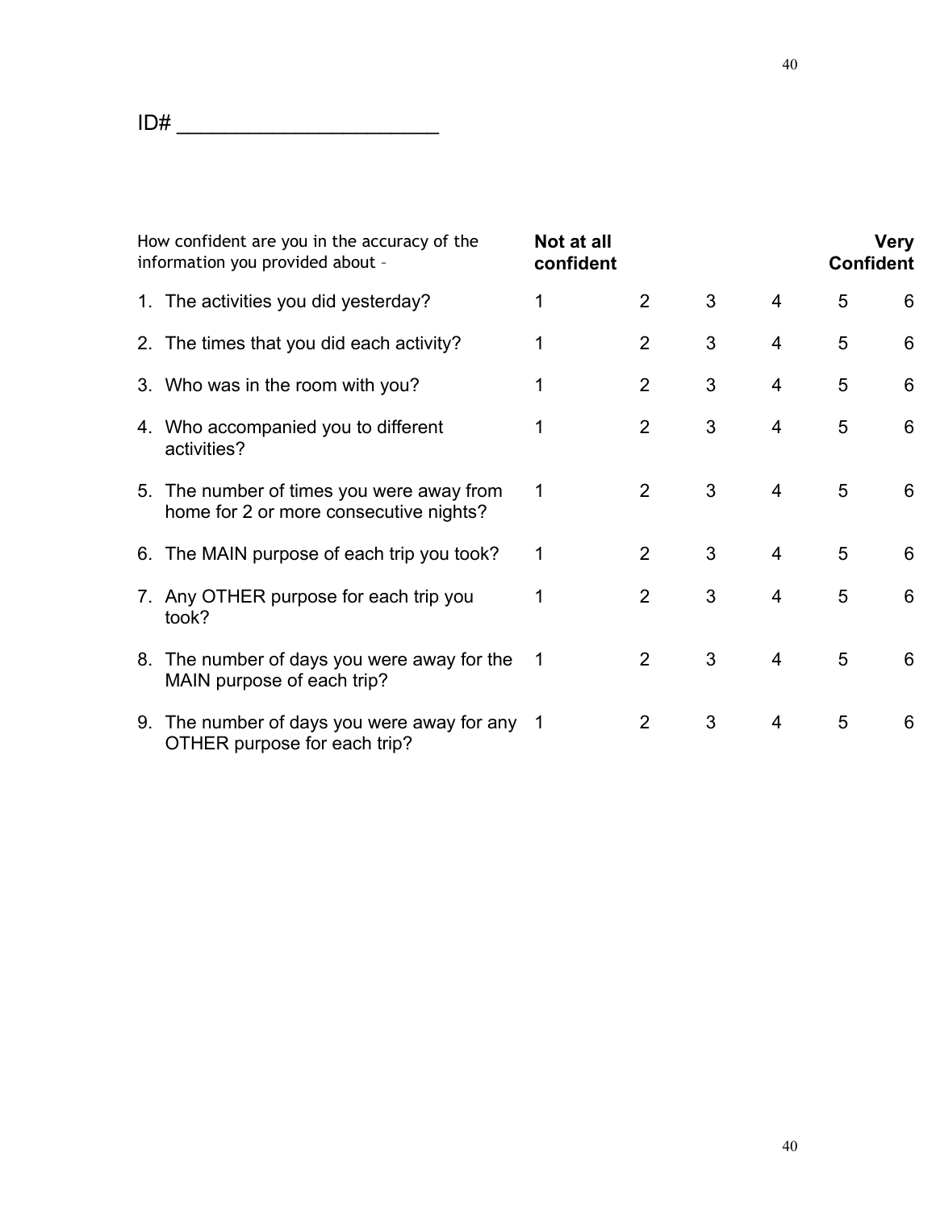ID# ______________________

| How confident are you in the accuracy of the information you provided about – | **Not at all confident** | | | | | **Very Confident** |
|---|---|---|---|---|---|---|
| 1. The activities you did yesterday? | 1 | 2 | 3 | 4 | 5 | 6 |
| 2. The times that you did each activity? | 1 | 2 | 3 | 4 | 5 | 6 |
| 3. Who was in the room with you? | 1 | 2 | 3 | 4 | 5 | 6 |
| 4. Who accompanied you to different activities? | 1 | 2 | 3 | 4 | 5 | 6 |
| 5. The number of times you were away from home for 2 or more consecutive nights? | 1 | 2 | 3 | 4 | 5 | 6 |
| 6. The MAIN purpose of each trip you took? | 1 | 2 | 3 | 4 | 5 | 6 |
| 7. Any OTHER purpose for each trip you took? | 1 | 2 | 3 | 4 | 5 | 6 |
| 8. The number of days you were away for the MAIN purpose of each trip? | 1 | 2 | 3 | 4 | 5 | 6 |
| 9. The number of days you were away for any OTHER purpose for each trip? | 1 | 2 | 3 | 4 | 5 | 6 |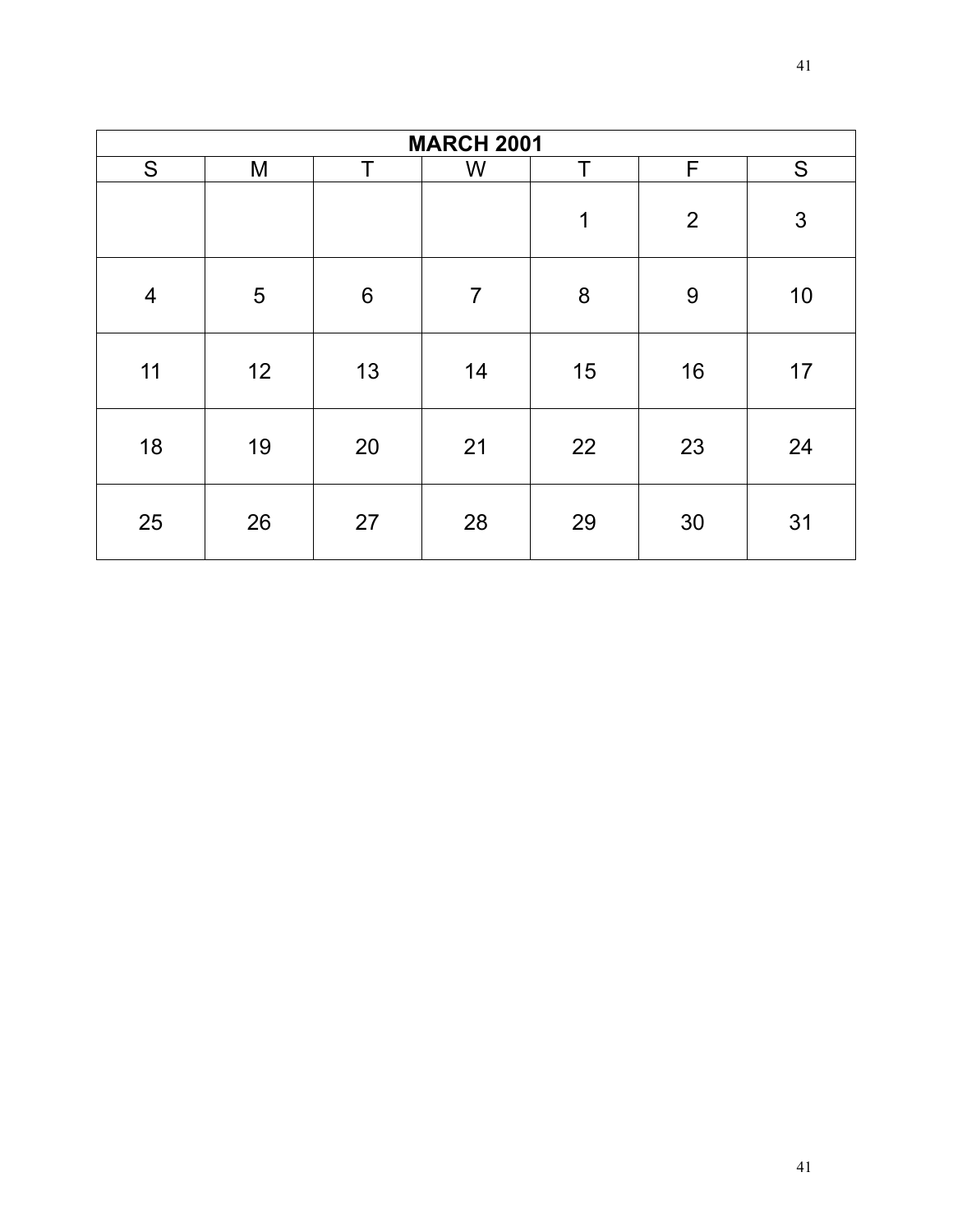| MARCH 2001 | | | | | | |
|---|---|---|---|---|---|---|
| S | M | T | W | T | F | S |
| | | | | 1 | 2 | 3 |
| 4 | 5 | 6 | 7 | 8 | 9 | 10 |
| 11 | 12 | 13 | 14 | 15 | 16 | 17 |
| 18 | 19 | 20 | 21 | 22 | 23 | 24 |
| 25 | 26 | 27 | 28 | 29 | 30 | 31 |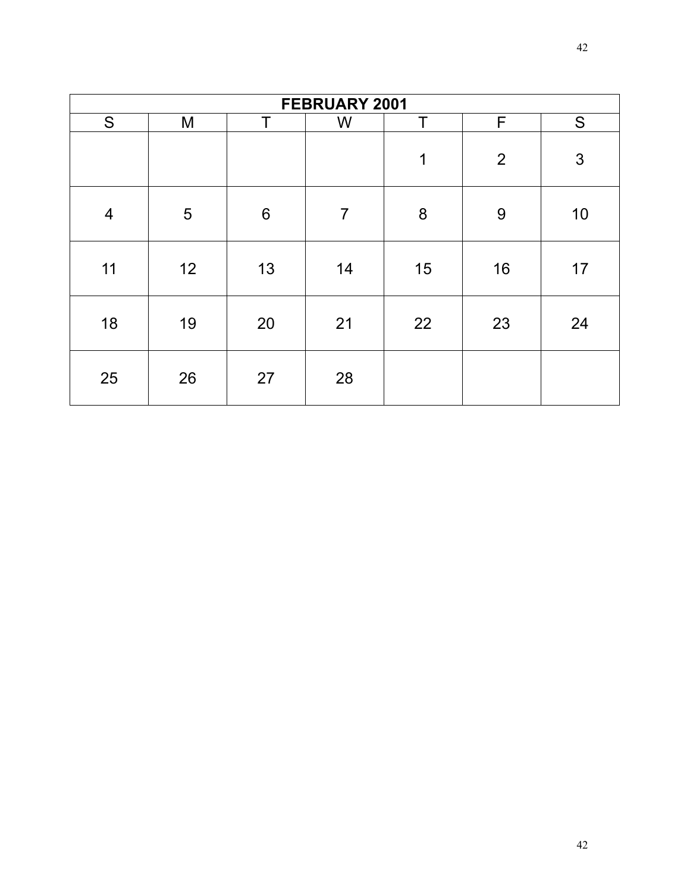| FEBRUARY 2001 | | | | | | |
|---|---|---|---|---|---|---|
| S | M | T | W | T | F | S |
| | | | | 1 | 2 | 3 |
| 4 | 5 | 6 | 7 | 8 | 9 | 10 |
| 11 | 12 | 13 | 14 | 15 | 16 | 17 |
| 18 | 19 | 20 | 21 | 22 | 23 | 24 |
| 25 | 26 | 27 | 28 | | | |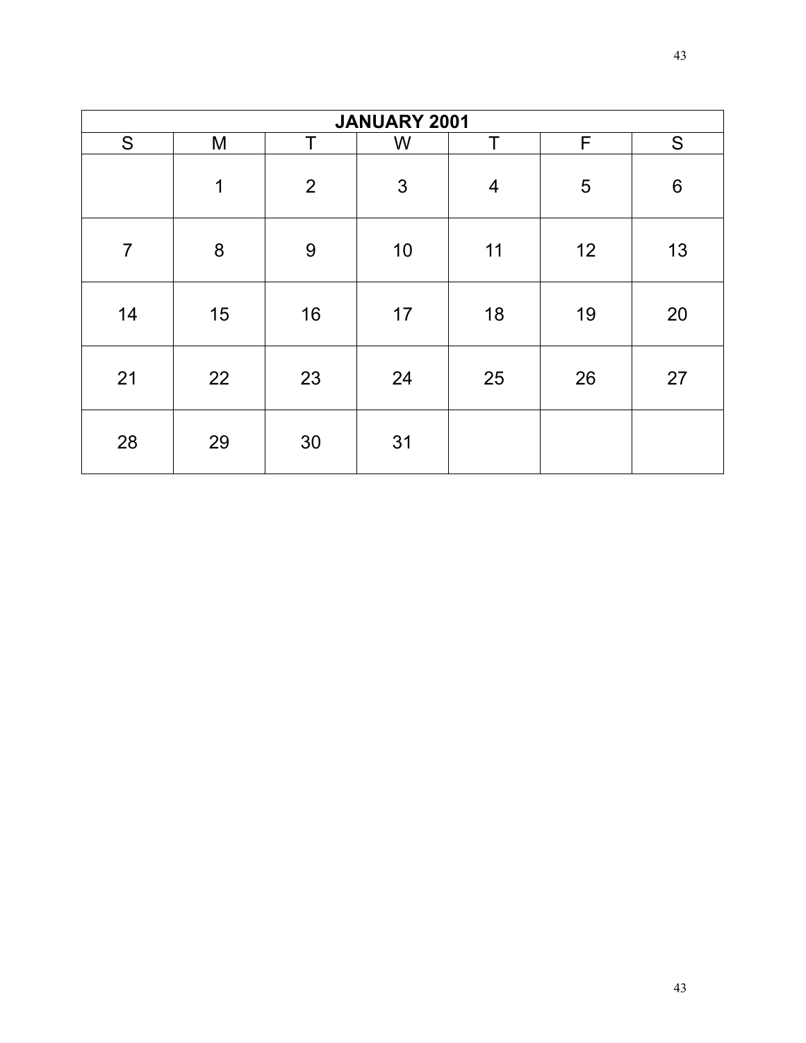| JANUARY 2001 | | | | | | |
|---|---|---|---|---|---|---|
| S | M | T | W | T | F | S |
| | 1 | 2 | 3 | 4 | 5 | 6 |
| 7 | 8 | 9 | 10 | 11 | 12 | 13 |
| 14 | 15 | 16 | 17 | 18 | 19 | 20 |
| 21 | 22 | 23 | 24 | 25 | 26 | 27 |
| 28 | 29 | 30 | 31 | | | |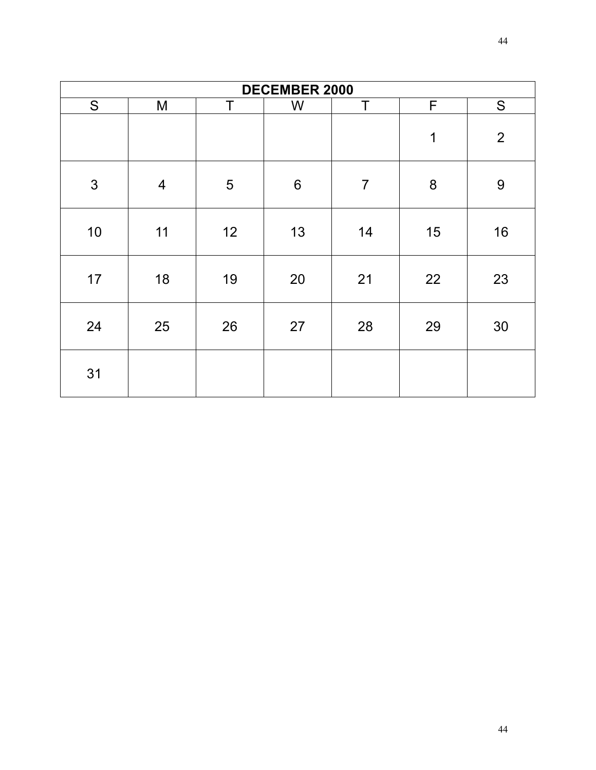| DECEMBER 2000 | | | | | | |
|---|---|---|---|---|---|---|
| S | M | T | W | T | F | S |
| | | | | | 1 | 2 |
| 3 | 4 | 5 | 6 | 7 | 8 | 9 |
| 10 | 11 | 12 | 13 | 14 | 15 | 16 |
| 17 | 18 | 19 | 20 | 21 | 22 | 23 |
| 24 | 25 | 26 | 27 | 28 | 29 | 30 |
| 31 | | | | | | |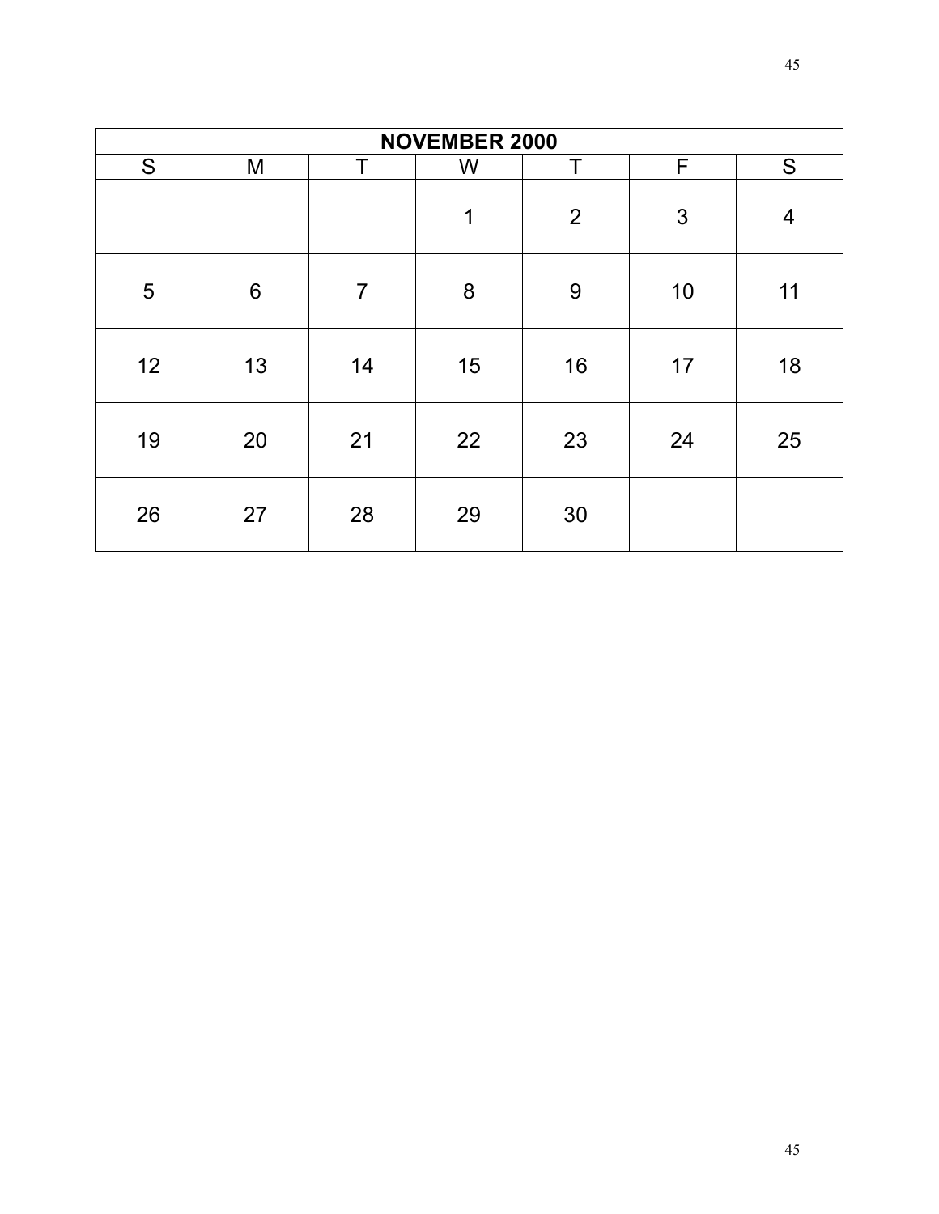| NOVEMBER 2000 | | | | | | |
|---|---|---|---|---|---|---|
| S | M | T | W | T | F | S |
| | | | 1 | 2 | 3 | 4 |
| 5 | 6 | 7 | 8 | 9 | 10 | 11 |
| 12 | 13 | 14 | 15 | 16 | 17 | 18 |
| 19 | 20 | 21 | 22 | 23 | 24 | 25 |
| 26 | 27 | 28 | 29 | 30 | | |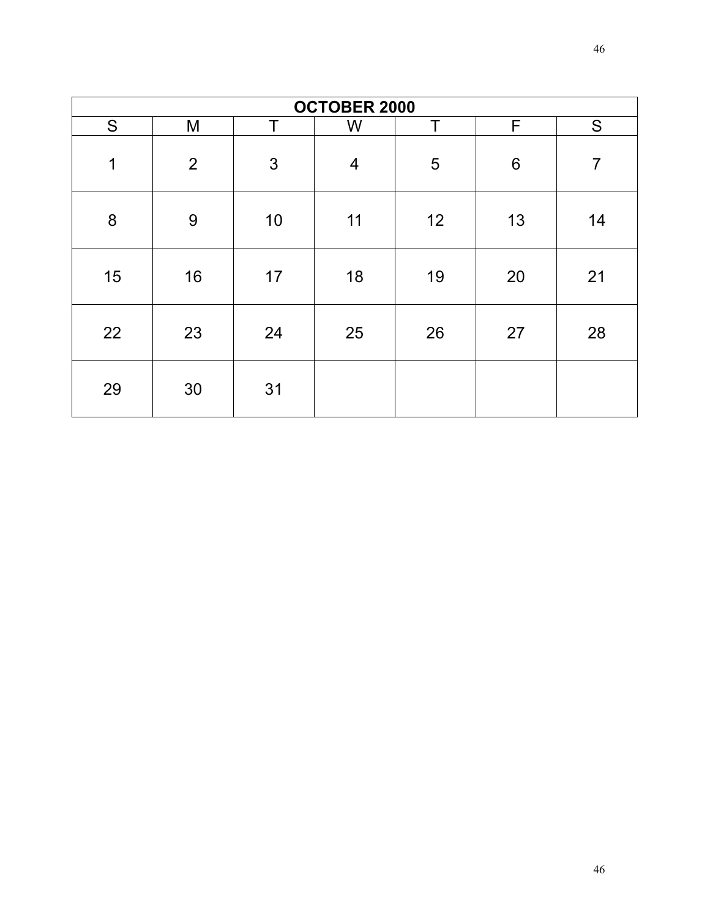| OCTOBER 2000 | | | | | | |
|---|---|---|---|---|---|---|
| S | M | T | W | T | F | S |
| 1 | 2 | 3 | 4 | 5 | 6 | 7 |
| 8 | 9 | 10 | 11 | 12 | 13 | 14 |
| 15 | 16 | 17 | 18 | 19 | 20 | 21 |
| 22 | 23 | 24 | 25 | 26 | 27 | 28 |
| 29 | 30 | 31 | | | | |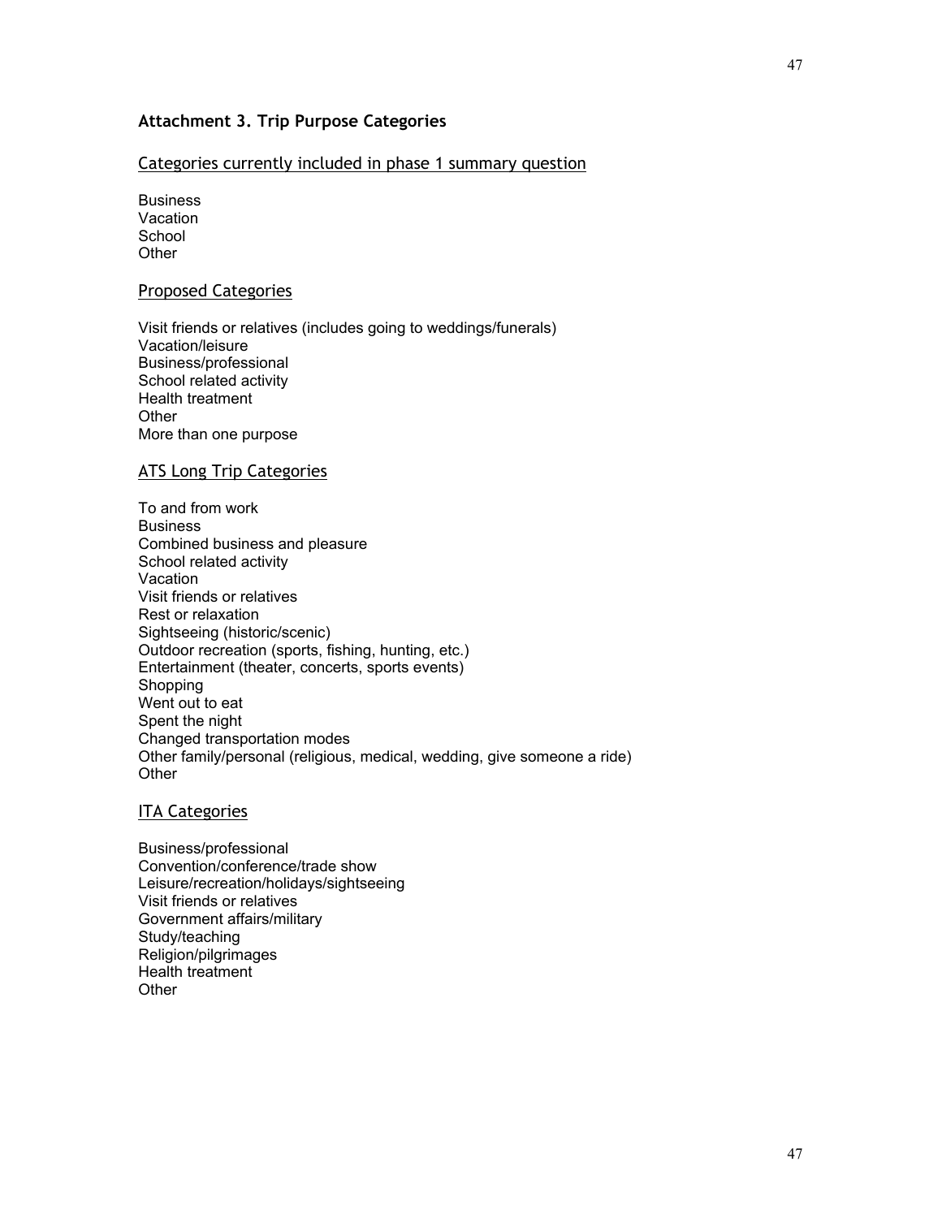## Attachment 3. Trip Purpose Categories

### Categories currently included in phase 1 summary question

Business
Vacation
School
Other

### Proposed Categories

Visit friends or relatives (includes going to weddings/funerals)
Vacation/leisure
Business/professional
School related activity
Health treatment
Other
More than one purpose

### ATS Long Trip Categories

To and from work
Business
Combined business and pleasure
School related activity
Vacation
Visit friends or relatives
Rest or relaxation
Sightseeing (historic/scenic)
Outdoor recreation (sports, fishing, hunting, etc.)
Entertainment (theater, concerts, sports events)
Shopping
Went out to eat
Spent the night
Changed transportation modes
Other family/personal (religious, medical, wedding, give someone a ride)
Other

### ITA Categories

Business/professional
Convention/conference/trade show
Leisure/recreation/holidays/sightseeing
Visit friends or relatives
Government affairs/military
Study/teaching
Religion/pilgrimages
Health treatment
Other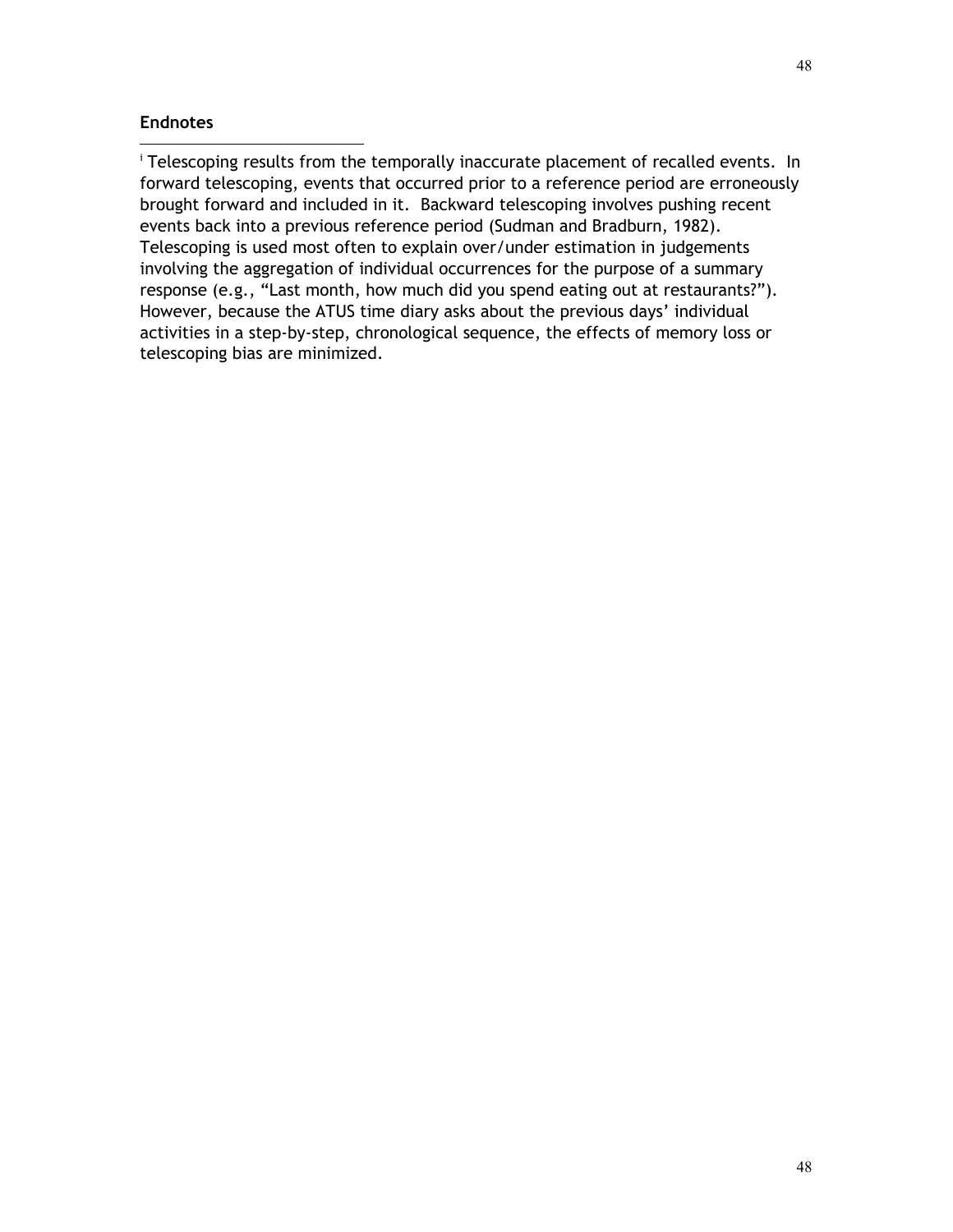**Endnotes**

[i] Telescoping results from the temporally inaccurate placement of recalled events. In forward telescoping, events that occurred prior to a reference period are erroneously brought forward and included in it. Backward telescoping involves pushing recent events back into a previous reference period (Sudman and Bradburn, 1982). Telescoping is used most often to explain over/under estimation in judgements involving the aggregation of individual occurrences for the purpose of a summary response (e.g., "Last month, how much did you spend eating out at restaurants?"). However, because the ATUS time diary asks about the previous days' individual activities in a step-by-step, chronological sequence, the effects of memory loss or telescoping bias are minimized.